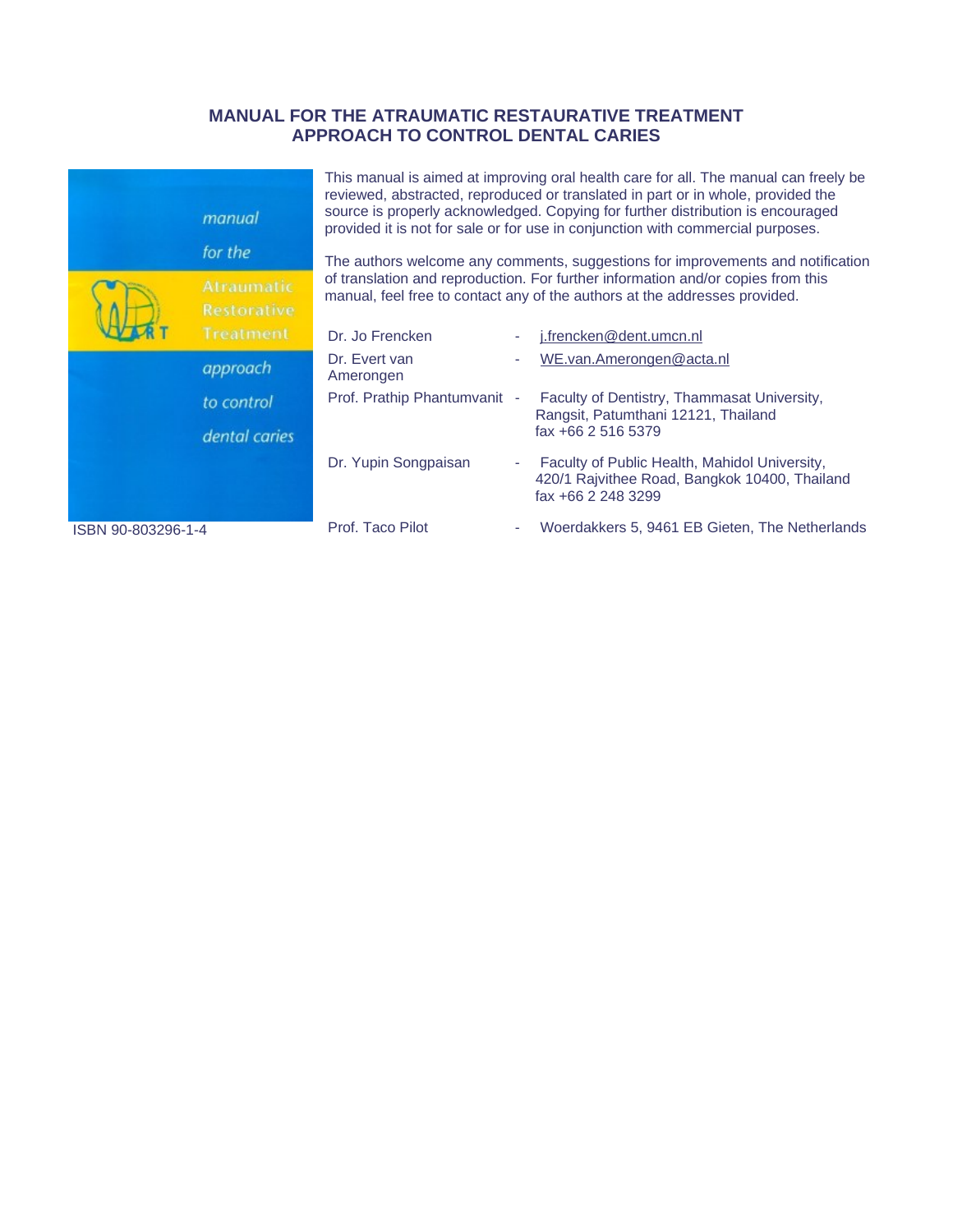# MANUAL FOR THE ATRAUMATIC RESTAURATIVE TREATMENT APPROACH TO CONTROL DENTAL CARIES

manual

for the

Atraumatic Restorative Treatment

approach

to control

dental caries

ISBN 90-803296-1-4

This manual is aimed at improving oral health care for all. The manual can freely be reviewed, abstracted, reproduced or translated in part or in whole, provided the source is properly acknowledged. Copying for further distribution is encouraged provided it is not for sale or for use in conjunction with commercial purposes.

The authors welcome any comments, suggestions for improvements and notification of translation and reproduction. For further information and/or copies from this manual, feel free to contact any of the authors at the addresses provided.

| | | |
|---|---|---|
| Dr. Jo Frencken | - | j.frencken@dent.umcn.nl |
| Dr. Evert van Amerongen | - | WE.van.Amerongen@acta.nl |
| Prof. Prathip Phantumvanit | - | Faculty of Dentistry, Thammasat University, Rangsit, Patumthani 12121, Thailand fax +66 2 516 5379 |
| Dr. Yupin Songpaisan | - | Faculty of Public Health, Mahidol University, 420/1 Rajvithee Road, Bangkok 10400, Thailand fax +66 2 248 3299 |
| Prof. Taco Pilot | - | Woerdakkers 5, 9461 EB Gieten, The Netherlands |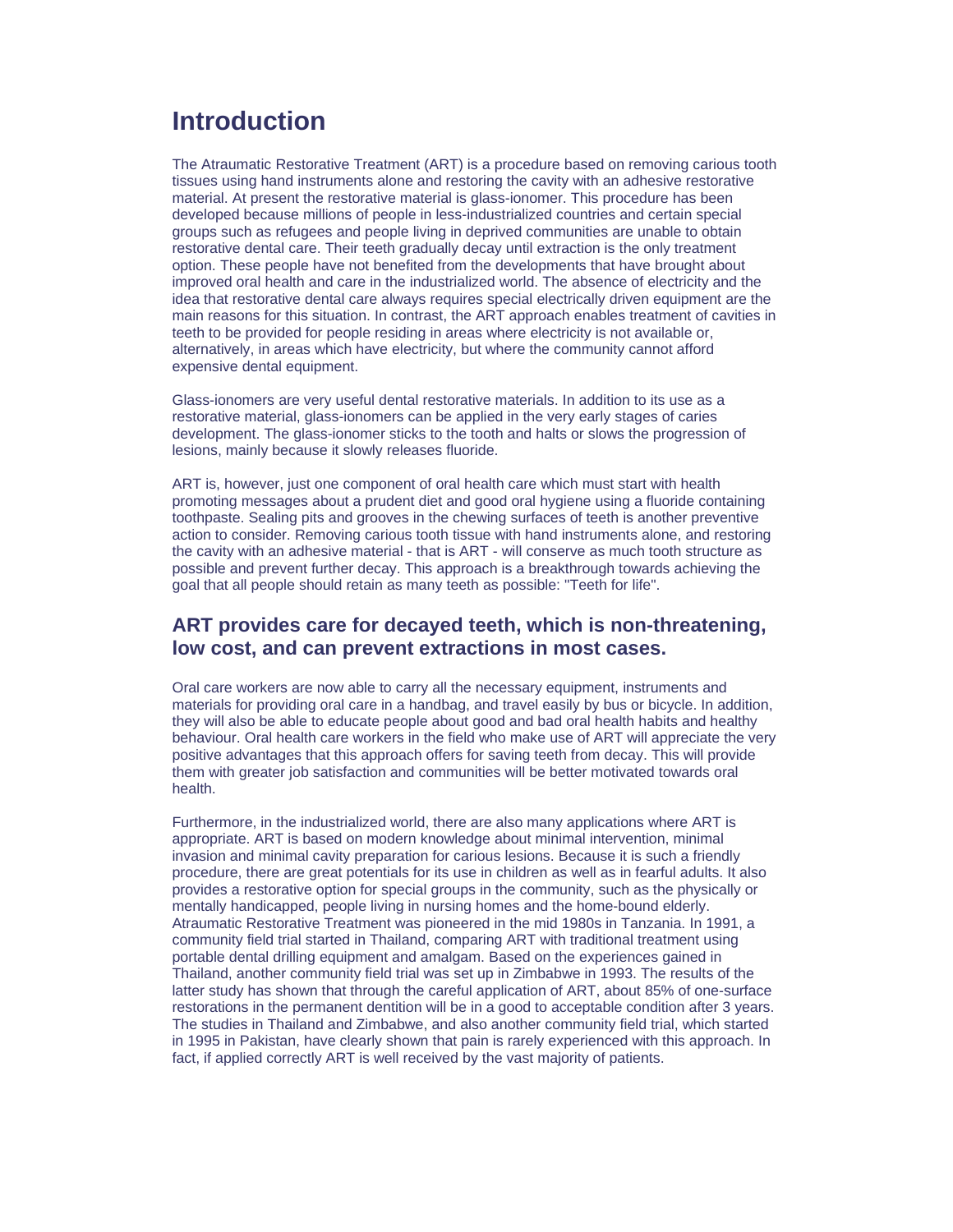# Introduction

The Atraumatic Restorative Treatment (ART) is a procedure based on removing carious tooth tissues using hand instruments alone and restoring the cavity with an adhesive restorative material. At present the restorative material is glass-ionomer. This procedure has been developed because millions of people in less-industrialized countries and certain special groups such as refugees and people living in deprived communities are unable to obtain restorative dental care. Their teeth gradually decay until extraction is the only treatment option. These people have not benefited from the developments that have brought about improved oral health and care in the industrialized world. The absence of electricity and the idea that restorative dental care always requires special electrically driven equipment are the main reasons for this situation. In contrast, the ART approach enables treatment of cavities in teeth to be provided for people residing in areas where electricity is not available or, alternatively, in areas which have electricity, but where the community cannot afford expensive dental equipment.

Glass-ionomers are very useful dental restorative materials. In addition to its use as a restorative material, glass-ionomers can be applied in the very early stages of caries development. The glass-ionomer sticks to the tooth and halts or slows the progression of lesions, mainly because it slowly releases fluoride.

ART is, however, just one component of oral health care which must start with health promoting messages about a prudent diet and good oral hygiene using a fluoride containing toothpaste. Sealing pits and grooves in the chewing surfaces of teeth is another preventive action to consider. Removing carious tooth tissue with hand instruments alone, and restoring the cavity with an adhesive material - that is ART - will conserve as much tooth structure as possible and prevent further decay. This approach is a breakthrough towards achieving the goal that all people should retain as many teeth as possible: "Teeth for life".

## ART provides care for decayed teeth, which is non-threatening, low cost, and can prevent extractions in most cases.

Oral care workers are now able to carry all the necessary equipment, instruments and materials for providing oral care in a handbag, and travel easily by bus or bicycle. In addition, they will also be able to educate people about good and bad oral health habits and healthy behaviour. Oral health care workers in the field who make use of ART will appreciate the very positive advantages that this approach offers for saving teeth from decay. This will provide them with greater job satisfaction and communities will be better motivated towards oral health.

Furthermore, in the industrialized world, there are also many applications where ART is appropriate. ART is based on modern knowledge about minimal intervention, minimal invasion and minimal cavity preparation for carious lesions. Because it is such a friendly procedure, there are great potentials for its use in children as well as in fearful adults. It also provides a restorative option for special groups in the community, such as the physically or mentally handicapped, people living in nursing homes and the home-bound elderly. Atraumatic Restorative Treatment was pioneered in the mid 1980s in Tanzania. In 1991, a community field trial started in Thailand, comparing ART with traditional treatment using portable dental drilling equipment and amalgam. Based on the experiences gained in Thailand, another community field trial was set up in Zimbabwe in 1993. The results of the latter study has shown that through the careful application of ART, about 85% of one-surface restorations in the permanent dentition will be in a good to acceptable condition after 3 years. The studies in Thailand and Zimbabwe, and also another community field trial, which started in 1995 in Pakistan, have clearly shown that pain is rarely experienced with this approach. In fact, if applied correctly ART is well received by the vast majority of patients.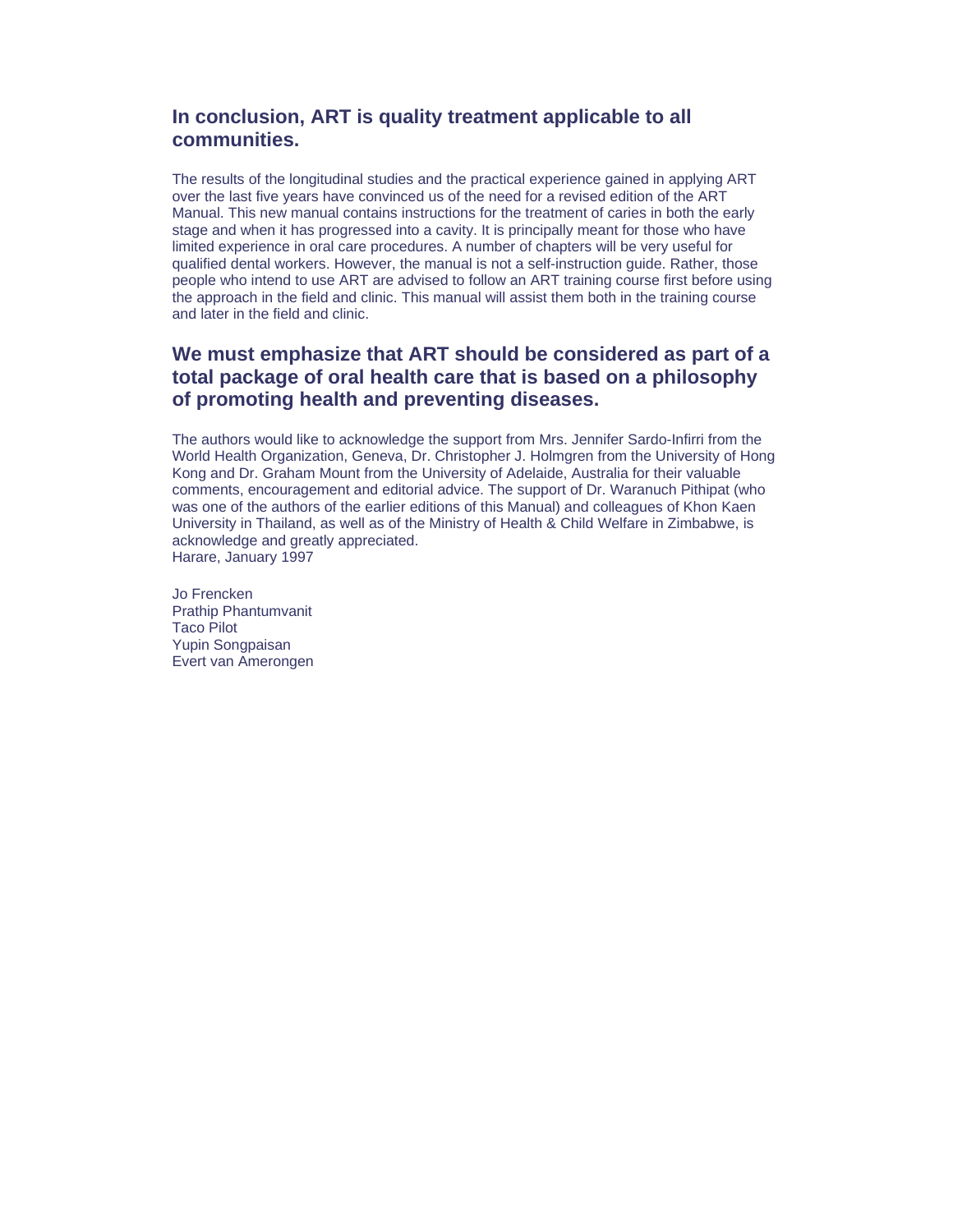### In conclusion, ART is quality treatment applicable to all communities.

The results of the longitudinal studies and the practical experience gained in applying ART over the last five years have convinced us of the need for a revised edition of the ART Manual. This new manual contains instructions for the treatment of caries in both the early stage and when it has progressed into a cavity. It is principally meant for those who have limited experience in oral care procedures. A number of chapters will be very useful for qualified dental workers. However, the manual is not a self-instruction guide. Rather, those people who intend to use ART are advised to follow an ART training course first before using the approach in the field and clinic. This manual will assist them both in the training course and later in the field and clinic.

### We must emphasize that ART should be considered as part of a total package of oral health care that is based on a philosophy of promoting health and preventing diseases.

The authors would like to acknowledge the support from Mrs. Jennifer Sardo-Infirri from the World Health Organization, Geneva, Dr. Christopher J. Holmgren from the University of Hong Kong and Dr. Graham Mount from the University of Adelaide, Australia for their valuable comments, encouragement and editorial advice. The support of Dr. Waranuch Pithipat (who was one of the authors of the earlier editions of this Manual) and colleagues of Khon Kaen University in Thailand, as well as of the Ministry of Health & Child Welfare in Zimbabwe, is acknowledge and greatly appreciated.
Harare, January 1997

Jo Frencken
Prathip Phantumvanit
Taco Pilot
Yupin Songpaisan
Evert van Amerongen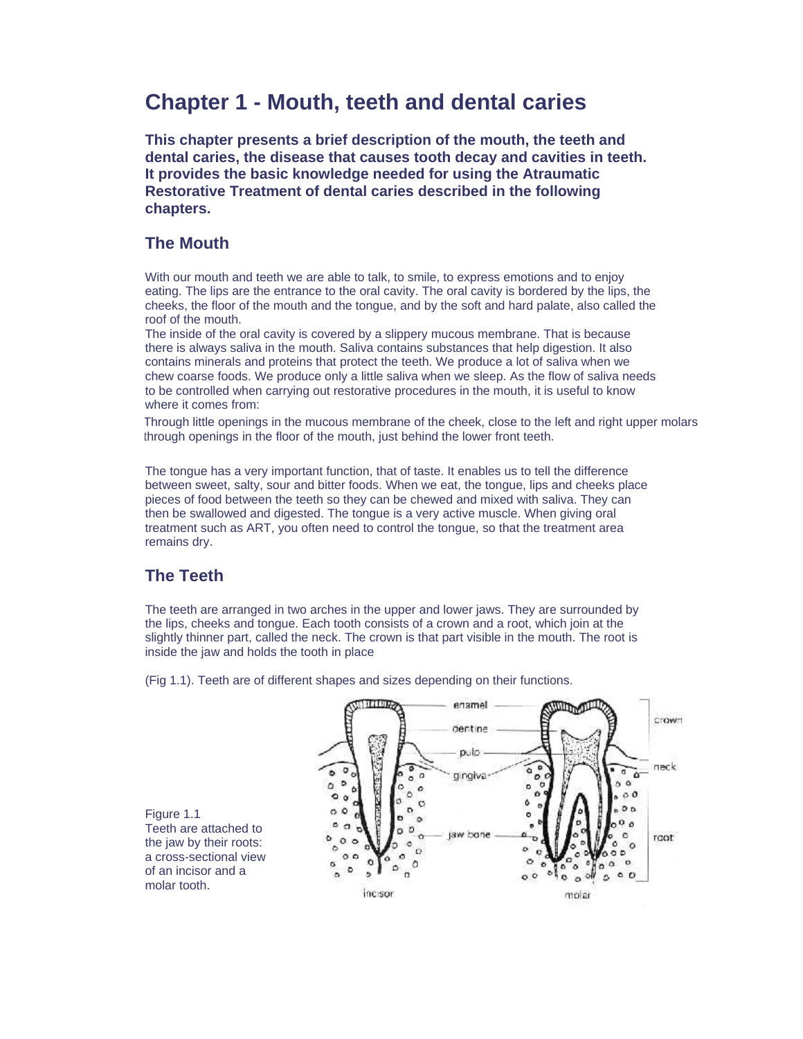# Chapter 1 - Mouth, teeth and dental caries

**This chapter presents a brief description of the mouth, the teeth and dental caries, the disease that causes tooth decay and cavities in teeth. It provides the basic knowledge needed for using the Atraumatic Restorative Treatment of dental caries described in the following chapters.**

## The Mouth

With our mouth and teeth we are able to talk, to smile, to express emotions and to enjoy eating. The lips are the entrance to the oral cavity. The oral cavity is bordered by the lips, the cheeks, the floor of the mouth and the tongue, and by the soft and hard palate, also called the roof of the mouth.

The inside of the oral cavity is covered by a slippery mucous membrane. That is because there is always saliva in the mouth. Saliva contains substances that help digestion. It also contains minerals and proteins that protect the teeth. We produce a lot of saliva when we chew coarse foods. We produce only a little saliva when we sleep. As the flow of saliva needs to be controlled when carrying out restorative procedures in the mouth, it is useful to know where it comes from:

Through little openings in the mucous membrane of the cheek, close to the left and right upper molars through openings in the floor of the mouth, just behind the lower front teeth.

The tongue has a very important function, that of taste. It enables us to tell the difference between sweet, salty, sour and bitter foods. When we eat, the tongue, lips and cheeks place pieces of food between the teeth so they can be chewed and mixed with saliva. They can then be swallowed and digested. The tongue is a very active muscle. When giving oral treatment such as ART, you often need to control the tongue, so that the treatment area remains dry.

## The Teeth

The teeth are arranged in two arches in the upper and lower jaws. They are surrounded by the lips, cheeks and tongue. Each tooth consists of a crown and a root, which join at the slightly thinner part, called the neck. The crown is that part visible in the mouth. The root is inside the jaw and holds the tooth in place

(Fig 1.1). Teeth are of different shapes and sizes depending on their functions.

Figure 1.1
Teeth are attached to the jaw by their roots: a cross-sectional view of an incisor and a molar tooth.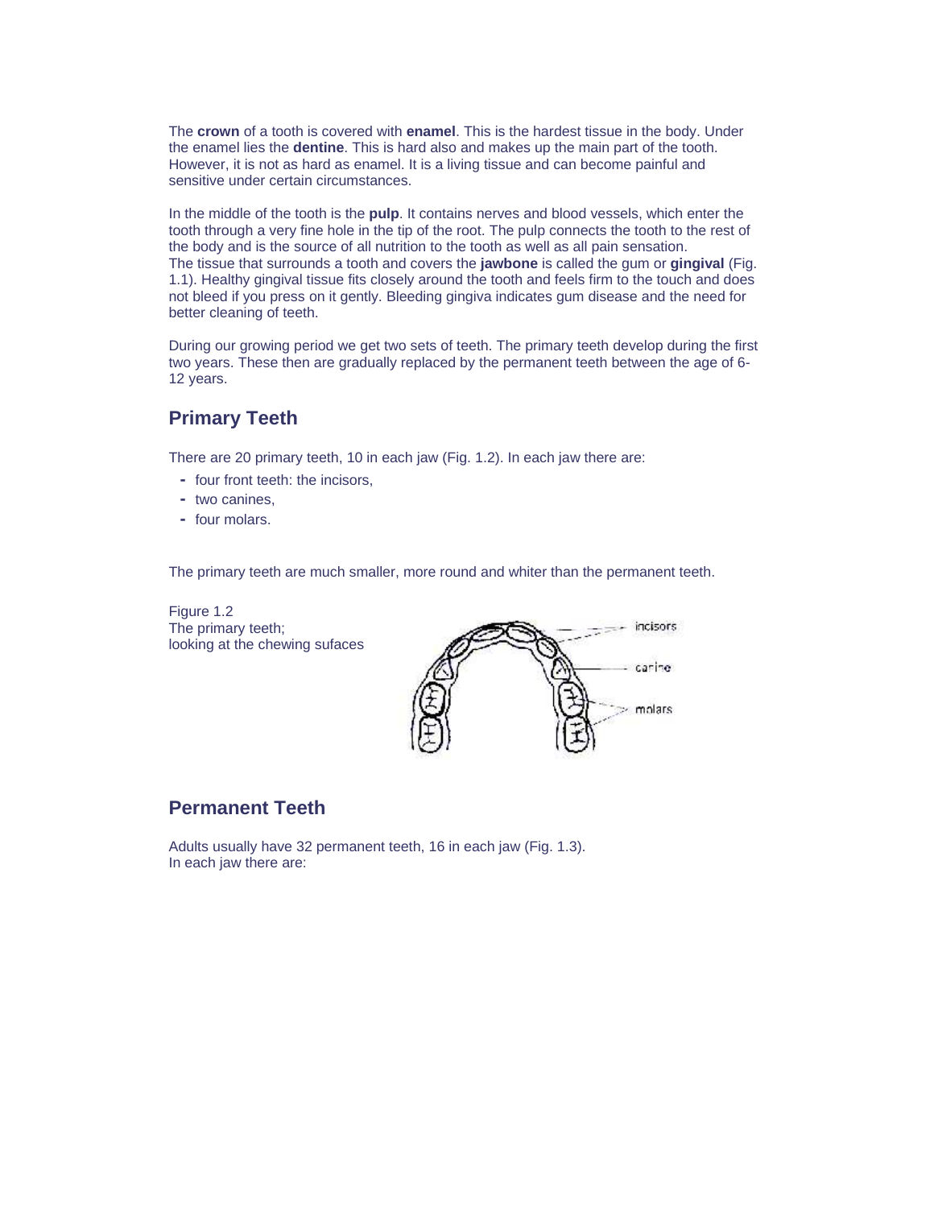The **crown** of a tooth is covered with **enamel**. This is the hardest tissue in the body. Under the enamel lies the **dentine**. This is hard also and makes up the main part of the tooth. However, it is not as hard as enamel. It is a living tissue and can become painful and sensitive under certain circumstances.

In the middle of the tooth is the **pulp**. It contains nerves and blood vessels, which enter the tooth through a very fine hole in the tip of the root. The pulp connects the tooth to the rest of the body and is the source of all nutrition to the tooth as well as all pain sensation.
The tissue that surrounds a tooth and covers the **jawbone** is called the gum or **gingival** (Fig. 1.1). Healthy gingival tissue fits closely around the tooth and feels firm to the touch and does not bleed if you press on it gently. Bleeding gingiva indicates gum disease and the need for better cleaning of teeth.

During our growing period we get two sets of teeth. The primary teeth develop during the first two years. These then are gradually replaced by the permanent teeth between the age of 6-12 years.

## Primary Teeth

There are 20 primary teeth, 10 in each jaw (Fig. 1.2). In each jaw there are:

- four front teeth: the incisors,
- two canines,
- four molars.

The primary teeth are much smaller, more round and whiter than the permanent teeth.

Figure 1.2
The primary teeth;
looking at the chewing sufaces

## Permanent Teeth

Adults usually have 32 permanent teeth, 16 in each jaw (Fig. 1.3).
In each jaw there are: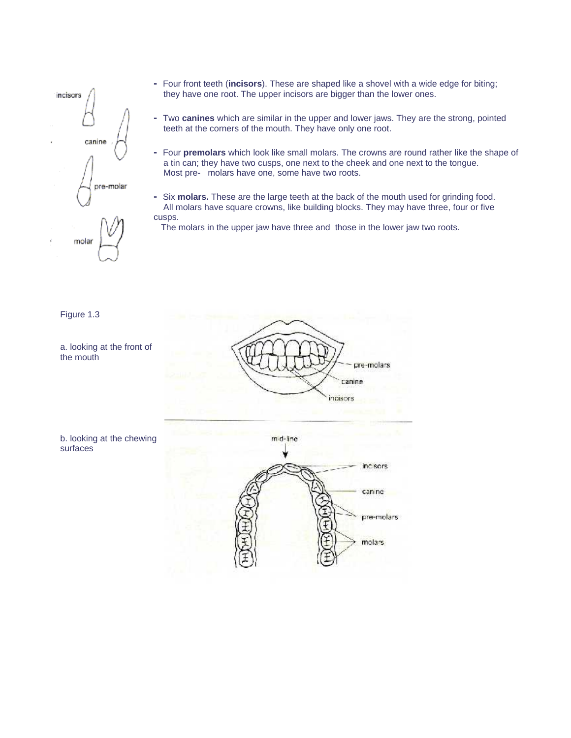- Four front teeth (**incisors**). These are shaped like a shovel with a wide edge for biting; they have one root. The upper incisors are bigger than the lower ones.
- Two **canines** which are similar in the upper and lower jaws. They are the strong, pointed teeth at the corners of the mouth. They have only one root.
- Four **premolars** which look like small molars. The crowns are round rather like the shape of a tin can; they have two cusps, one next to the cheek and one next to the tongue. Most pre- molars have one, some have two roots.
- Six **molars.** These are the large teeth at the back of the mouth used for grinding food. All molars have square crowns, like building blocks. They may have three, four or five cusps.
  The molars in the upper jaw have three and those in the lower jaw two roots.

Figure 1.3

a. looking at the front of the mouth

b. looking at the chewing surfaces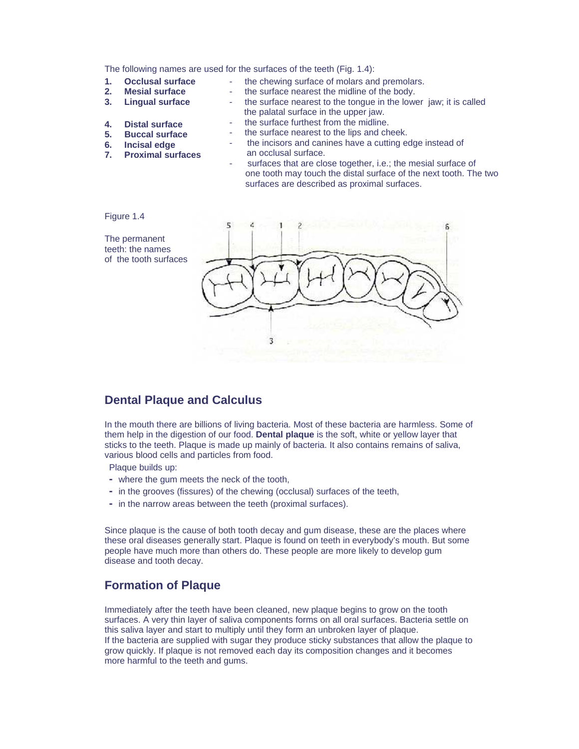The following names are used for the surfaces of the teeth (Fig. 1.4):

1. **Occlusal surface** - the chewing surface of molars and premolars.
2. **Mesial surface** - the surface nearest the midline of the body.
3. **Lingual surface** - the surface nearest to the tongue in the lower jaw; it is called the palatal surface in the upper jaw.
4. **Distal surface** - the surface furthest from the midline.
5. **Buccal surface** - the surface nearest to the lips and cheek.
6. **Incisal edge** - the incisors and canines have a cutting edge instead of an occlusal surface.
7. **Proximal surfaces** - surfaces that are close together, i.e.; the mesial surface of one tooth may touch the distal surface of the next tooth. The two surfaces are described as proximal surfaces.

Figure 1.4

The permanent teeth: the names of the tooth surfaces

## Dental Plaque and Calculus

In the mouth there are billions of living bacteria. Most of these bacteria are harmless. Some of them help in the digestion of our food. **Dental plaque** is the soft, white or yellow layer that sticks to the teeth. Plaque is made up mainly of bacteria. It also contains remains of saliva, various blood cells and particles from food.

Plaque builds up:

- where the gum meets the neck of the tooth,
- in the grooves (fissures) of the chewing (occlusal) surfaces of the teeth,
- in the narrow areas between the teeth (proximal surfaces).

Since plaque is the cause of both tooth decay and gum disease, these are the places where these oral diseases generally start. Plaque is found on teeth in everybody's mouth. But some people have much more than others do. These people are more likely to develop gum disease and tooth decay.

## Formation of Plaque

Immediately after the teeth have been cleaned, new plaque begins to grow on the tooth surfaces. A very thin layer of saliva components forms on all oral surfaces. Bacteria settle on this saliva layer and start to multiply until they form an unbroken layer of plaque.
If the bacteria are supplied with sugar they produce sticky substances that allow the plaque to grow quickly. If plaque is not removed each day its composition changes and it becomes more harmful to the teeth and gums.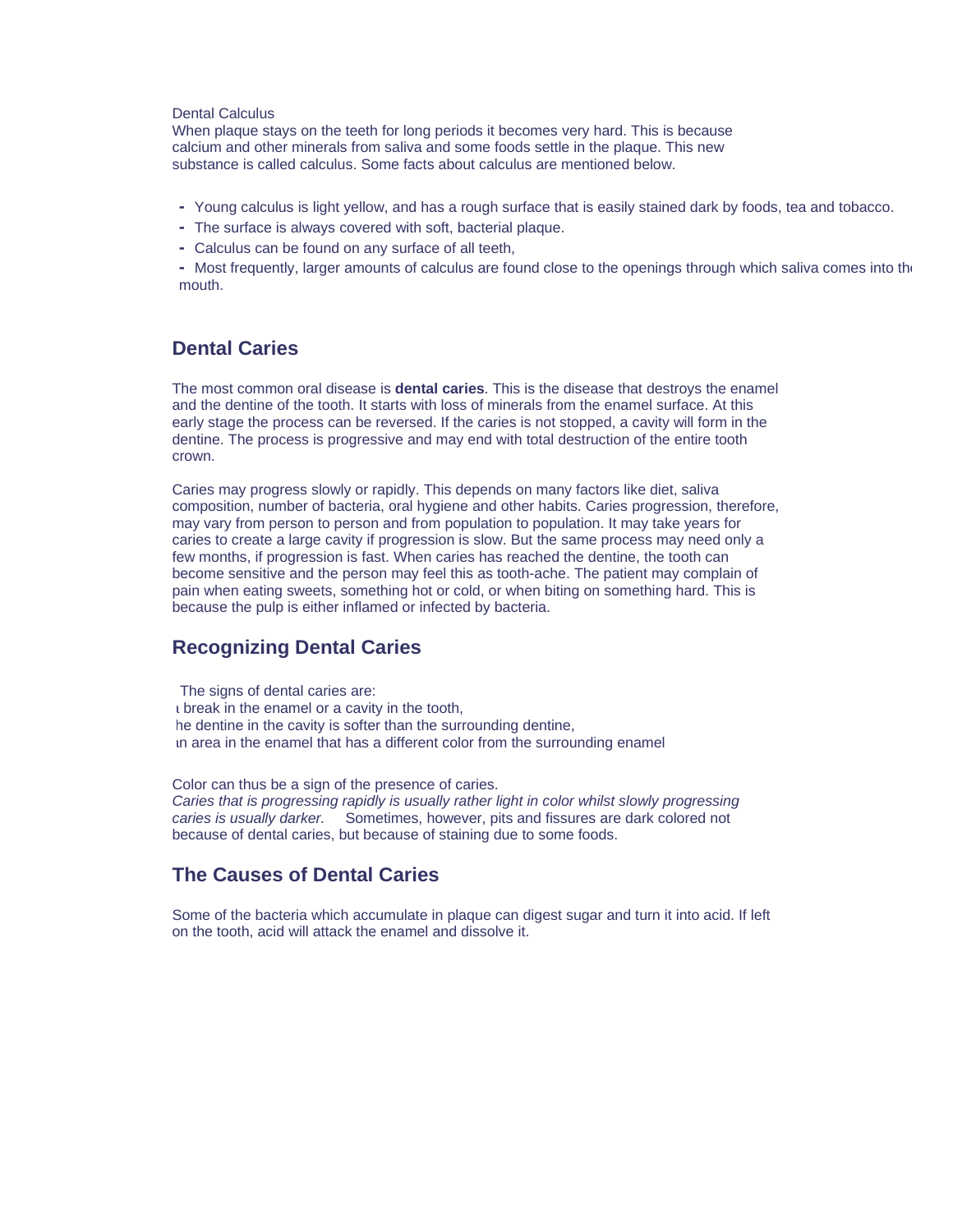Dental Calculus

When plaque stays on the teeth for long periods it becomes very hard. This is because calcium and other minerals from saliva and some foods settle in the plaque. This new substance is called calculus. Some facts about calculus are mentioned below.

- Young calculus is light yellow, and has a rough surface that is easily stained dark by foods, tea and tobacco.
- The surface is always covered with soft, bacterial plaque.
- Calculus can be found on any surface of all teeth,
- Most frequently, larger amounts of calculus are found close to the openings through which saliva comes into the mouth.

## Dental Caries

The most common oral disease is **dental caries**. This is the disease that destroys the enamel and the dentine of the tooth. It starts with loss of minerals from the enamel surface. At this early stage the process can be reversed. If the caries is not stopped, a cavity will form in the dentine. The process is progressive and may end with total destruction of the entire tooth crown.

Caries may progress slowly or rapidly. This depends on many factors like diet, saliva composition, number of bacteria, oral hygiene and other habits. Caries progression, therefore, may vary from person to person and from population to population. It may take years for caries to create a large cavity if progression is slow. But the same process may need only a few months, if progression is fast. When caries has reached the dentine, the tooth can become sensitive and the person may feel this as tooth-ache. The patient may complain of pain when eating sweets, something hot or cold, or when biting on something hard. This is because the pulp is either inflamed or infected by bacteria.

## Recognizing Dental Caries

The signs of dental caries are:

a break in the enamel or a cavity in the tooth,

the dentine in the cavity is softer than the surrounding dentine,

an area in the enamel that has a different color from the surrounding enamel

Color can thus be a sign of the presence of caries.

*Caries that is progressing rapidly is usually rather light in color whilst slowly progressing caries is usually darker.* Sometimes, however, pits and fissures are dark colored not because of dental caries, but because of staining due to some foods.

## The Causes of Dental Caries

Some of the bacteria which accumulate in plaque can digest sugar and turn it into acid. If left on the tooth, acid will attack the enamel and dissolve it.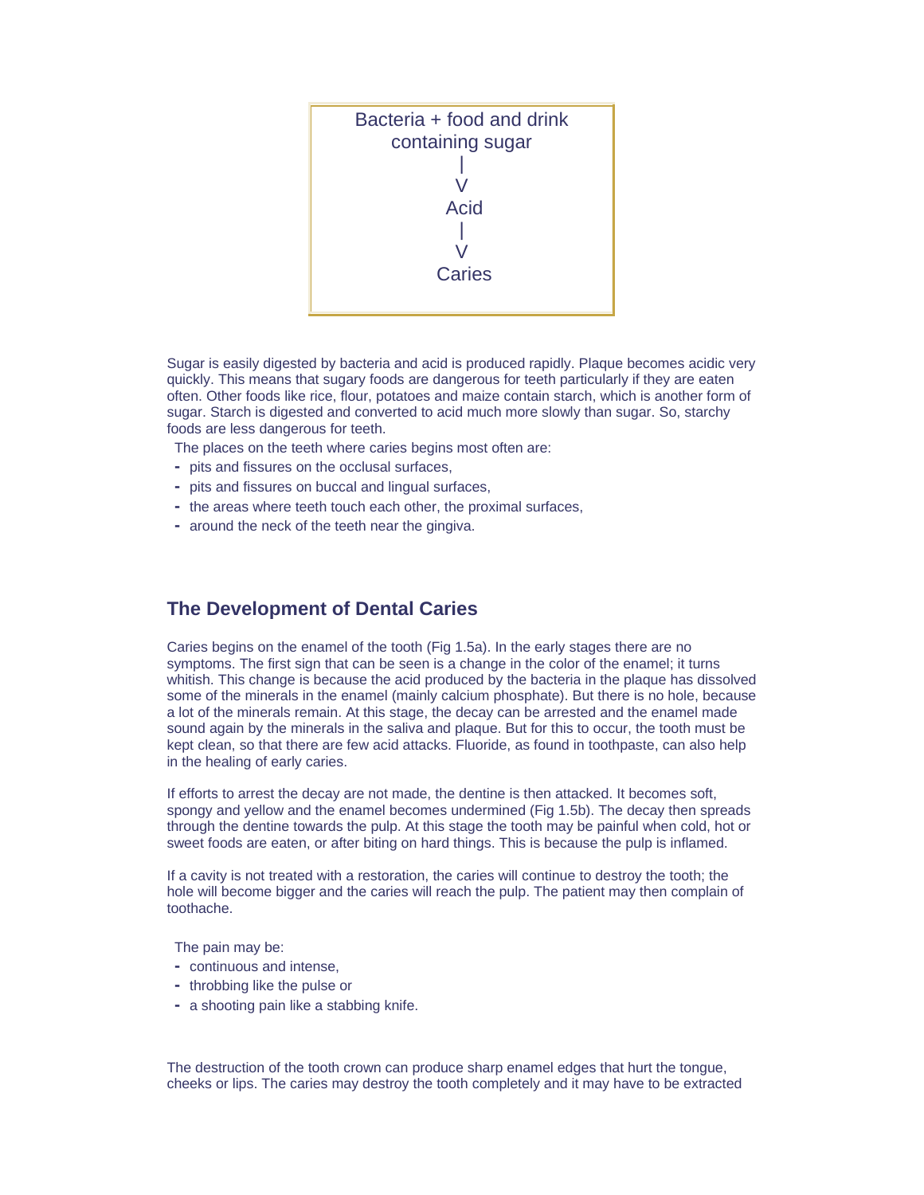```
Bacteria + food and drink
containing sugar
        |
        V
      Acid
        |
        V
     Caries
```

Sugar is easily digested by bacteria and acid is produced rapidly. Plaque becomes acidic very quickly. This means that sugary foods are dangerous for teeth particularly if they are eaten often. Other foods like rice, flour, potatoes and maize contain starch, which is another form of sugar. Starch is digested and converted to acid much more slowly than sugar. So, starchy foods are less dangerous for teeth.

The places on the teeth where caries begins most often are:

- pits and fissures on the occlusal surfaces,
- pits and fissures on buccal and lingual surfaces,
- the areas where teeth touch each other, the proximal surfaces,
- around the neck of the teeth near the gingiva.

## The Development of Dental Caries

Caries begins on the enamel of the tooth (Fig 1.5a). In the early stages there are no symptoms. The first sign that can be seen is a change in the color of the enamel; it turns whitish. This change is because the acid produced by the bacteria in the plaque has dissolved some of the minerals in the enamel (mainly calcium phosphate). But there is no hole, because a lot of the minerals remain. At this stage, the decay can be arrested and the enamel made sound again by the minerals in the saliva and plaque. But for this to occur, the tooth must be kept clean, so that there are few acid attacks. Fluoride, as found in toothpaste, can also help in the healing of early caries.

If efforts to arrest the decay are not made, the dentine is then attacked. It becomes soft, spongy and yellow and the enamel becomes undermined (Fig 1.5b). The decay then spreads through the dentine towards the pulp. At this stage the tooth may be painful when cold, hot or sweet foods are eaten, or after biting on hard things. This is because the pulp is inflamed.

If a cavity is not treated with a restoration, the caries will continue to destroy the tooth; the hole will become bigger and the caries will reach the pulp. The patient may then complain of toothache.

The pain may be:

- continuous and intense,
- throbbing like the pulse or
- a shooting pain like a stabbing knife.

The destruction of the tooth crown can produce sharp enamel edges that hurt the tongue, cheeks or lips. The caries may destroy the tooth completely and it may have to be extracted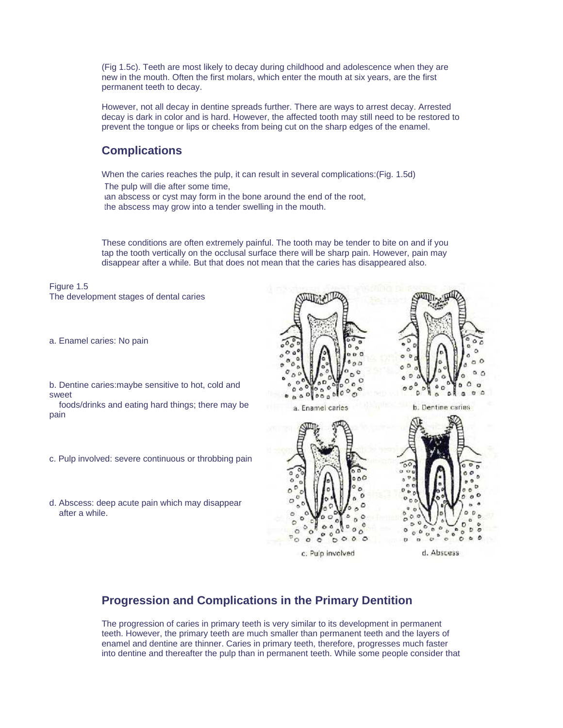(Fig 1.5c). Teeth are most likely to decay during childhood and adolescence when they are new in the mouth. Often the first molars, which enter the mouth at six years, are the first permanent teeth to decay.

However, not all decay in dentine spreads further. There are ways to arrest decay. Arrested decay is dark in color and is hard. However, the affected tooth may still need to be restored to prevent the tongue or lips or cheeks from being cut on the sharp edges of the enamel.

## Complications

When the caries reaches the pulp, it can result in several complications:(Fig. 1.5d)

- The pulp will die after some time,
- an abscess or cyst may form in the bone around the end of the root,
- the abscess may grow into a tender swelling in the mouth.

These conditions are often extremely painful. The tooth may be tender to bite on and if you tap the tooth vertically on the occlusal surface there will be sharp pain. However, pain may disappear after a while. But that does not mean that the caries has disappeared also.

Figure 1.5
The development stages of dental caries

a. Enamel caries: No pain

b. Dentine caries:maybe sensitive to hot, cold and sweet foods/drinks and eating hard things; there may be pain

c. Pulp involved: severe continuous or throbbing pain

d. Abscess: deep acute pain which may disappear after a while.

## Progression and Complications in the Primary Dentition

The progression of caries in primary teeth is very similar to its development in permanent teeth. However, the primary teeth are much smaller than permanent teeth and the layers of enamel and dentine are thinner. Caries in primary teeth, therefore, progresses much faster into dentine and thereafter the pulp than in permanent teeth. While some people consider that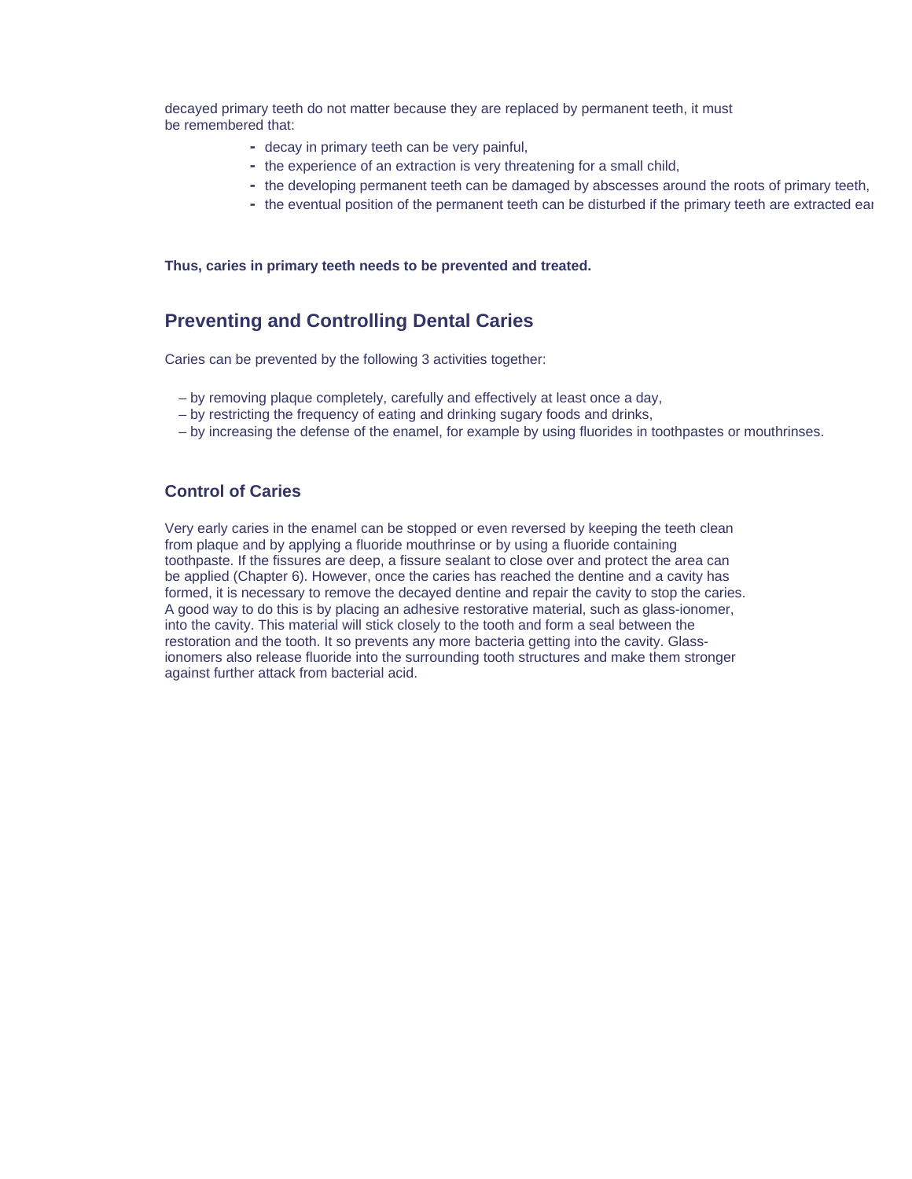decayed primary teeth do not matter because they are replaced by permanent teeth, it must be remembered that:

- decay in primary teeth can be very painful,
- the experience of an extraction is very threatening for a small child,
- the developing permanent teeth can be damaged by abscesses around the roots of primary teeth,
- the eventual position of the permanent teeth can be disturbed if the primary teeth are extracted ear

**Thus, caries in primary teeth needs to be prevented and treated.**

## Preventing and Controlling Dental Caries

Caries can be prevented by the following 3 activities together:

– by removing plaque completely, carefully and effectively at least once a day,
– by restricting the frequency of eating and drinking sugary foods and drinks,
– by increasing the defense of the enamel, for example by using fluorides in toothpastes or mouthrinses.

### Control of Caries

Very early caries in the enamel can be stopped or even reversed by keeping the teeth clean from plaque and by applying a fluoride mouthrinse or by using a fluoride containing toothpaste. If the fissures are deep, a fissure sealant to close over and protect the area can be applied (Chapter 6). However, once the caries has reached the dentine and a cavity has formed, it is necessary to remove the decayed dentine and repair the cavity to stop the caries. A good way to do this is by placing an adhesive restorative material, such as glass-ionomer, into the cavity. This material will stick closely to the tooth and form a seal between the restoration and the tooth. It so prevents any more bacteria getting into the cavity. Glass-ionomers also release fluoride into the surrounding tooth structures and make them stronger against further attack from bacterial acid.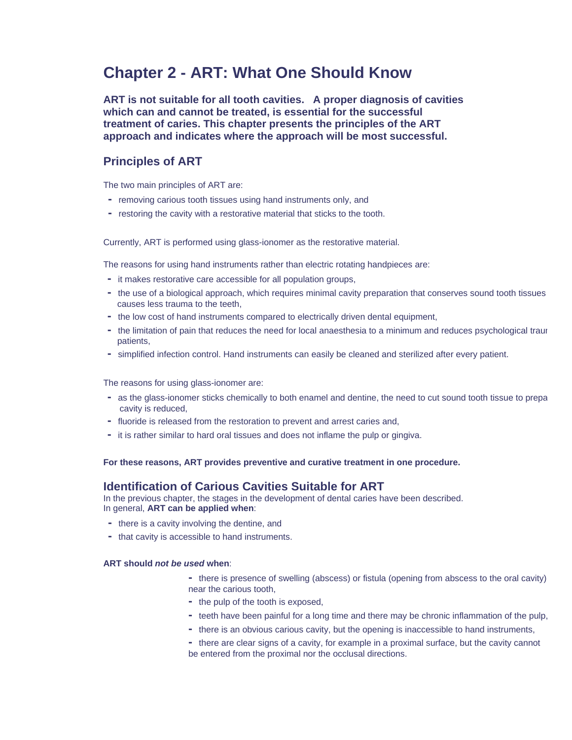# Chapter 2 - ART: What One Should Know

**ART is not suitable for all tooth cavities. A proper diagnosis of cavities which can and cannot be treated, is essential for the successful treatment of caries. This chapter presents the principles of the ART approach and indicates where the approach will be most successful.**

## Principles of ART

The two main principles of ART are:

- removing carious tooth tissues using hand instruments only, and
- restoring the cavity with a restorative material that sticks to the tooth.

Currently, ART is performed using glass-ionomer as the restorative material.

The reasons for using hand instruments rather than electric rotating handpieces are:

- it makes restorative care accessible for all population groups,
- the use of a biological approach, which requires minimal cavity preparation that conserves sound tooth tissues causes less trauma to the teeth,
- the low cost of hand instruments compared to electrically driven dental equipment,
- the limitation of pain that reduces the need for local anaesthesia to a minimum and reduces psychological traur patients,
- simplified infection control. Hand instruments can easily be cleaned and sterilized after every patient.

The reasons for using glass-ionomer are:

- as the glass-ionomer sticks chemically to both enamel and dentine, the need to cut sound tooth tissue to prepa cavity is reduced,
- fluoride is released from the restoration to prevent and arrest caries and,
- it is rather similar to hard oral tissues and does not inflame the pulp or gingiva.

**For these reasons, ART provides preventive and curative treatment in one procedure.**

## Identification of Carious Cavities Suitable for ART

In the previous chapter, the stages in the development of dental caries have been described.
In general, **ART can be applied when**:

- there is a cavity involving the dentine, and
- that cavity is accessible to hand instruments.

**ART should *not be used* when**:

- there is presence of swelling (abscess) or fistula (opening from abscess to the oral cavity) near the carious tooth,
- the pulp of the tooth is exposed,
- teeth have been painful for a long time and there may be chronic inflammation of the pulp,
- there is an obvious carious cavity, but the opening is inaccessible to hand instruments,
- there are clear signs of a cavity, for example in a proximal surface, but the cavity cannot be entered from the proximal nor the occlusal directions.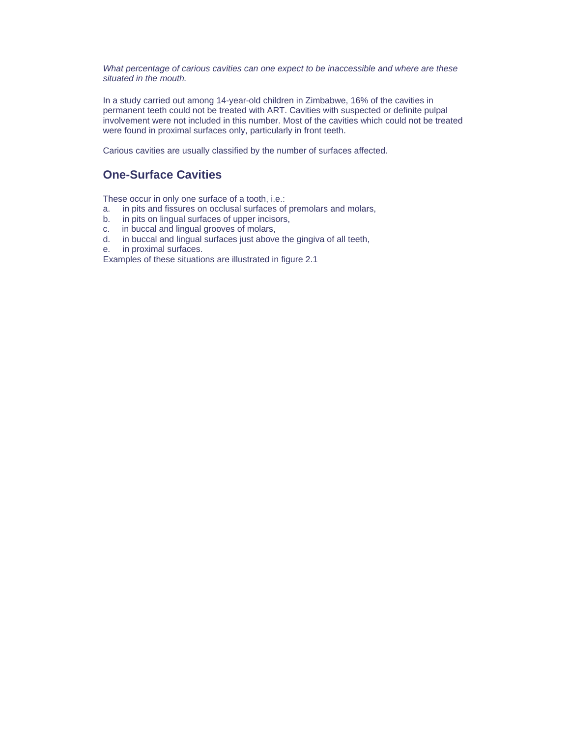*What percentage of carious cavities can one expect to be inaccessible and where are these situated in the mouth.*

In a study carried out among 14-year-old children in Zimbabwe, 16% of the cavities in permanent teeth could not be treated with ART. Cavities with suspected or definite pulpal involvement were not included in this number. Most of the cavities which could not be treated were found in proximal surfaces only, particularly in front teeth.

Carious cavities are usually classified by the number of surfaces affected.

## One-Surface Cavities

These occur in only one surface of a tooth, i.e.:

a. in pits and fissures on occlusal surfaces of premolars and molars,
b. in pits on lingual surfaces of upper incisors,
c. in buccal and lingual grooves of molars,
d. in buccal and lingual surfaces just above the gingiva of all teeth,
e. in proximal surfaces.

Examples of these situations are illustrated in figure 2.1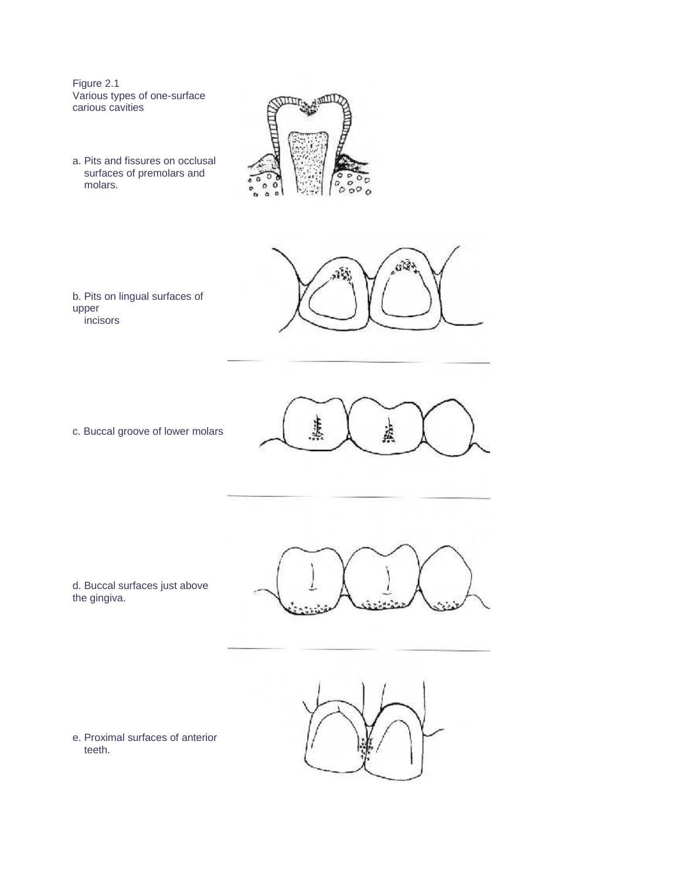Figure 2.1
Various types of one-surface carious cavities

a. Pits and fissures on occlusal surfaces of premolars and molars.

b. Pits on lingual surfaces of upper incisors

c. Buccal groove of lower molars

d. Buccal surfaces just above the gingiva.

e. Proximal surfaces of anterior teeth.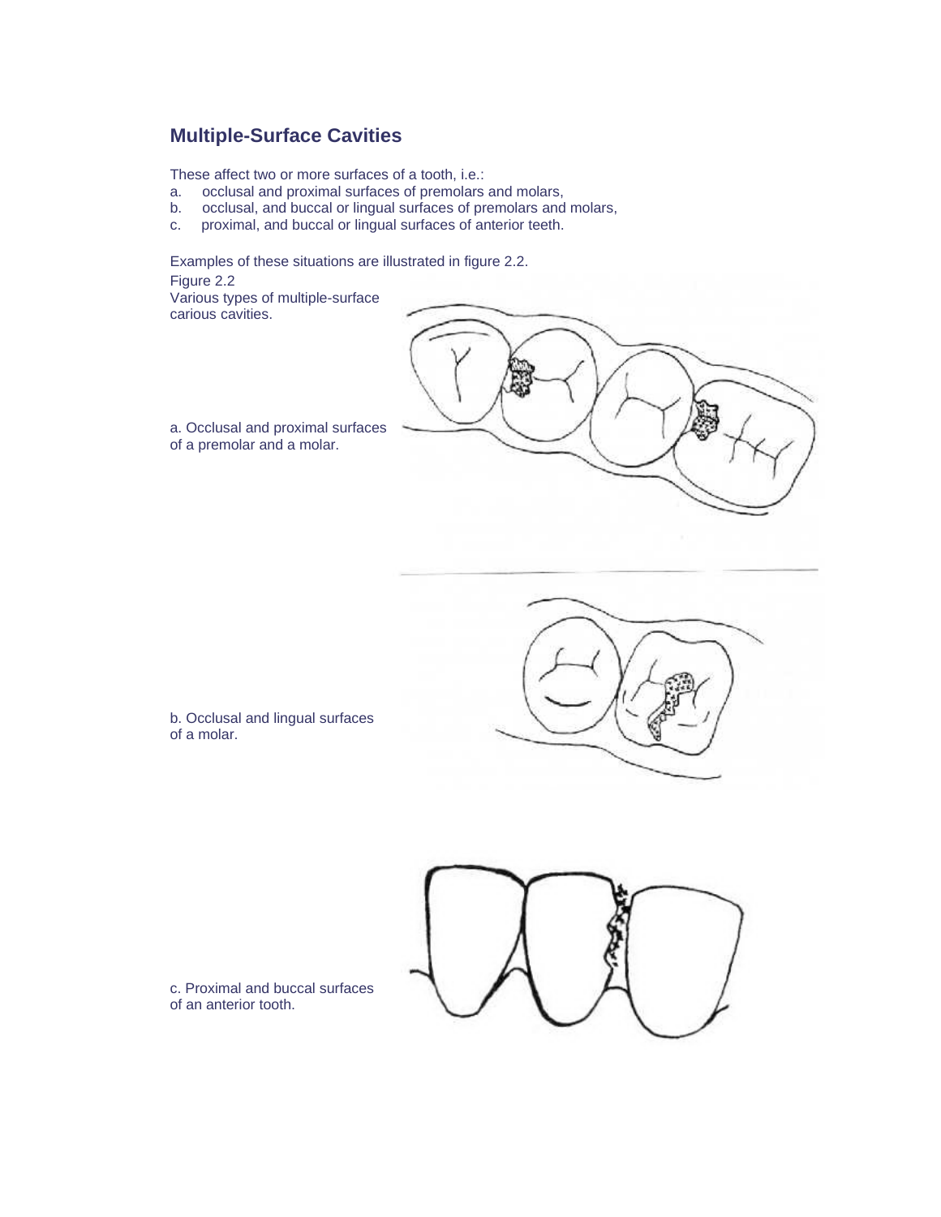## Multiple-Surface Cavities

These affect two or more surfaces of a tooth, i.e.:

a. occlusal and proximal surfaces of premolars and molars,
b. occlusal, and buccal or lingual surfaces of premolars and molars,
c. proximal, and buccal or lingual surfaces of anterior teeth.

Examples of these situations are illustrated in figure 2.2.

Figure 2.2
Various types of multiple-surface carious cavities.

a. Occlusal and proximal surfaces of a premolar and a molar.

b. Occlusal and lingual surfaces of a molar.

c. Proximal and buccal surfaces of an anterior tooth.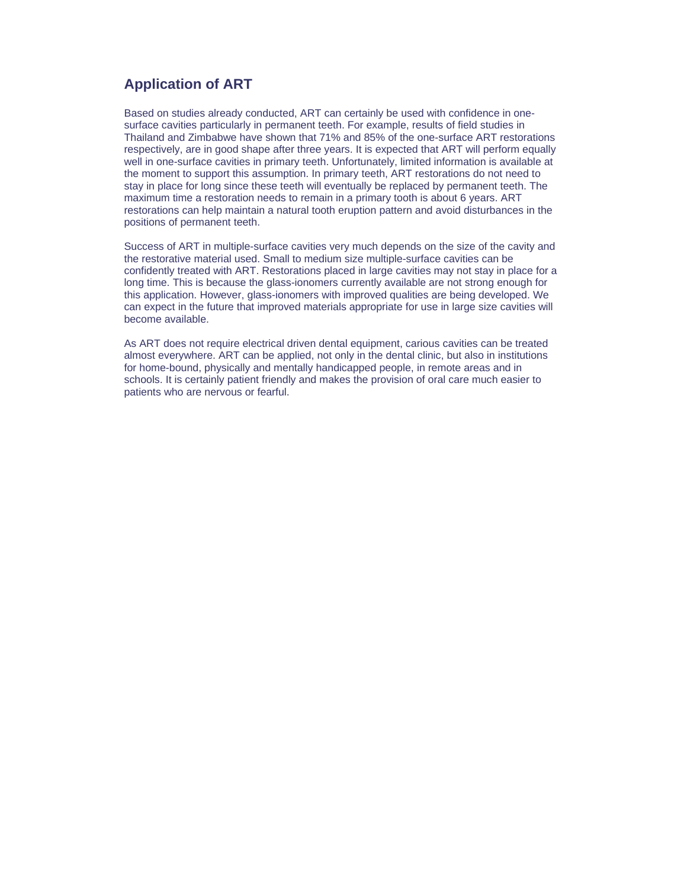## Application of ART

Based on studies already conducted, ART can certainly be used with confidence in one-surface cavities particularly in permanent teeth. For example, results of field studies in Thailand and Zimbabwe have shown that 71% and 85% of the one-surface ART restorations respectively, are in good shape after three years. It is expected that ART will perform equally well in one-surface cavities in primary teeth. Unfortunately, limited information is available at the moment to support this assumption. In primary teeth, ART restorations do not need to stay in place for long since these teeth will eventually be replaced by permanent teeth. The maximum time a restoration needs to remain in a primary tooth is about 6 years. ART restorations can help maintain a natural tooth eruption pattern and avoid disturbances in the positions of permanent teeth.

Success of ART in multiple-surface cavities very much depends on the size of the cavity and the restorative material used. Small to medium size multiple-surface cavities can be confidently treated with ART. Restorations placed in large cavities may not stay in place for a long time. This is because the glass-ionomers currently available are not strong enough for this application. However, glass-ionomers with improved qualities are being developed. We can expect in the future that improved materials appropriate for use in large size cavities will become available.

As ART does not require electrical driven dental equipment, carious cavities can be treated almost everywhere. ART can be applied, not only in the dental clinic, but also in institutions for home-bound, physically and mentally handicapped people, in remote areas and in schools. It is certainly patient friendly and makes the provision of oral care much easier to patients who are nervous or fearful.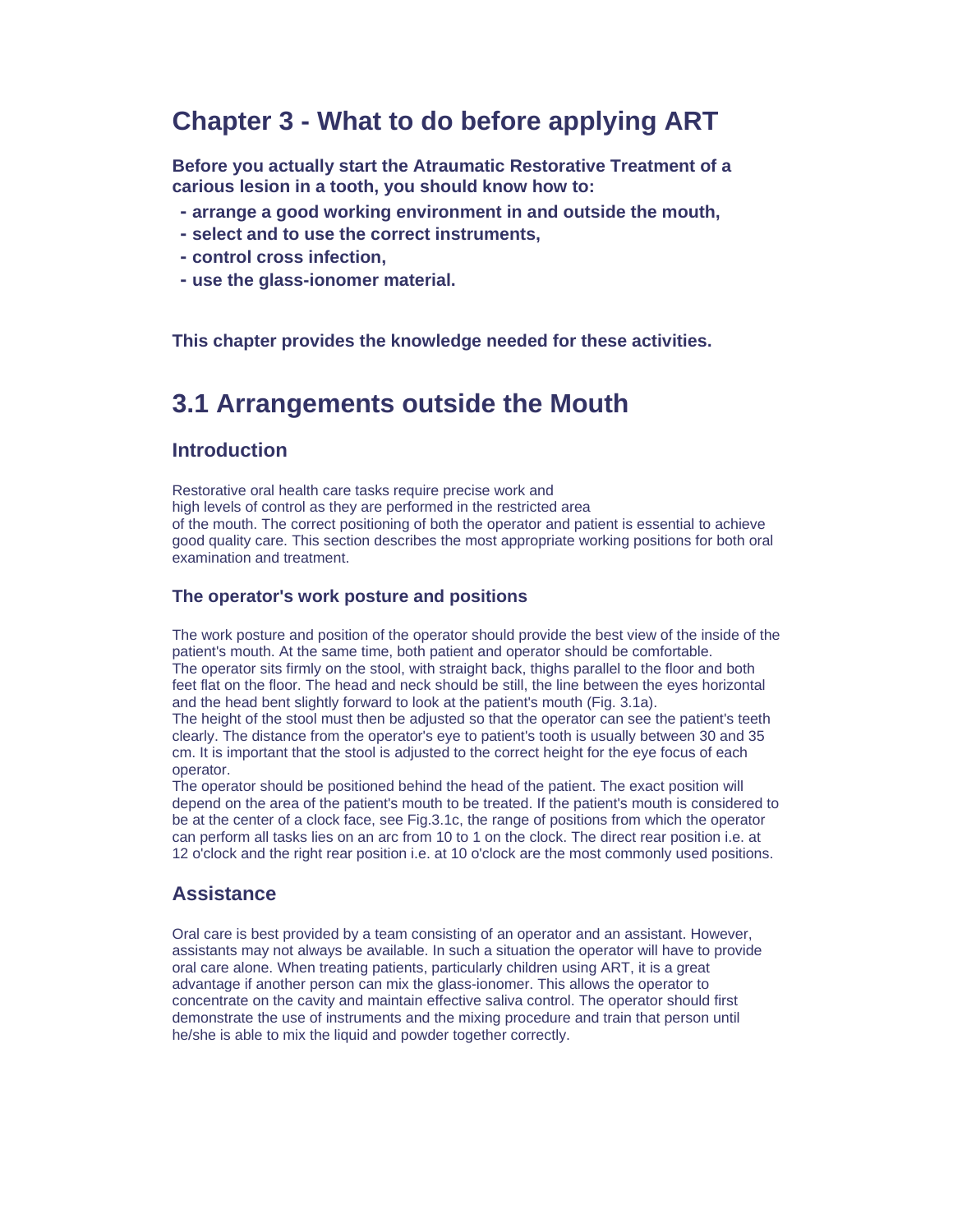# Chapter 3 - What to do before applying ART

**Before you actually start the Atraumatic Restorative Treatment of a carious lesion in a tooth, you should know how to:**

- **arrange a good working environment in and outside the mouth,**
- **select and to use the correct instruments,**
- **control cross infection,**
- **use the glass-ionomer material.**

**This chapter provides the knowledge needed for these activities.**

# 3.1 Arrangements outside the Mouth

## Introduction

Restorative oral health care tasks require precise work and high levels of control as they are performed in the restricted area of the mouth. The correct positioning of both the operator and patient is essential to achieve good quality care. This section describes the most appropriate working positions for both oral examination and treatment.

### The operator's work posture and positions

The work posture and position of the operator should provide the best view of the inside of the patient's mouth. At the same time, both patient and operator should be comfortable.
The operator sits firmly on the stool, with straight back, thighs parallel to the floor and both feet flat on the floor. The head and neck should be still, the line between the eyes horizontal and the head bent slightly forward to look at the patient's mouth (Fig. 3.1a).
The height of the stool must then be adjusted so that the operator can see the patient's teeth clearly. The distance from the operator's eye to patient's tooth is usually between 30 and 35 cm. It is important that the stool is adjusted to the correct height for the eye focus of each operator.
The operator should be positioned behind the head of the patient. The exact position will depend on the area of the patient's mouth to be treated. If the patient's mouth is considered to be at the center of a clock face, see Fig.3.1c, the range of positions from which the operator can perform all tasks lies on an arc from 10 to 1 on the clock. The direct rear position i.e. at 12 o'clock and the right rear position i.e. at 10 o'clock are the most commonly used positions.

## Assistance

Oral care is best provided by a team consisting of an operator and an assistant. However, assistants may not always be available. In such a situation the operator will have to provide oral care alone. When treating patients, particularly children using ART, it is a great advantage if another person can mix the glass-ionomer. This allows the operator to concentrate on the cavity and maintain effective saliva control. The operator should first demonstrate the use of instruments and the mixing procedure and train that person until he/she is able to mix the liquid and powder together correctly.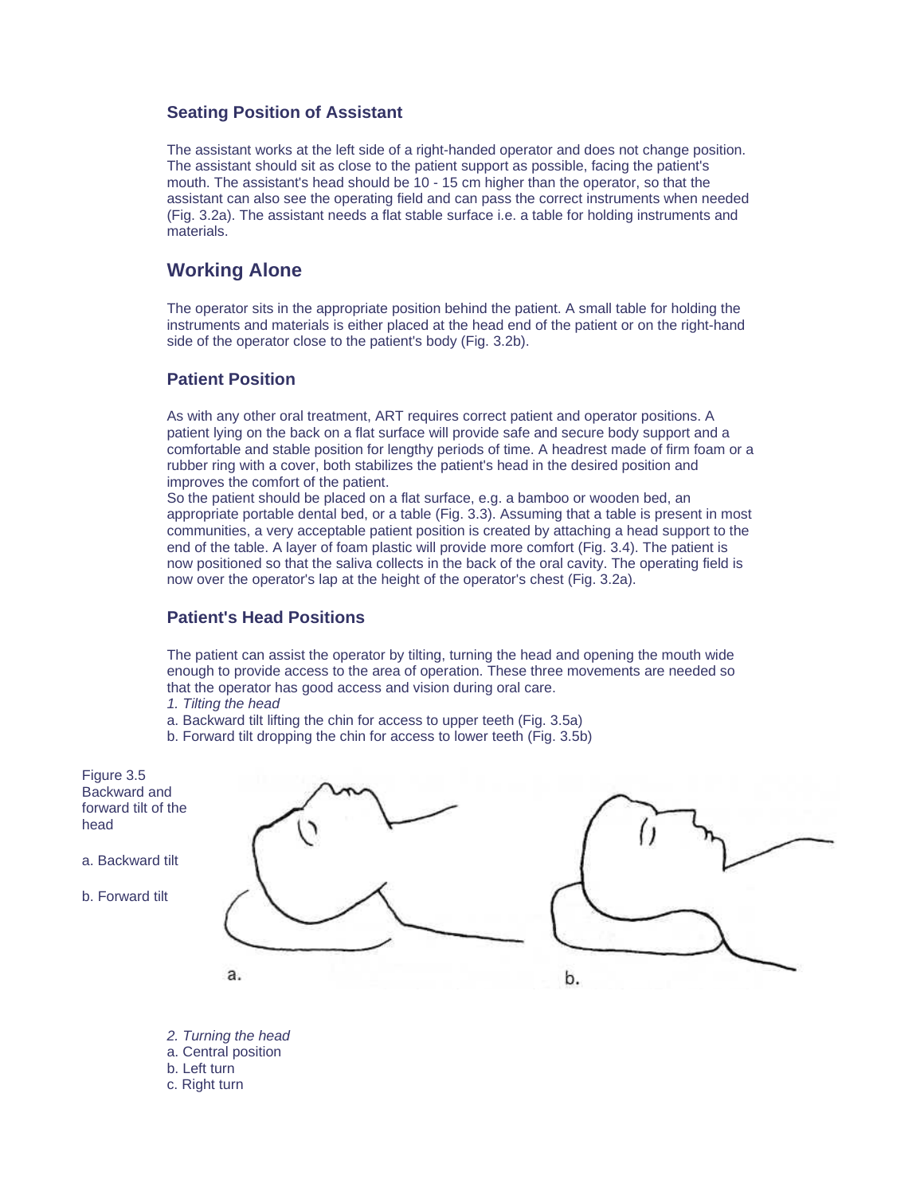### Seating Position of Assistant

The assistant works at the left side of a right-handed operator and does not change position. The assistant should sit as close to the patient support as possible, facing the patient's mouth. The assistant's head should be 10 - 15 cm higher than the operator, so that the assistant can also see the operating field and can pass the correct instruments when needed (Fig. 3.2a). The assistant needs a flat stable surface i.e. a table for holding instruments and materials.

## Working Alone

The operator sits in the appropriate position behind the patient. A small table for holding the instruments and materials is either placed at the head end of the patient or on the right-hand side of the operator close to the patient's body (Fig. 3.2b).

### Patient Position

As with any other oral treatment, ART requires correct patient and operator positions. A patient lying on the back on a flat surface will provide safe and secure body support and a comfortable and stable position for lengthy periods of time. A headrest made of firm foam or a rubber ring with a cover, both stabilizes the patient's head in the desired position and improves the comfort of the patient.
So the patient should be placed on a flat surface, e.g. a bamboo or wooden bed, an appropriate portable dental bed, or a table (Fig. 3.3). Assuming that a table is present in most communities, a very acceptable patient position is created by attaching a head support to the end of the table. A layer of foam plastic will provide more comfort (Fig. 3.4). The patient is now positioned so that the saliva collects in the back of the oral cavity. The operating field is now over the operator's lap at the height of the operator's chest (Fig. 3.2a).

### Patient's Head Positions

The patient can assist the operator by tilting, turning the head and opening the mouth wide enough to provide access to the area of operation. These three movements are needed so that the operator has good access and vision during oral care.

*1. Tilting the head*

a. Backward tilt lifting the chin for access to upper teeth (Fig. 3.5a)

b. Forward tilt dropping the chin for access to lower teeth (Fig. 3.5b)

Figure 3.5
Backward and forward tilt of the head

a. Backward tilt

b. Forward tilt

*2. Turning the head*

a. Central position

b. Left turn

c. Right turn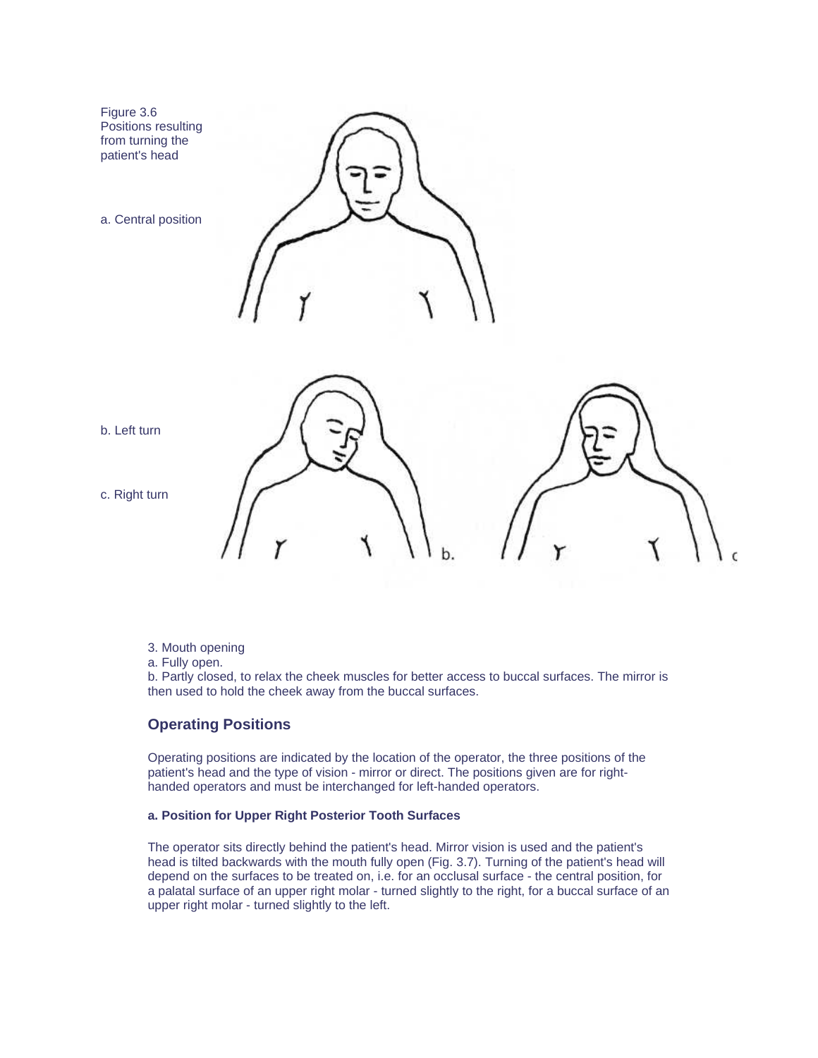Figure 3.6
Positions resulting from turning the patient's head

a. Central position

b. Left turn

c. Right turn

3. Mouth opening
a. Fully open.
b. Partly closed, to relax the cheek muscles for better access to buccal surfaces. The mirror is then used to hold the cheek away from the buccal surfaces.

## Operating Positions

Operating positions are indicated by the location of the operator, the three positions of the patient's head and the type of vision - mirror or direct. The positions given are for right-handed operators and must be interchanged for left-handed operators.

#### a. Position for Upper Right Posterior Tooth Surfaces

The operator sits directly behind the patient's head. Mirror vision is used and the patient's head is tilted backwards with the mouth fully open (Fig. 3.7). Turning of the patient's head will depend on the surfaces to be treated on, i.e. for an occlusal surface - the central position, for a palatal surface of an upper right molar - turned slightly to the right, for a buccal surface of an upper right molar - turned slightly to the left.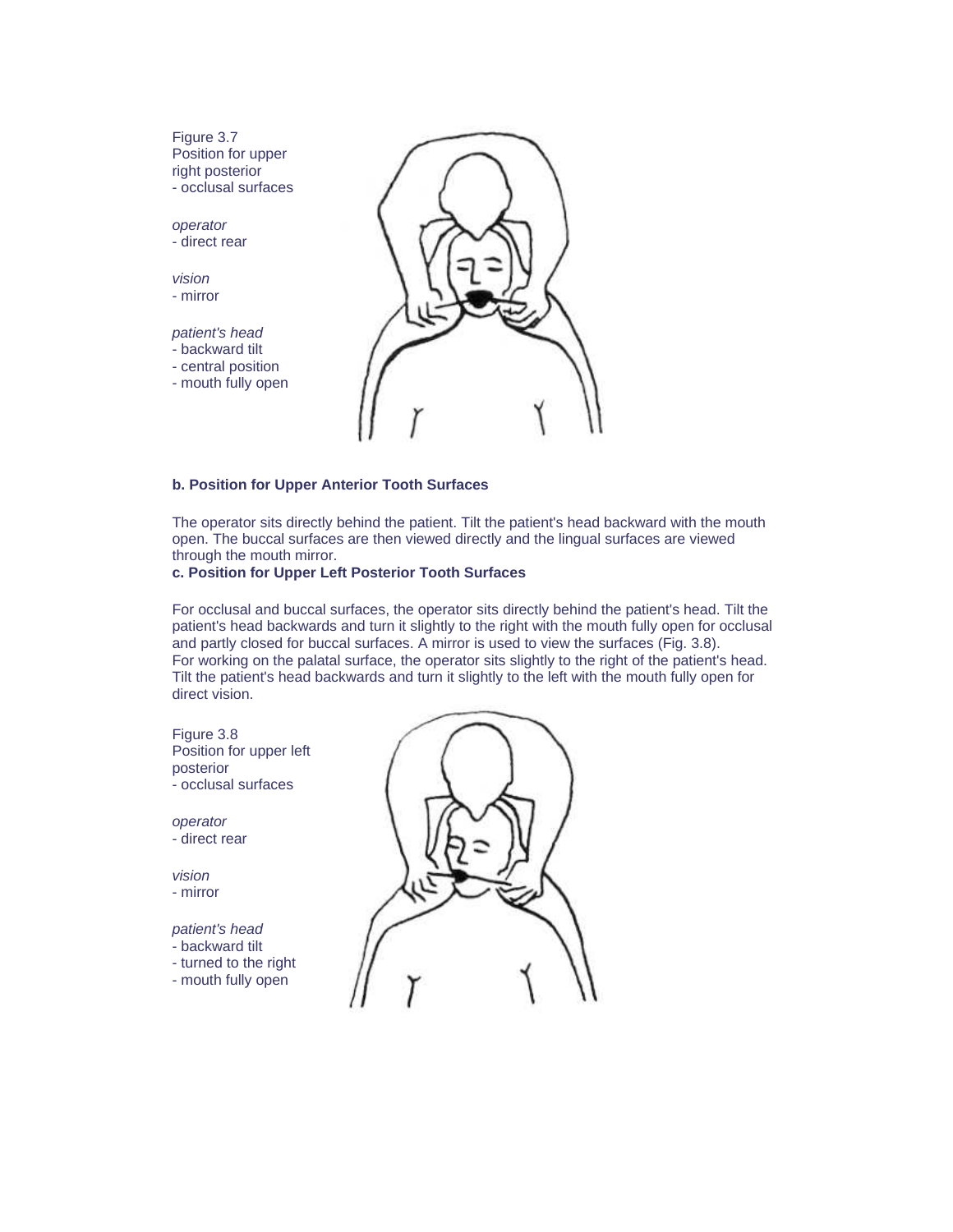Figure 3.7
Position for upper right posterior
- occlusal surfaces

*operator*
- direct rear

*vision*
- mirror

*patient's head*
- backward tilt
- central position
- mouth fully open

**b. Position for Upper Anterior Tooth Surfaces**

The operator sits directly behind the patient. Tilt the patient's head backward with the mouth open. The buccal surfaces are then viewed directly and the lingual surfaces are viewed through the mouth mirror.

**c. Position for Upper Left Posterior Tooth Surfaces**

For occlusal and buccal surfaces, the operator sits directly behind the patient's head. Tilt the patient's head backwards and turn it slightly to the right with the mouth fully open for occlusal and partly closed for buccal surfaces. A mirror is used to view the surfaces (Fig. 3.8).
For working on the palatal surface, the operator sits slightly to the right of the patient's head. Tilt the patient's head backwards and turn it slightly to the left with the mouth fully open for direct vision.

Figure 3.8
Position for upper left posterior
- occlusal surfaces

*operator*
- direct rear

*vision*
- mirror

*patient's head*
- backward tilt
- turned to the right
- mouth fully open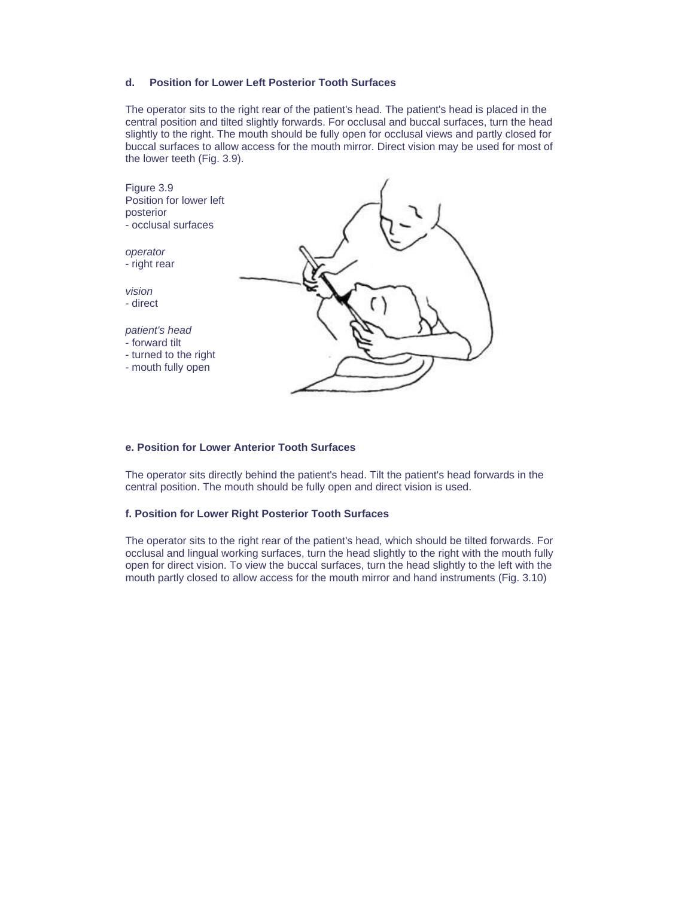### d. Position for Lower Left Posterior Tooth Surfaces

The operator sits to the right rear of the patient's head. The patient's head is placed in the central position and tilted slightly forwards. For occlusal and buccal surfaces, turn the head slightly to the right. The mouth should be fully open for occlusal views and partly closed for buccal surfaces to allow access for the mouth mirror. Direct vision may be used for most of the lower teeth (Fig. 3.9).

Figure 3.9
Position for lower left posterior
- occlusal surfaces

*operator*
- right rear

*vision*
- direct

*patient's head*
- forward tilt
- turned to the right
- mouth fully open

### e. Position for Lower Anterior Tooth Surfaces

The operator sits directly behind the patient's head. Tilt the patient's head forwards in the central position. The mouth should be fully open and direct vision is used.

### f. Position for Lower Right Posterior Tooth Surfaces

The operator sits to the right rear of the patient's head, which should be tilted forwards. For occlusal and lingual working surfaces, turn the head slightly to the right with the mouth fully open for direct vision. To view the buccal surfaces, turn the head slightly to the left with the mouth partly closed to allow access for the mouth mirror and hand instruments (Fig. 3.10)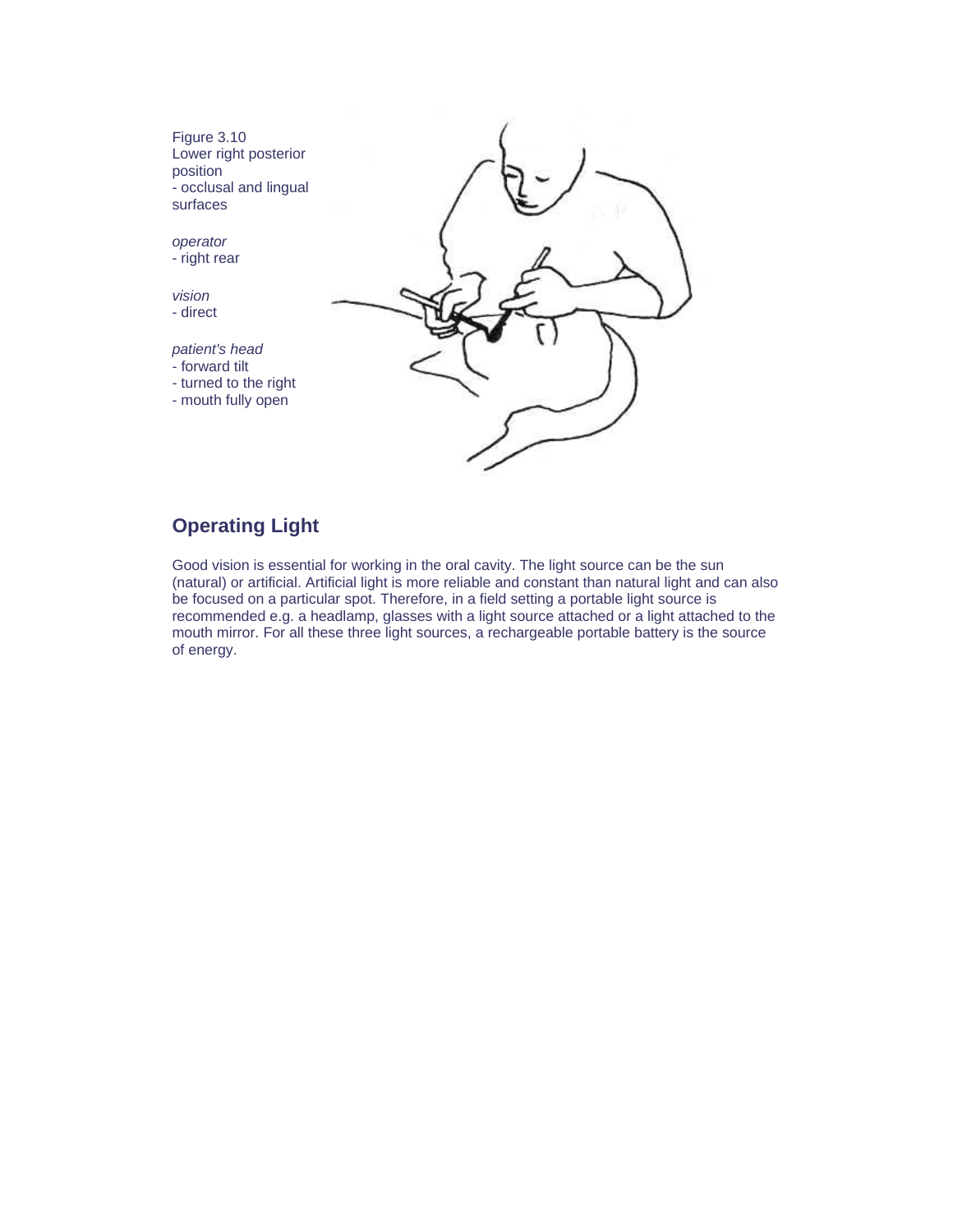Figure 3.10
Lower right posterior position
- occlusal and lingual surfaces

*operator*
- right rear

*vision*
- direct

*patient's head*
- forward tilt
- turned to the right
- mouth fully open

## Operating Light

Good vision is essential for working in the oral cavity. The light source can be the sun (natural) or artificial. Artificial light is more reliable and constant than natural light and can also be focused on a particular spot. Therefore, in a field setting a portable light source is recommended e.g. a headlamp, glasses with a light source attached or a light attached to the mouth mirror. For all these three light sources, a rechargeable portable battery is the source of energy.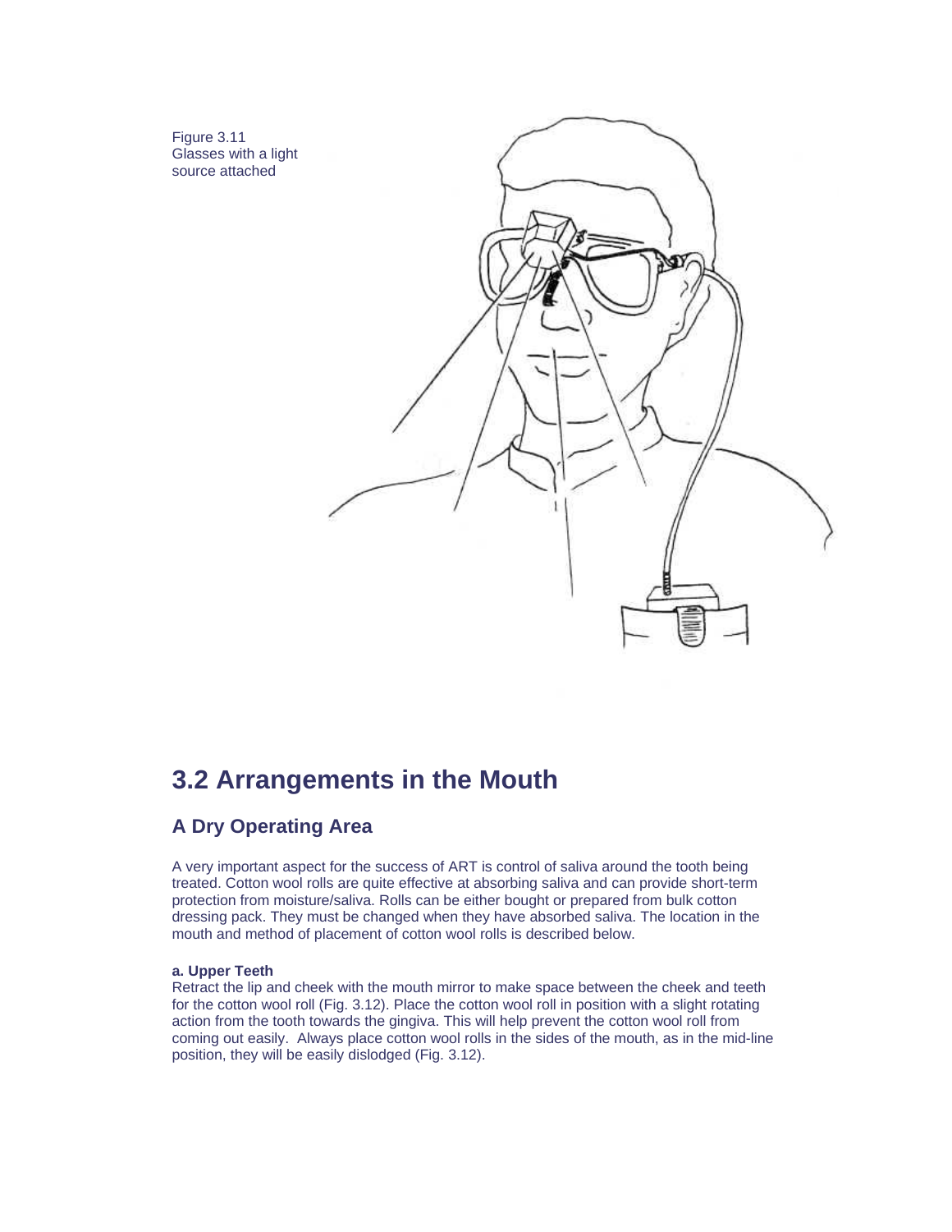Figure 3.11
Glasses with a light source attached

## 3.2 Arrangements in the Mouth

### A Dry Operating Area

A very important aspect for the success of ART is control of saliva around the tooth being treated. Cotton wool rolls are quite effective at absorbing saliva and can provide short-term protection from moisture/saliva. Rolls can be either bought or prepared from bulk cotton dressing pack. They must be changed when they have absorbed saliva. The location in the mouth and method of placement of cotton wool rolls is described below.

**a. Upper Teeth**
Retract the lip and cheek with the mouth mirror to make space between the cheek and teeth for the cotton wool roll (Fig. 3.12). Place the cotton wool roll in position with a slight rotating action from the tooth towards the gingiva. This will help prevent the cotton wool roll from coming out easily. Always place cotton wool rolls in the sides of the mouth, as in the mid-line position, they will be easily dislodged (Fig. 3.12).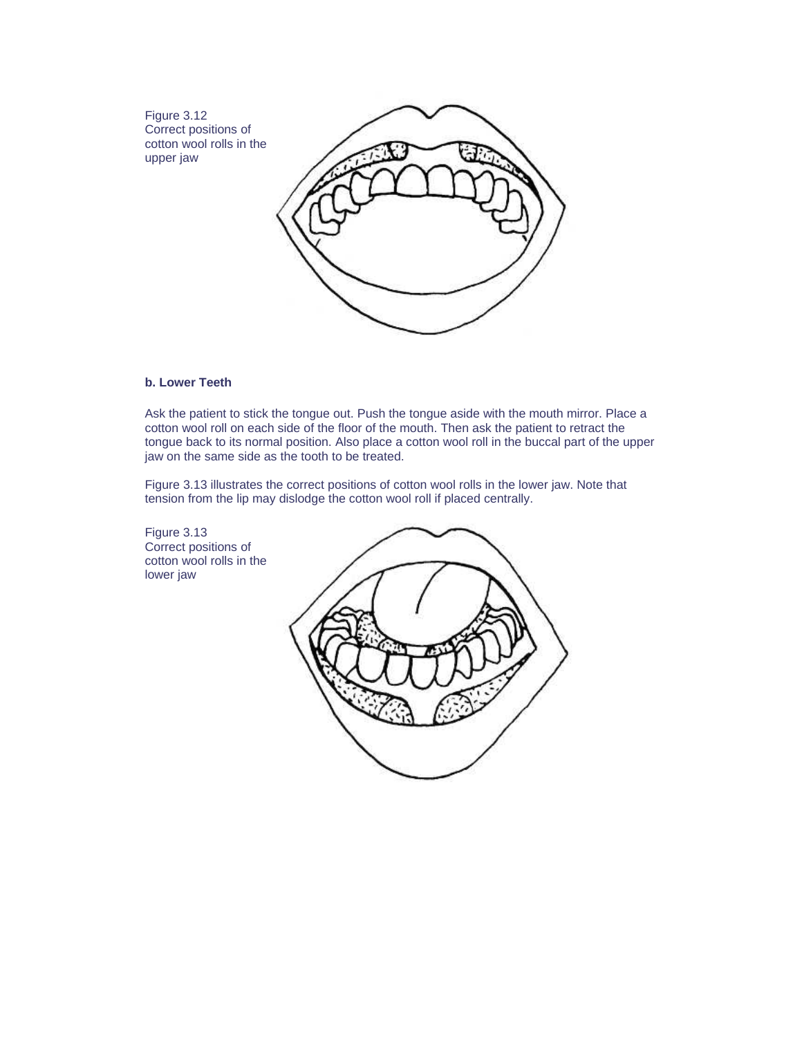Figure 3.12
Correct positions of cotton wool rolls in the upper jaw

**b. Lower Teeth**

Ask the patient to stick the tongue out. Push the tongue aside with the mouth mirror. Place a cotton wool roll on each side of the floor of the mouth. Then ask the patient to retract the tongue back to its normal position. Also place a cotton wool roll in the buccal part of the upper jaw on the same side as the tooth to be treated.

Figure 3.13 illustrates the correct positions of cotton wool rolls in the lower jaw. Note that tension from the lip may dislodge the cotton wool roll if placed centrally.

Figure 3.13
Correct positions of cotton wool rolls in the lower jaw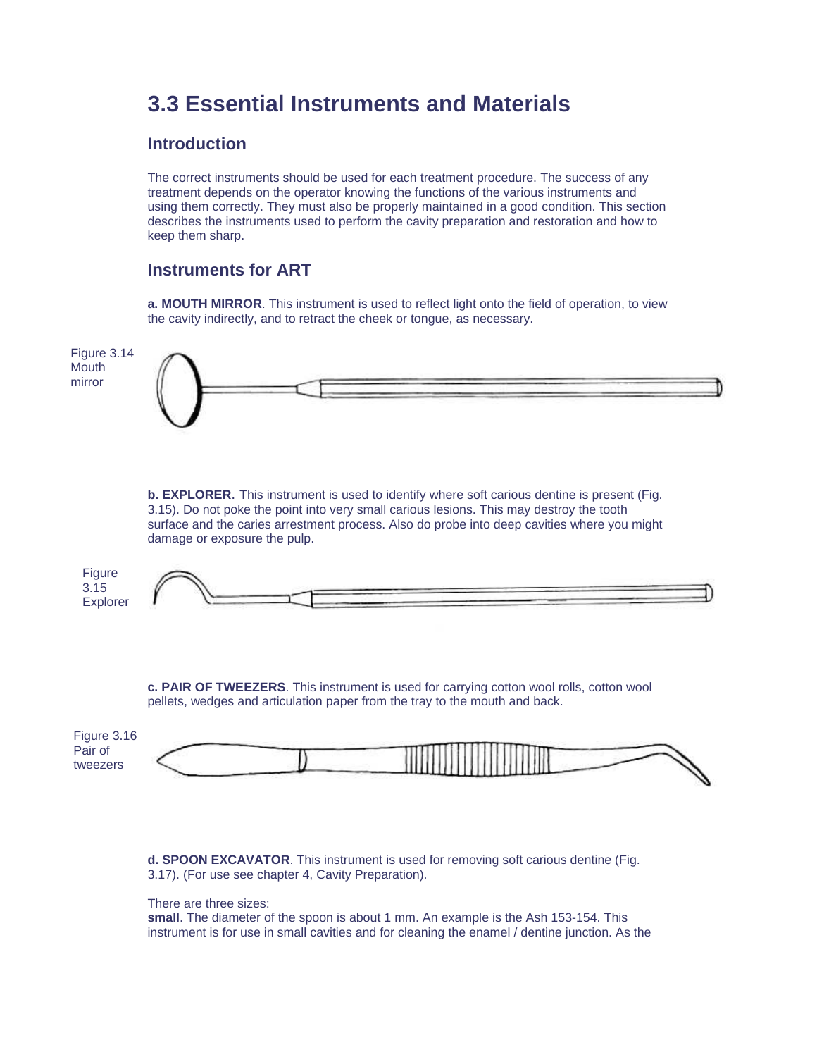# 3.3 Essential Instruments and Materials

## Introduction

The correct instruments should be used for each treatment procedure. The success of any treatment depends on the operator knowing the functions of the various instruments and using them correctly. They must also be properly maintained in a good condition. This section describes the instruments used to perform the cavity preparation and restoration and how to keep them sharp.

## Instruments for ART

**a. MOUTH MIRROR**. This instrument is used to reflect light onto the field of operation, to view the cavity indirectly, and to retract the cheek or tongue, as necessary.

Figure 3.14 Mouth mirror

**b. EXPLORER**. This instrument is used to identify where soft carious dentine is present (Fig. 3.15). Do not poke the point into very small carious lesions. This may destroy the tooth surface and the caries arrestment process. Also do probe into deep cavities where you might damage or exposure the pulp.

Figure 3.15 Explorer

**c. PAIR OF TWEEZERS**. This instrument is used for carrying cotton wool rolls, cotton wool pellets, wedges and articulation paper from the tray to the mouth and back.

Figure 3.16 Pair of tweezers

**d. SPOON EXCAVATOR**. This instrument is used for removing soft carious dentine (Fig. 3.17). (For use see chapter 4, Cavity Preparation).

There are three sizes:
**small**. The diameter of the spoon is about 1 mm. An example is the Ash 153-154. This instrument is for use in small cavities and for cleaning the enamel / dentine junction. As the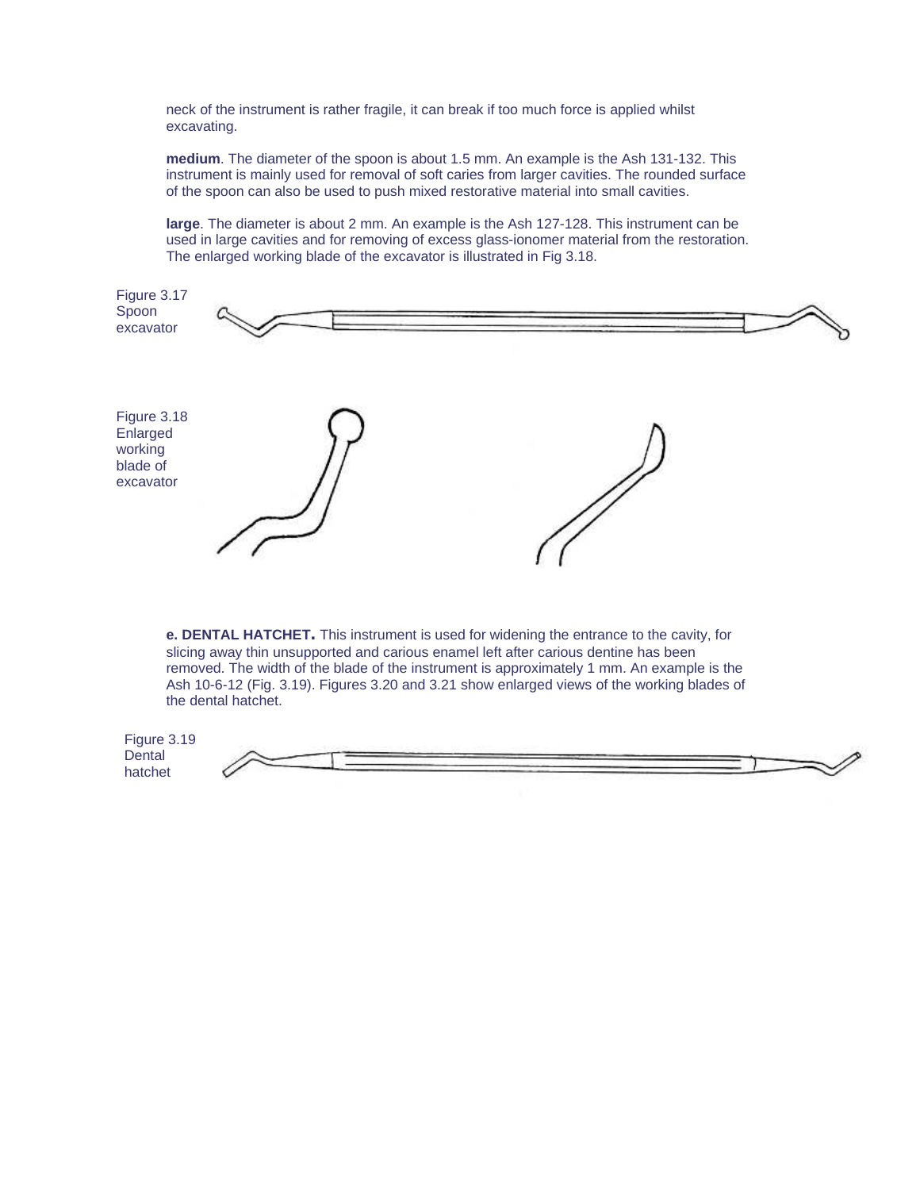neck of the instrument is rather fragile, it can break if too much force is applied whilst excavating.

**medium**. The diameter of the spoon is about 1.5 mm. An example is the Ash 131-132. This instrument is mainly used for removal of soft caries from larger cavities. The rounded surface of the spoon can also be used to push mixed restorative material into small cavities.

**large**. The diameter is about 2 mm. An example is the Ash 127-128. This instrument can be used in large cavities and for removing of excess glass-ionomer material from the restoration. The enlarged working blade of the excavator is illustrated in Fig 3.18.

Figure 3.17 Spoon excavator

Figure 3.18 Enlarged working blade of excavator

**e. DENTAL HATCHET.** This instrument is used for widening the entrance to the cavity, for slicing away thin unsupported and carious enamel left after carious dentine has been removed. The width of the blade of the instrument is approximately 1 mm. An example is the Ash 10-6-12 (Fig. 3.19). Figures 3.20 and 3.21 show enlarged views of the working blades of the dental hatchet.

Figure 3.19 Dental hatchet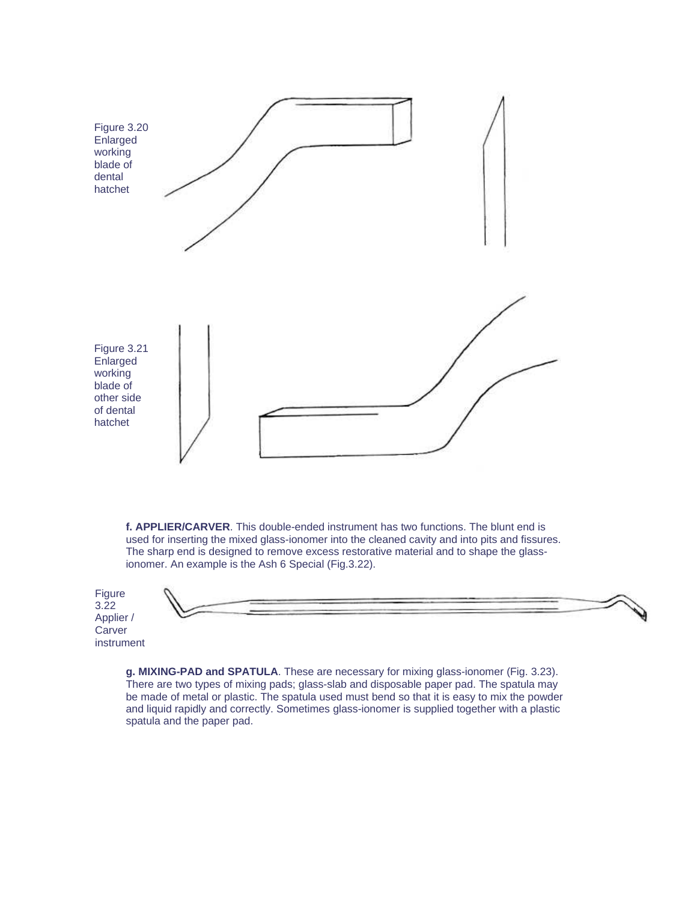Figure 3.20 Enlarged working blade of dental hatchet

Figure 3.21 Enlarged working blade of other side of dental hatchet

**f. APPLIER/CARVER**. This double-ended instrument has two functions. The blunt end is used for inserting the mixed glass-ionomer into the cleaned cavity and into pits and fissures. The sharp end is designed to remove excess restorative material and to shape the glass-ionomer. An example is the Ash 6 Special (Fig.3.22).

Figure 3.22 Applier / Carver instrument

**g. MIXING-PAD and SPATULA**. These are necessary for mixing glass-ionomer (Fig. 3.23). There are two types of mixing pads; glass-slab and disposable paper pad. The spatula may be made of metal or plastic. The spatula used must bend so that it is easy to mix the powder and liquid rapidly and correctly. Sometimes glass-ionomer is supplied together with a plastic spatula and the paper pad.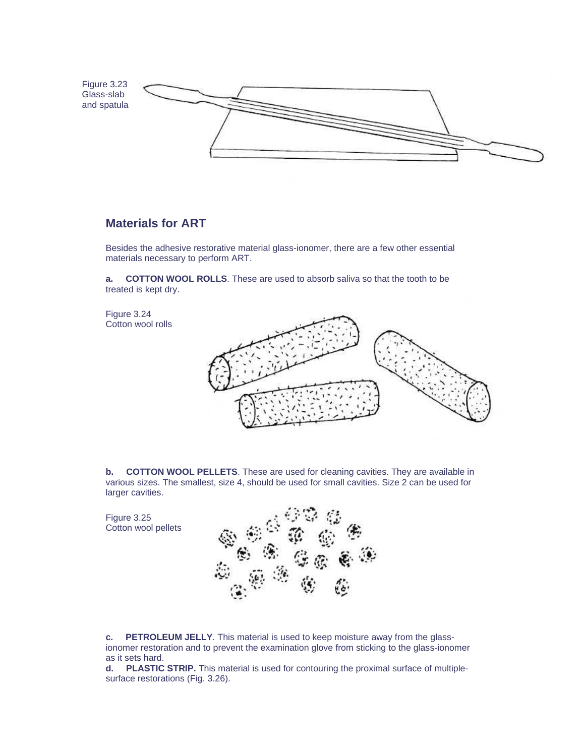Figure 3.23
Glass-slab and spatula

## Materials for ART

Besides the adhesive restorative material glass-ionomer, there are a few other essential materials necessary to perform ART.

**a. COTTON WOOL ROLLS**. These are used to absorb saliva so that the tooth to be treated is kept dry.

Figure 3.24
Cotton wool rolls

**b. COTTON WOOL PELLETS**. These are used for cleaning cavities. They are available in various sizes. The smallest, size 4, should be used for small cavities. Size 2 can be used for larger cavities.

Figure 3.25
Cotton wool pellets

**c. PETROLEUM JELLY**. This material is used to keep moisture away from the glass-ionomer restoration and to prevent the examination glove from sticking to the glass-ionomer as it sets hard.

**d. PLASTIC STRIP.** This material is used for contouring the proximal surface of multiple-surface restorations (Fig. 3.26).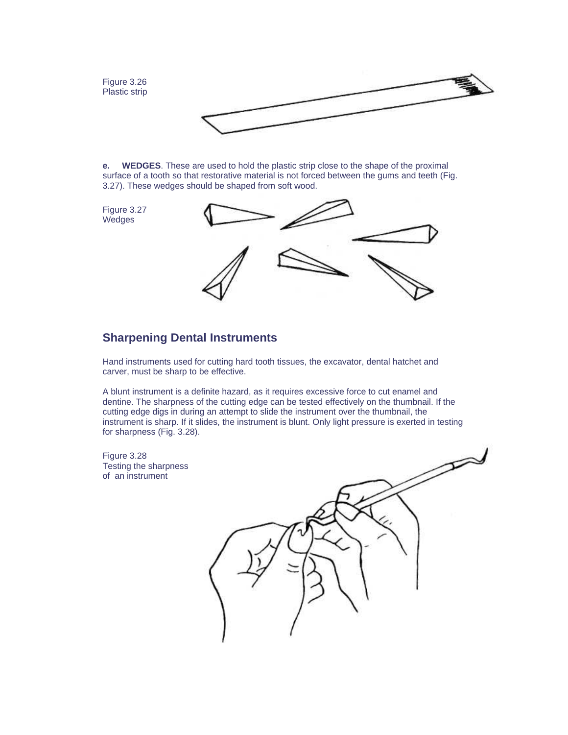Figure 3.26
Plastic strip

**e. WEDGES**. These are used to hold the plastic strip close to the shape of the proximal surface of a tooth so that restorative material is not forced between the gums and teeth (Fig. 3.27). These wedges should be shaped from soft wood.

Figure 3.27
Wedges

## Sharpening Dental Instruments

Hand instruments used for cutting hard tooth tissues, the excavator, dental hatchet and carver, must be sharp to be effective.

A blunt instrument is a definite hazard, as it requires excessive force to cut enamel and dentine. The sharpness of the cutting edge can be tested effectively on the thumbnail. If the cutting edge digs in during an attempt to slide the instrument over the thumbnail, the instrument is sharp. If it slides, the instrument is blunt. Only light pressure is exerted in testing for sharpness (Fig. 3.28).

Figure 3.28
Testing the sharpness of an instrument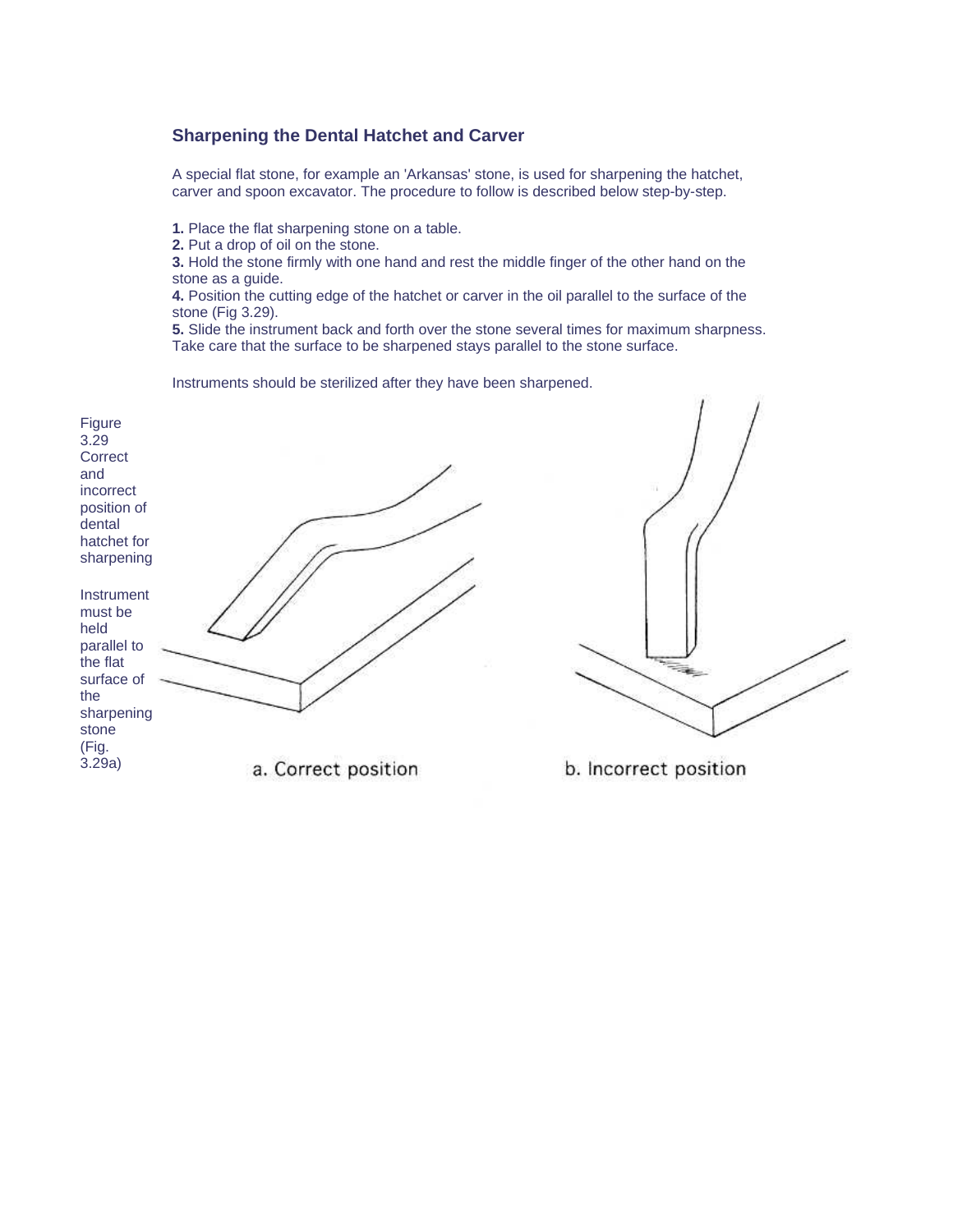### Sharpening the Dental Hatchet and Carver

A special flat stone, for example an 'Arkansas' stone, is used for sharpening the hatchet, carver and spoon excavator. The procedure to follow is described below step-by-step.

**1.** Place the flat sharpening stone on a table.
**2.** Put a drop of oil on the stone.
**3.** Hold the stone firmly with one hand and rest the middle finger of the other hand on the stone as a guide.
**4.** Position the cutting edge of the hatchet or carver in the oil parallel to the surface of the stone (Fig 3.29).
**5.** Slide the instrument back and forth over the stone several times for maximum sharpness. Take care that the surface to be sharpened stays parallel to the stone surface.

Instruments should be sterilized after they have been sharpened.

Figure 3.29 Correct and incorrect position of dental hatchet for sharpening

Instrument must be held parallel to the flat surface of the sharpening stone (Fig. 3.29a)

a. Correct position

b. Incorrect position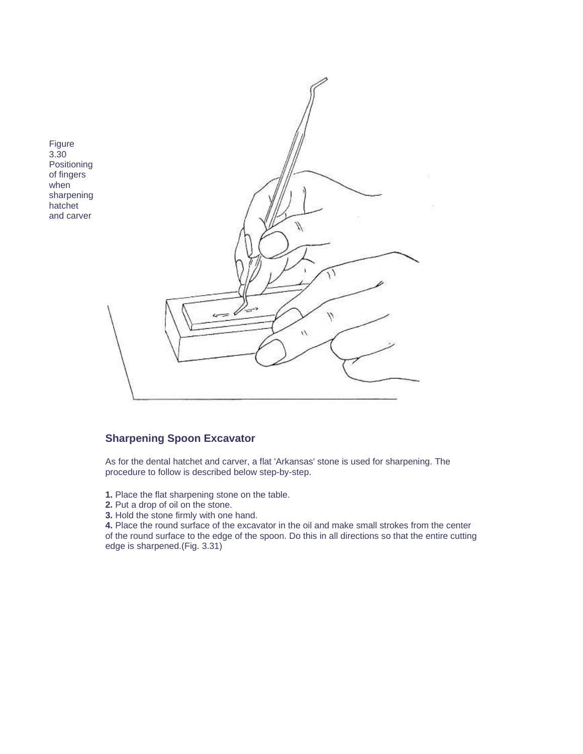Figure 3.30 Positioning of fingers when sharpening hatchet and carver

## Sharpening Spoon Excavator

As for the dental hatchet and carver, a flat 'Arkansas' stone is used for sharpening. The procedure to follow is described below step-by-step.

**1.** Place the flat sharpening stone on the table.
**2.** Put a drop of oil on the stone.
**3.** Hold the stone firmly with one hand.
**4.** Place the round surface of the excavator in the oil and make small strokes from the center of the round surface to the edge of the spoon. Do this in all directions so that the entire cutting edge is sharpened.(Fig. 3.31)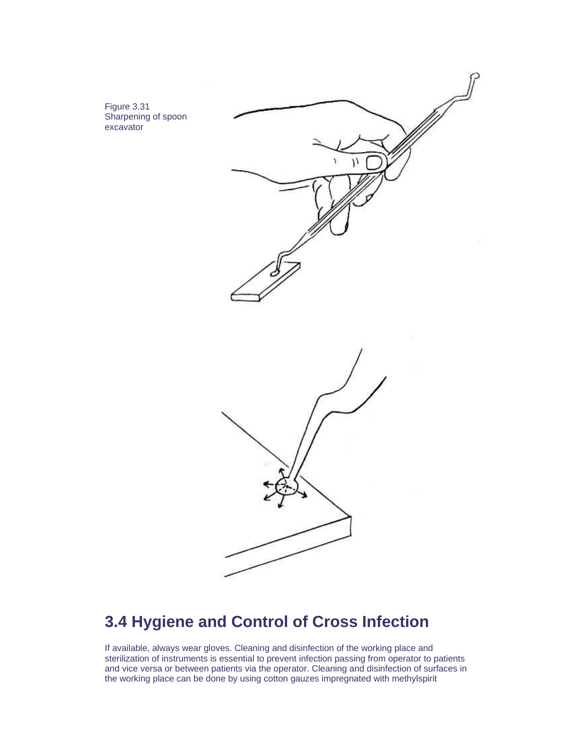Figure 3.31
Sharpening of spoon excavator

## 3.4 Hygiene and Control of Cross Infection

If available, always wear gloves. Cleaning and disinfection of the working place and sterilization of instruments is essential to prevent infection passing from operator to patients and vice versa or between patients via the operator. Cleaning and disinfection of surfaces in the working place can be done by using cotton gauzes impregnated with methylspirit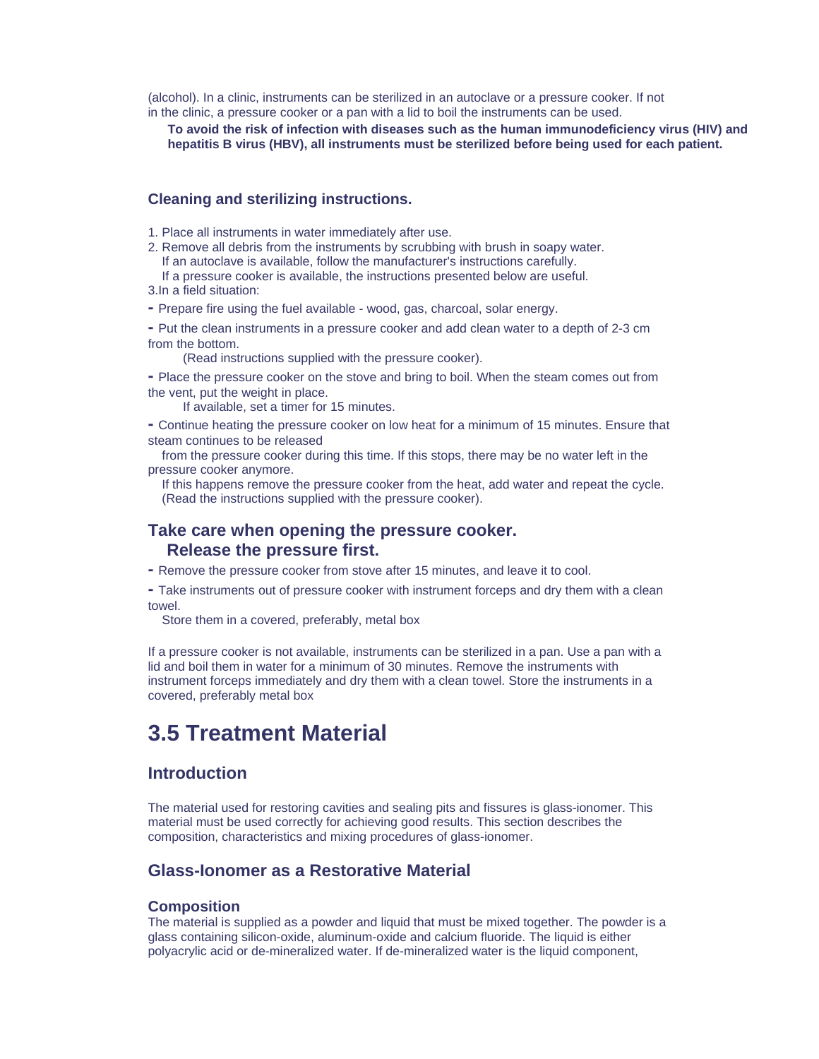(alcohol). In a clinic, instruments can be sterilized in an autoclave or a pressure cooker. If not in the clinic, a pressure cooker or a pan with a lid to boil the instruments can be used.

**To avoid the risk of infection with diseases such as the human immunodeficiency virus (HIV) and hepatitis B virus (HBV), all instruments must be sterilized before being used for each patient.**

### Cleaning and sterilizing instructions.

1. Place all instruments in water immediately after use.
2. Remove all debris from the instruments by scrubbing with brush in soapy water.
   If an autoclave is available, follow the manufacturer's instructions carefully.
   If a pressure cooker is available, the instructions presented below are useful.
3. In a field situation:

- Prepare fire using the fuel available - wood, gas, charcoal, solar energy.
- Put the clean instruments in a pressure cooker and add clean water to a depth of 2-3 cm from the bottom.
  (Read instructions supplied with the pressure cooker).
- Place the pressure cooker on the stove and bring to boil. When the steam comes out from the vent, put the weight in place.
  If available, set a timer for 15 minutes.
- Continue heating the pressure cooker on low heat for a minimum of 15 minutes. Ensure that steam continues to be released
  from the pressure cooker during this time. If this stops, there may be no water left in the pressure cooker anymore.
  If this happens remove the pressure cooker from the heat, add water and repeat the cycle.
  (Read the instructions supplied with the pressure cooker).

## Take care when opening the pressure cooker. Release the pressure first.

- Remove the pressure cooker from stove after 15 minutes, and leave it to cool.
- Take instruments out of pressure cooker with instrument forceps and dry them with a clean towel.
  Store them in a covered, preferably, metal box

If a pressure cooker is not available, instruments can be sterilized in a pan. Use a pan with a lid and boil them in water for a minimum of 30 minutes. Remove the instruments with instrument forceps immediately and dry them with a clean towel. Store the instruments in a covered, preferably metal box

# 3.5 Treatment Material

## Introduction

The material used for restoring cavities and sealing pits and fissures is glass-ionomer. This material must be used correctly for achieving good results. This section describes the composition, characteristics and mixing procedures of glass-ionomer.

## Glass-Ionomer as a Restorative Material

### Composition

The material is supplied as a powder and liquid that must be mixed together. The powder is a glass containing silicon-oxide, aluminum-oxide and calcium fluoride. The liquid is either polyacrylic acid or de-mineralized water. If de-mineralized water is the liquid component,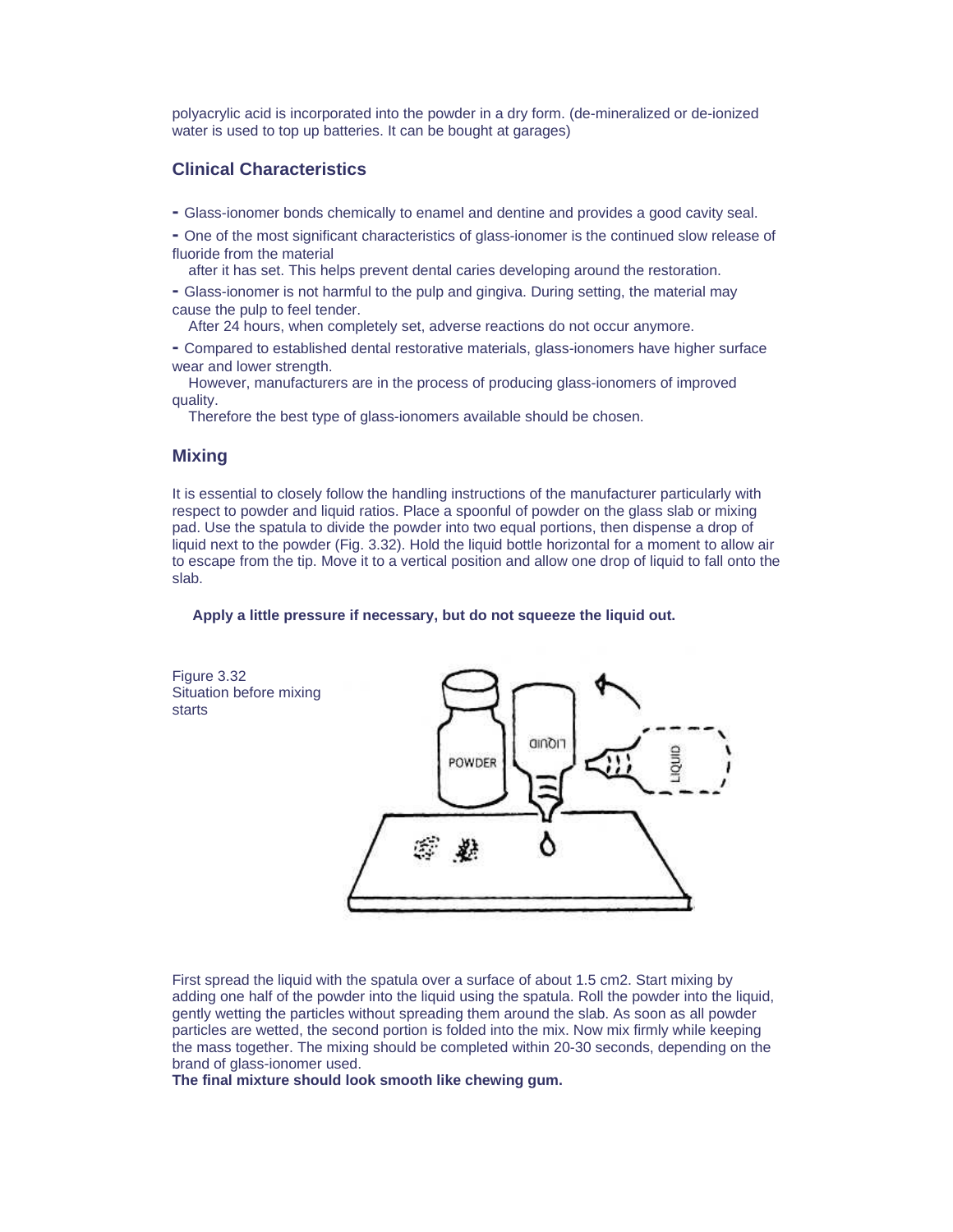polyacrylic acid is incorporated into the powder in a dry form. (de-mineralized or de-ionized water is used to top up batteries. It can be bought at garages)

## Clinical Characteristics

- Glass-ionomer bonds chemically to enamel and dentine and provides a good cavity seal.
- One of the most significant characteristics of glass-ionomer is the continued slow release of fluoride from the material after it has set. This helps prevent dental caries developing around the restoration.
- Glass-ionomer is not harmful to the pulp and gingiva. During setting, the material may cause the pulp to feel tender. After 24 hours, when completely set, adverse reactions do not occur anymore.
- Compared to established dental restorative materials, glass-ionomers have higher surface wear and lower strength. However, manufacturers are in the process of producing glass-ionomers of improved quality. Therefore the best type of glass-ionomers available should be chosen.

## Mixing

It is essential to closely follow the handling instructions of the manufacturer particularly with respect to powder and liquid ratios. Place a spoonful of powder on the glass slab or mixing pad. Use the spatula to divide the powder into two equal portions, then dispense a drop of liquid next to the powder (Fig. 3.32). Hold the liquid bottle horizontal for a moment to allow air to escape from the tip. Move it to a vertical position and allow one drop of liquid to fall onto the slab.

**Apply a little pressure if necessary, but do not squeeze the liquid out.**

Figure 3.32
Situation before mixing starts

First spread the liquid with the spatula over a surface of about 1.5 cm2. Start mixing by adding one half of the powder into the liquid using the spatula. Roll the powder into the liquid, gently wetting the particles without spreading them around the slab. As soon as all powder particles are wetted, the second portion is folded into the mix. Now mix firmly while keeping the mass together. The mixing should be completed within 20-30 seconds, depending on the brand of glass-ionomer used.
**The final mixture should look smooth like chewing gum.**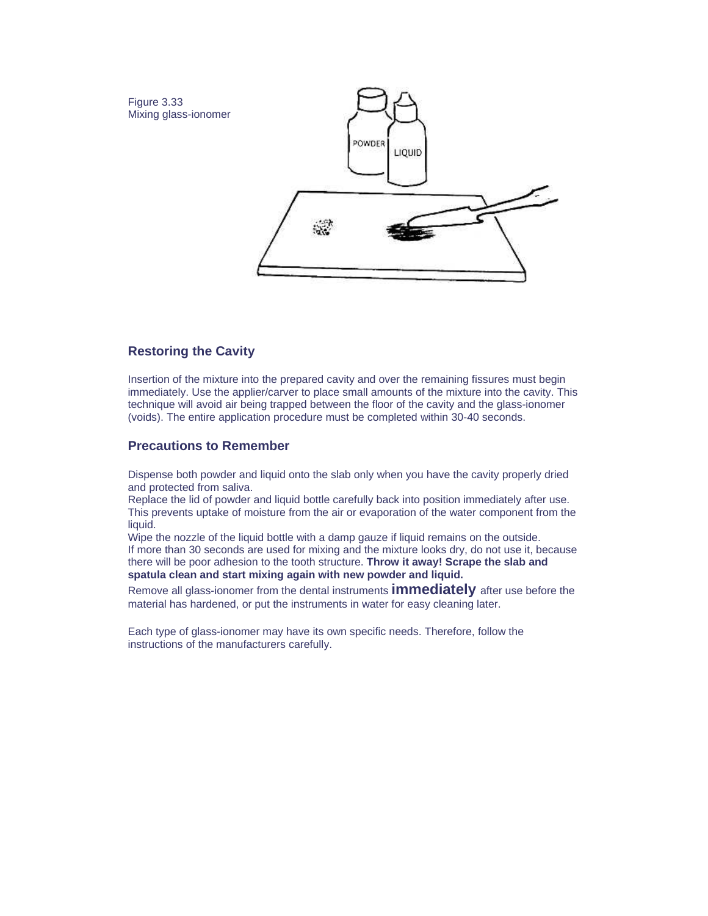Figure 3.33
Mixing glass-ionomer

## Restoring the Cavity

Insertion of the mixture into the prepared cavity and over the remaining fissures must begin immediately. Use the applier/carver to place small amounts of the mixture into the cavity. This technique will avoid air being trapped between the floor of the cavity and the glass-ionomer (voids). The entire application procedure must be completed within 30-40 seconds.

## Precautions to Remember

Dispense both powder and liquid onto the slab only when you have the cavity properly dried and protected from saliva.
Replace the lid of powder and liquid bottle carefully back into position immediately after use. This prevents uptake of moisture from the air or evaporation of the water component from the liquid.
Wipe the nozzle of the liquid bottle with a damp gauze if liquid remains on the outside.
If more than 30 seconds are used for mixing and the mixture looks dry, do not use it, because there will be poor adhesion to the tooth structure. **Throw it away! Scrape the slab and spatula clean and start mixing again with new powder and liquid.**
Remove all glass-ionomer from the dental instruments **immediately** after use before the material has hardened, or put the instruments in water for easy cleaning later.

Each type of glass-ionomer may have its own specific needs. Therefore, follow the instructions of the manufacturers carefully.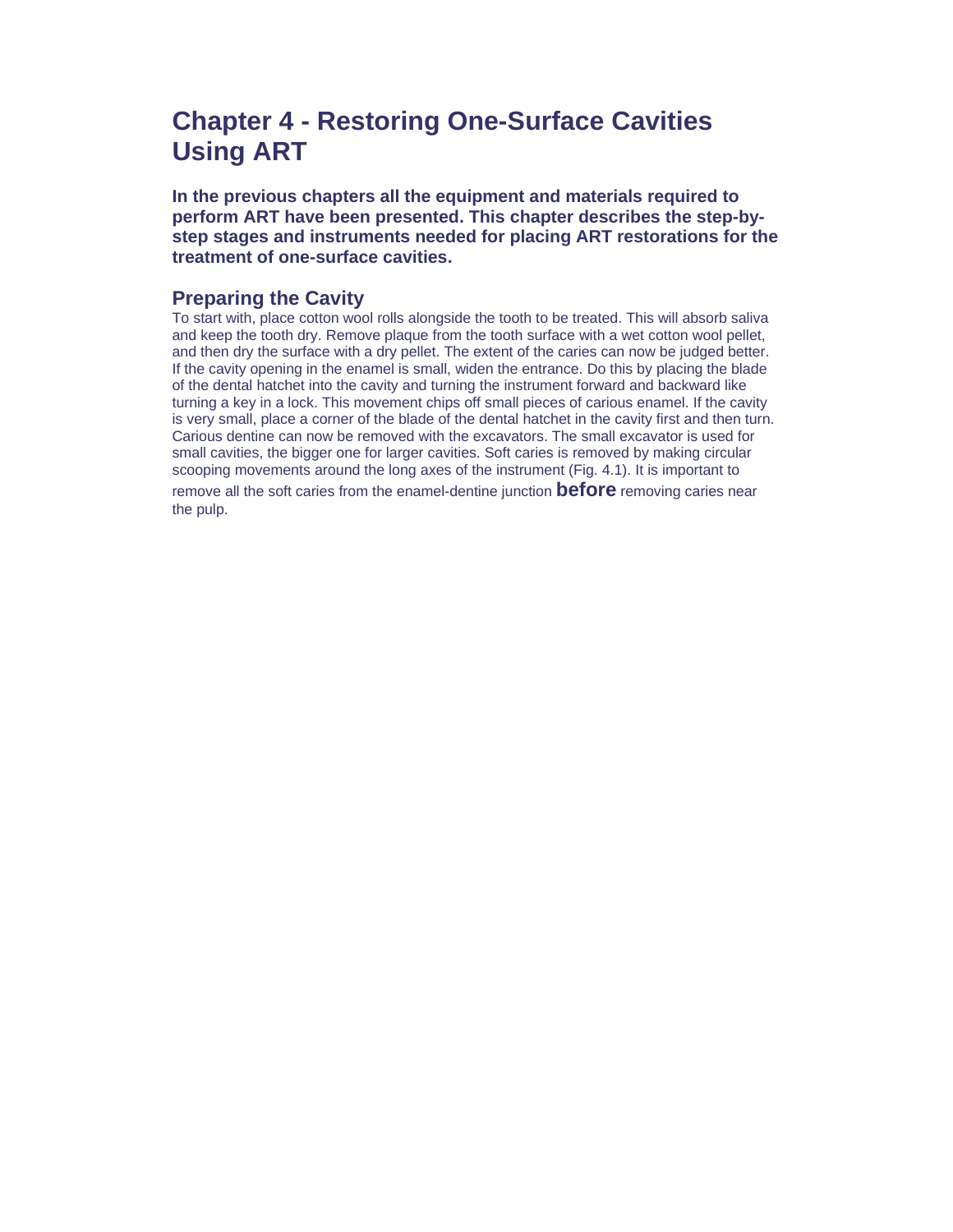# Chapter 4 - Restoring One-Surface Cavities Using ART

**In the previous chapters all the equipment and materials required to perform ART have been presented. This chapter describes the step-by-step stages and instruments needed for placing ART restorations for the treatment of one-surface cavities.**

## Preparing the Cavity

To start with, place cotton wool rolls alongside the tooth to be treated. This will absorb saliva and keep the tooth dry. Remove plaque from the tooth surface with a wet cotton wool pellet, and then dry the surface with a dry pellet. The extent of the caries can now be judged better. If the cavity opening in the enamel is small, widen the entrance. Do this by placing the blade of the dental hatchet into the cavity and turning the instrument forward and backward like turning a key in a lock. This movement chips off small pieces of carious enamel. If the cavity is very small, place a corner of the blade of the dental hatchet in the cavity first and then turn. Carious dentine can now be removed with the excavators. The small excavator is used for small cavities, the bigger one for larger cavities. Soft caries is removed by making circular scooping movements around the long axes of the instrument (Fig. 4.1). It is important to remove all the soft caries from the enamel-dentine junction **before** removing caries near the pulp.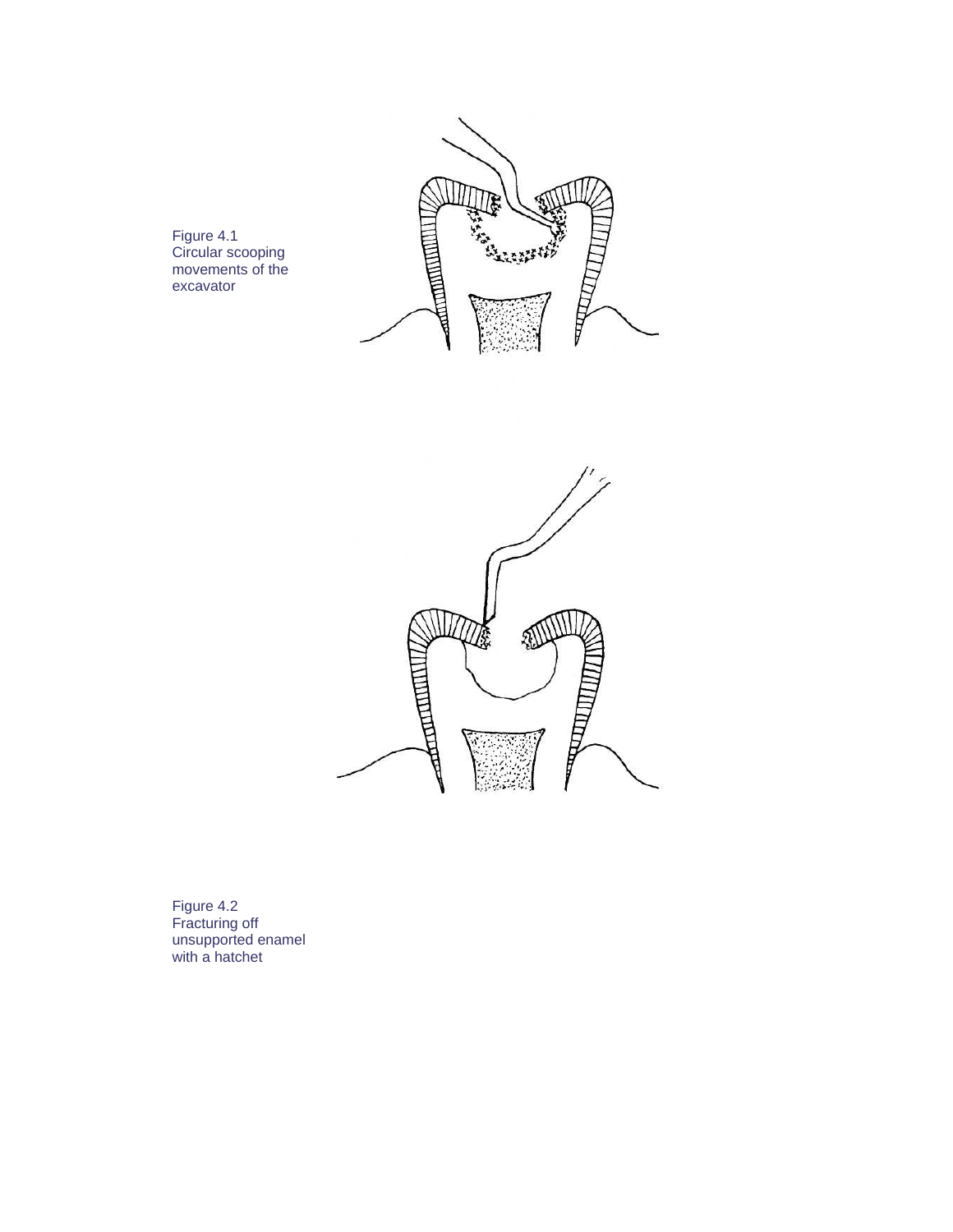Figure 4.1
Circular scooping movements of the excavator

Figure 4.2
Fracturing off unsupported enamel with a hatchet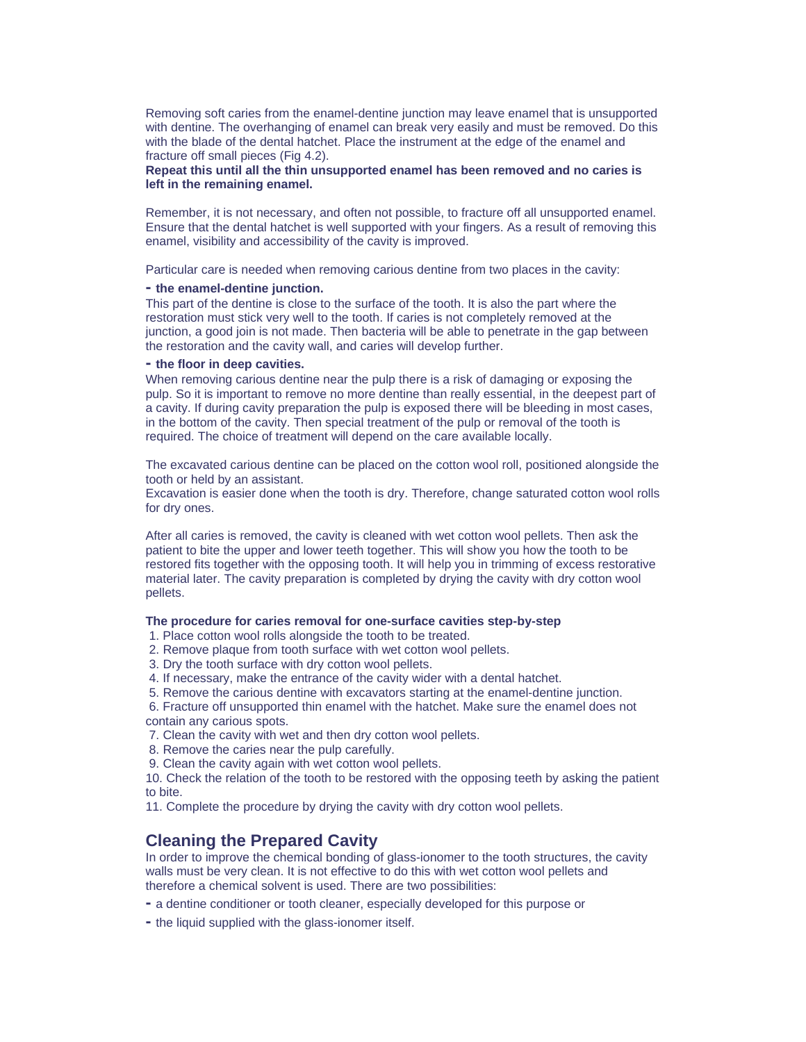Removing soft caries from the enamel-dentine junction may leave enamel that is unsupported with dentine. The overhanging of enamel can break very easily and must be removed. Do this with the blade of the dental hatchet. Place the instrument at the edge of the enamel and fracture off small pieces (Fig 4.2).

**Repeat this until all the thin unsupported enamel has been removed and no caries is left in the remaining enamel.**

Remember, it is not necessary, and often not possible, to fracture off all unsupported enamel. Ensure that the dental hatchet is well supported with your fingers. As a result of removing this enamel, visibility and accessibility of the cavity is improved.

Particular care is needed when removing carious dentine from two places in the cavity:

- **the enamel-dentine junction.**

This part of the dentine is close to the surface of the tooth. It is also the part where the restoration must stick very well to the tooth. If caries is not completely removed at the junction, a good join is not made. Then bacteria will be able to penetrate in the gap between the restoration and the cavity wall, and caries will develop further.

- **the floor in deep cavities.**

When removing carious dentine near the pulp there is a risk of damaging or exposing the pulp. So it is important to remove no more dentine than really essential, in the deepest part of a cavity. If during cavity preparation the pulp is exposed there will be bleeding in most cases, in the bottom of the cavity. Then special treatment of the pulp or removal of the tooth is required. The choice of treatment will depend on the care available locally.

The excavated carious dentine can be placed on the cotton wool roll, positioned alongside the tooth or held by an assistant.

Excavation is easier done when the tooth is dry. Therefore, change saturated cotton wool rolls for dry ones.

After all caries is removed, the cavity is cleaned with wet cotton wool pellets. Then ask the patient to bite the upper and lower teeth together. This will show you how the tooth to be restored fits together with the opposing tooth. It will help you in trimming of excess restorative material later. The cavity preparation is completed by drying the cavity with dry cotton wool pellets.

**The procedure for caries removal for one-surface cavities step-by-step**

1. Place cotton wool rolls alongside the tooth to be treated.
2. Remove plaque from tooth surface with wet cotton wool pellets.
3. Dry the tooth surface with dry cotton wool pellets.
4. If necessary, make the entrance of the cavity wider with a dental hatchet.
5. Remove the carious dentine with excavators starting at the enamel-dentine junction.
6. Fracture off unsupported thin enamel with the hatchet. Make sure the enamel does not contain any carious spots.
7. Clean the cavity with wet and then dry cotton wool pellets.
8. Remove the caries near the pulp carefully.
9. Clean the cavity again with wet cotton wool pellets.
10. Check the relation of the tooth to be restored with the opposing teeth by asking the patient to bite.
11. Complete the procedure by drying the cavity with dry cotton wool pellets.

## Cleaning the Prepared Cavity

In order to improve the chemical bonding of glass-ionomer to the tooth structures, the cavity walls must be very clean. It is not effective to do this with wet cotton wool pellets and therefore a chemical solvent is used. There are two possibilities:

- a dentine conditioner or tooth cleaner, especially developed for this purpose or
- the liquid supplied with the glass-ionomer itself.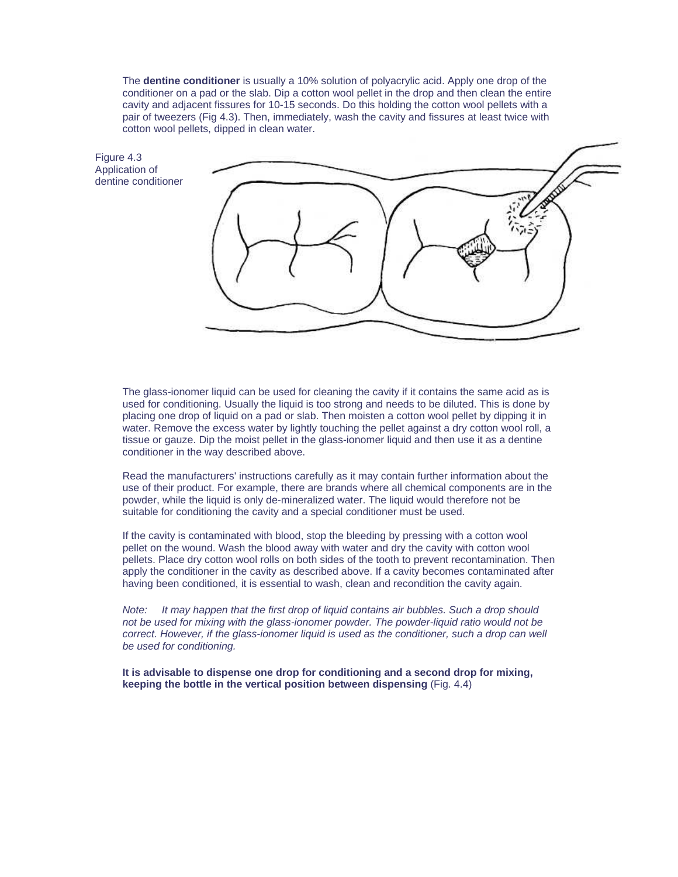The **dentine conditioner** is usually a 10% solution of polyacrylic acid. Apply one drop of the conditioner on a pad or the slab. Dip a cotton wool pellet in the drop and then clean the entire cavity and adjacent fissures for 10-15 seconds. Do this holding the cotton wool pellets with a pair of tweezers (Fig 4.3). Then, immediately, wash the cavity and fissures at least twice with cotton wool pellets, dipped in clean water.

Figure 4.3 Application of dentine conditioner

The glass-ionomer liquid can be used for cleaning the cavity if it contains the same acid as is used for conditioning. Usually the liquid is too strong and needs to be diluted. This is done by placing one drop of liquid on a pad or slab. Then moisten a cotton wool pellet by dipping it in water. Remove the excess water by lightly touching the pellet against a dry cotton wool roll, a tissue or gauze. Dip the moist pellet in the glass-ionomer liquid and then use it as a dentine conditioner in the way described above.

Read the manufacturers' instructions carefully as it may contain further information about the use of their product. For example, there are brands where all chemical components are in the powder, while the liquid is only de-mineralized water. The liquid would therefore not be suitable for conditioning the cavity and a special conditioner must be used.

If the cavity is contaminated with blood, stop the bleeding by pressing with a cotton wool pellet on the wound. Wash the blood away with water and dry the cavity with cotton wool pellets. Place dry cotton wool rolls on both sides of the tooth to prevent recontamination. Then apply the conditioner in the cavity as described above. If a cavity becomes contaminated after having been conditioned, it is essential to wash, clean and recondition the cavity again.

*Note: It may happen that the first drop of liquid contains air bubbles. Such a drop should not be used for mixing with the glass-ionomer powder. The powder-liquid ratio would not be correct. However, if the glass-ionomer liquid is used as the conditioner, such a drop can well be used for conditioning.*

**It is advisable to dispense one drop for conditioning and a second drop for mixing, keeping the bottle in the vertical position between dispensing** (Fig. 4.4)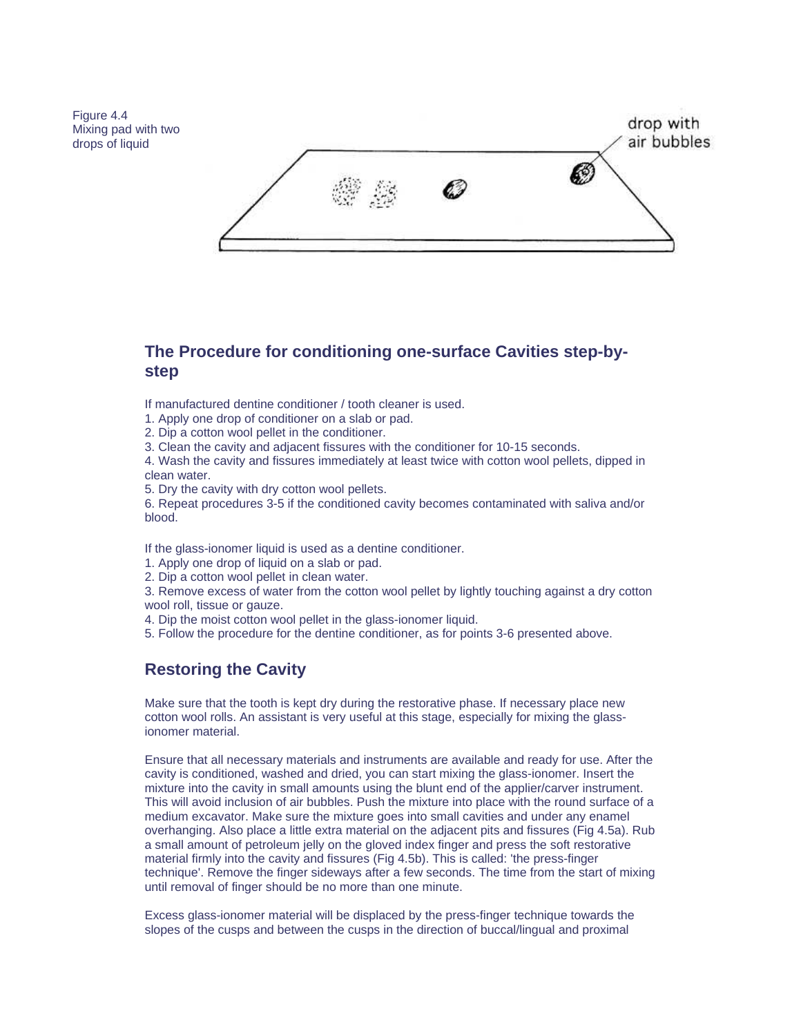Figure 4.4
Mixing pad with two drops of liquid

## The Procedure for conditioning one-surface Cavities step-by-step

If manufactured dentine conditioner / tooth cleaner is used.

1. Apply one drop of conditioner on a slab or pad.
2. Dip a cotton wool pellet in the conditioner.
3. Clean the cavity and adjacent fissures with the conditioner for 10-15 seconds.
4. Wash the cavity and fissures immediately at least twice with cotton wool pellets, dipped in clean water.
5. Dry the cavity with dry cotton wool pellets.
6. Repeat procedures 3-5 if the conditioned cavity becomes contaminated with saliva and/or blood.

If the glass-ionomer liquid is used as a dentine conditioner.

1. Apply one drop of liquid on a slab or pad.
2. Dip a cotton wool pellet in clean water.
3. Remove excess of water from the cotton wool pellet by lightly touching against a dry cotton wool roll, tissue or gauze.
4. Dip the moist cotton wool pellet in the glass-ionomer liquid.
5. Follow the procedure for the dentine conditioner, as for points 3-6 presented above.

## Restoring the Cavity

Make sure that the tooth is kept dry during the restorative phase. If necessary place new cotton wool rolls. An assistant is very useful at this stage, especially for mixing the glass-ionomer material.

Ensure that all necessary materials and instruments are available and ready for use. After the cavity is conditioned, washed and dried, you can start mixing the glass-ionomer. Insert the mixture into the cavity in small amounts using the blunt end of the applier/carver instrument. This will avoid inclusion of air bubbles. Push the mixture into place with the round surface of a medium excavator. Make sure the mixture goes into small cavities and under any enamel overhanging. Also place a little extra material on the adjacent pits and fissures (Fig 4.5a). Rub a small amount of petroleum jelly on the gloved index finger and press the soft restorative material firmly into the cavity and fissures (Fig 4.5b). This is called: 'the press-finger technique'. Remove the finger sideways after a few seconds. The time from the start of mixing until removal of finger should be no more than one minute.

Excess glass-ionomer material will be displaced by the press-finger technique towards the slopes of the cusps and between the cusps in the direction of buccal/lingual and proximal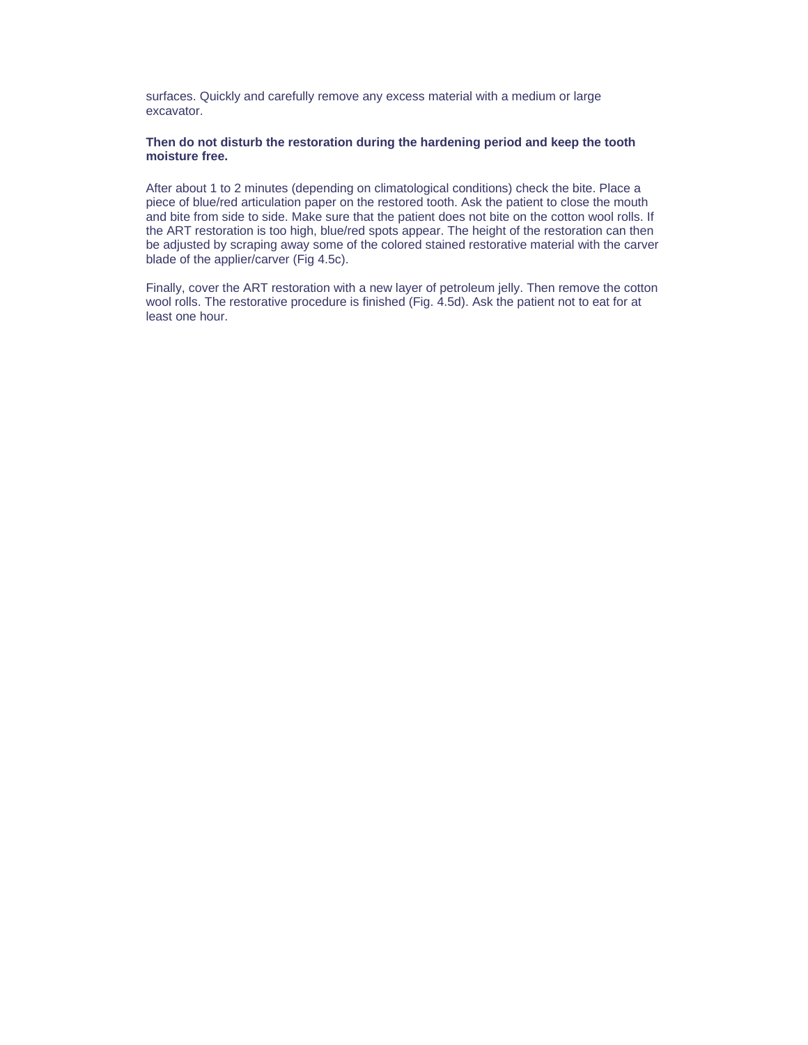surfaces. Quickly and carefully remove any excess material with a medium or large excavator.

**Then do not disturb the restoration during the hardening period and keep the tooth moisture free.**

After about 1 to 2 minutes (depending on climatological conditions) check the bite. Place a piece of blue/red articulation paper on the restored tooth. Ask the patient to close the mouth and bite from side to side. Make sure that the patient does not bite on the cotton wool rolls. If the ART restoration is too high, blue/red spots appear. The height of the restoration can then be adjusted by scraping away some of the colored stained restorative material with the carver blade of the applier/carver (Fig 4.5c).

Finally, cover the ART restoration with a new layer of petroleum jelly. Then remove the cotton wool rolls. The restorative procedure is finished (Fig. 4.5d). Ask the patient not to eat for at least one hour.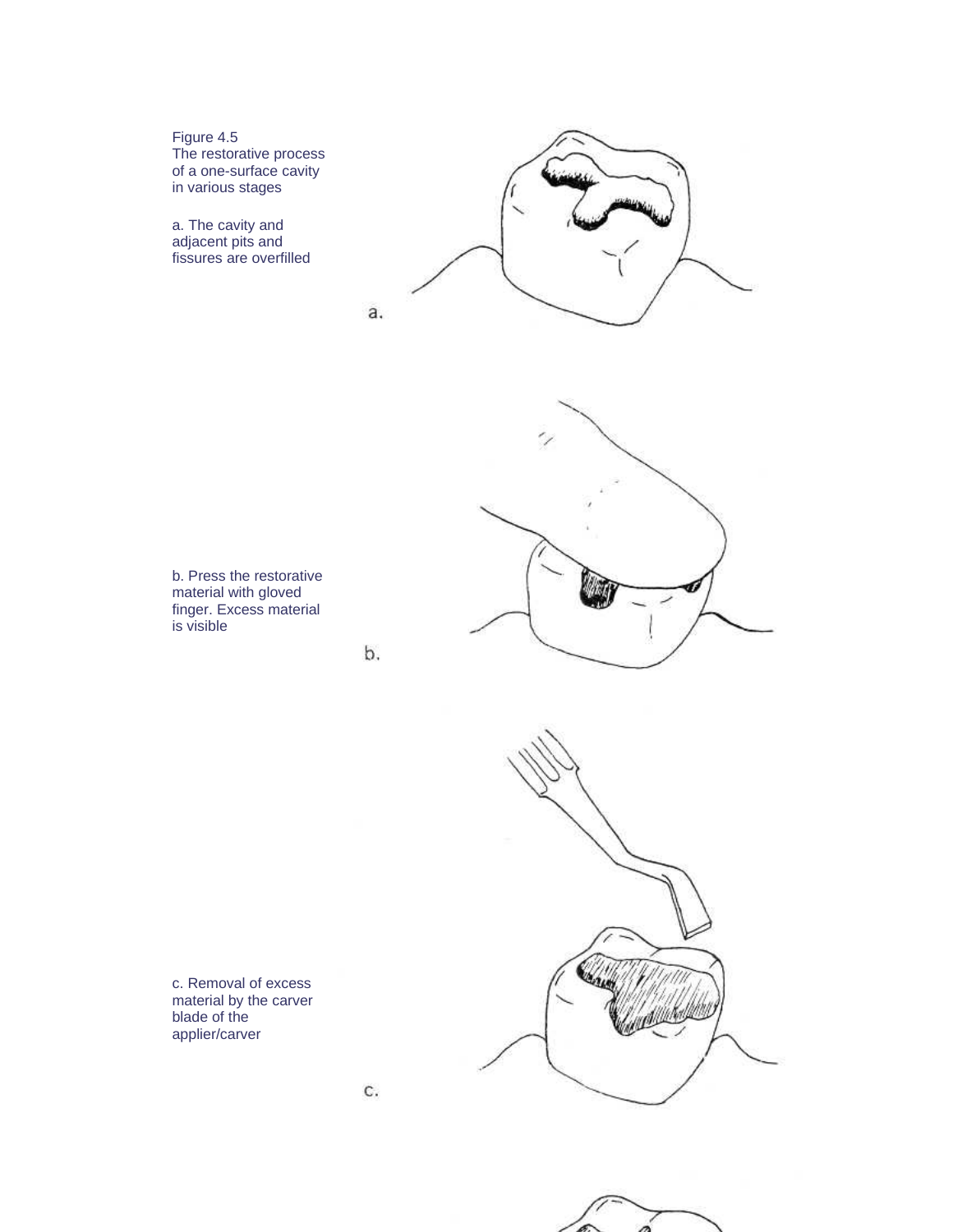Figure 4.5
The restorative process of a one-surface cavity in various stages

a. The cavity and adjacent pits and fissures are overfilled

b. Press the restorative material with gloved finger. Excess material is visible

c. Removal of excess material by the carver blade of the applier/carver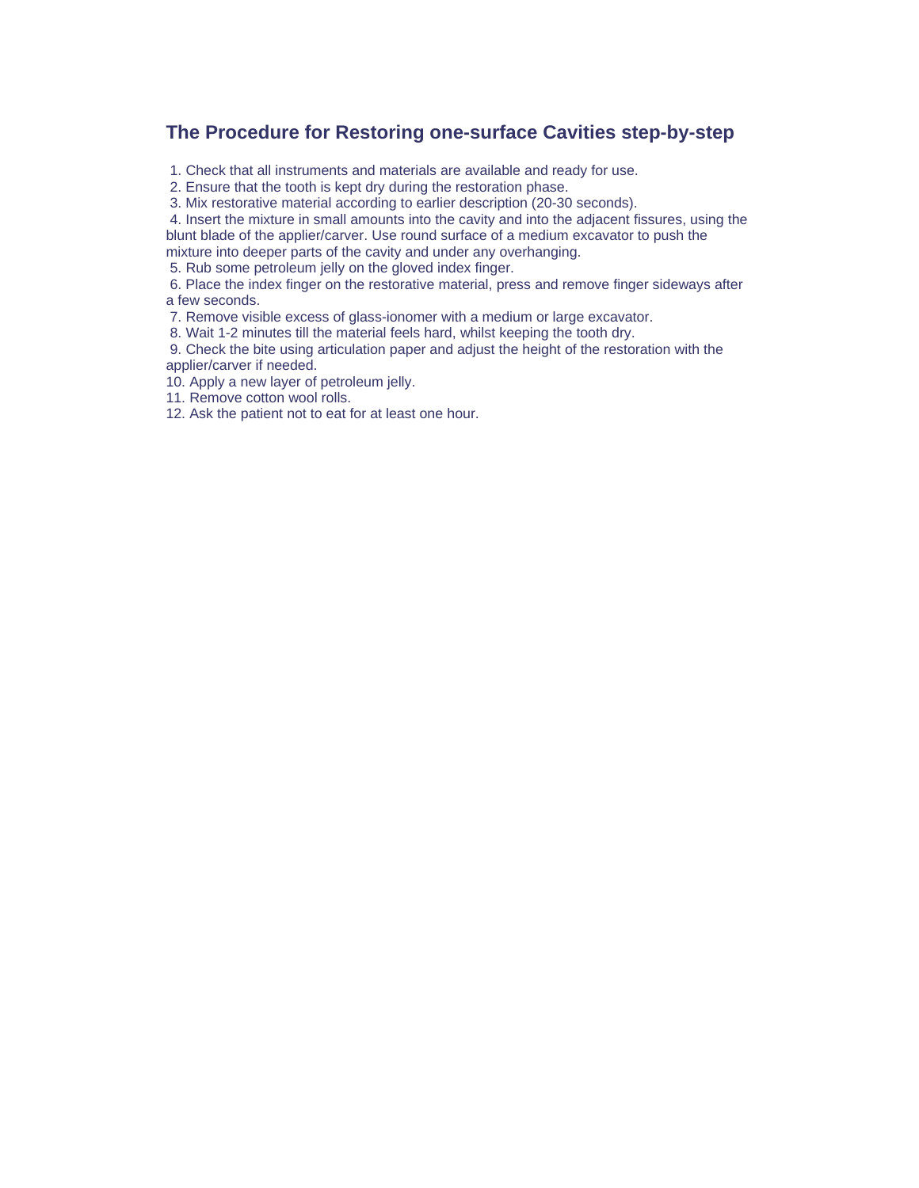## The Procedure for Restoring one-surface Cavities step-by-step

1. Check that all instruments and materials are available and ready for use.
2. Ensure that the tooth is kept dry during the restoration phase.
3. Mix restorative material according to earlier description (20-30 seconds).
4. Insert the mixture in small amounts into the cavity and into the adjacent fissures, using the blunt blade of the applier/carver. Use round surface of a medium excavator to push the mixture into deeper parts of the cavity and under any overhanging.
5. Rub some petroleum jelly on the gloved index finger.
6. Place the index finger on the restorative material, press and remove finger sideways after a few seconds.
7. Remove visible excess of glass-ionomer with a medium or large excavator.
8. Wait 1-2 minutes till the material feels hard, whilst keeping the tooth dry.
9. Check the bite using articulation paper and adjust the height of the restoration with the applier/carver if needed.
10. Apply a new layer of petroleum jelly.
11. Remove cotton wool rolls.
12. Ask the patient not to eat for at least one hour.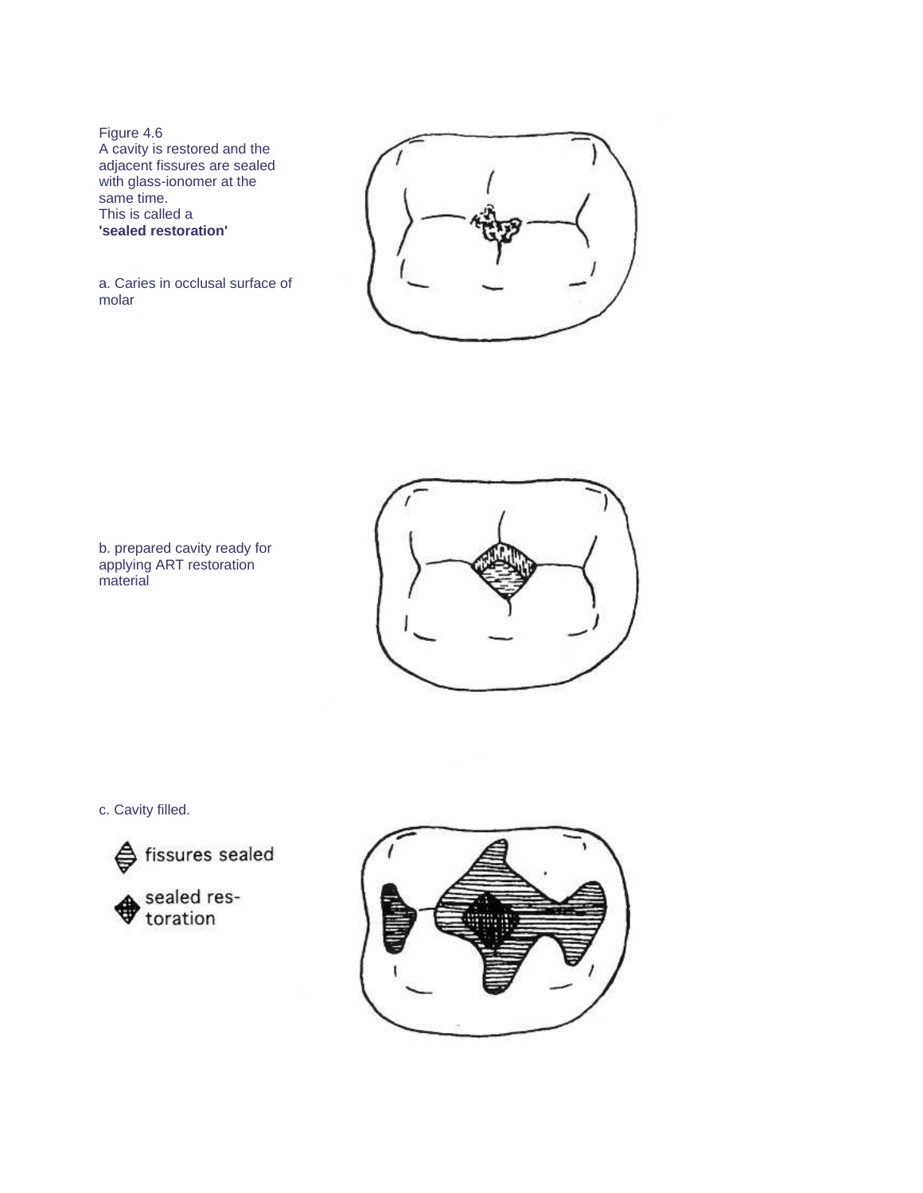Figure 4.6
A cavity is restored and the adjacent fissures are sealed with glass-ionomer at the same time.
This is called a
**'sealed restoration'**

a. Caries in occlusal surface of molar

b. prepared cavity ready for applying ART restoration material

c. Cavity filled.

fissures sealed

sealed restoration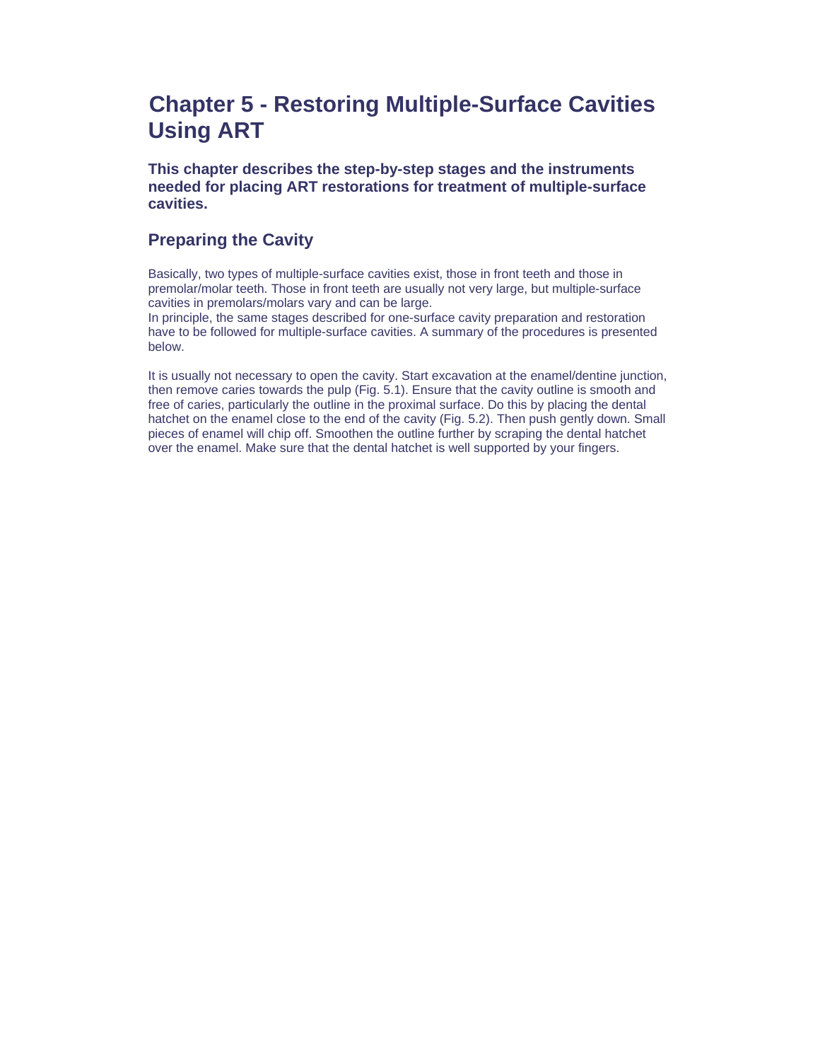# Chapter 5 - Restoring Multiple-Surface Cavities Using ART

**This chapter describes the step-by-step stages and the instruments needed for placing ART restorations for treatment of multiple-surface cavities.**

## Preparing the Cavity

Basically, two types of multiple-surface cavities exist, those in front teeth and those in premolar/molar teeth. Those in front teeth are usually not very large, but multiple-surface cavities in premolars/molars vary and can be large.
In principle, the same stages described for one-surface cavity preparation and restoration have to be followed for multiple-surface cavities. A summary of the procedures is presented below.

It is usually not necessary to open the cavity. Start excavation at the enamel/dentine junction, then remove caries towards the pulp (Fig. 5.1). Ensure that the cavity outline is smooth and free of caries, particularly the outline in the proximal surface. Do this by placing the dental hatchet on the enamel close to the end of the cavity (Fig. 5.2). Then push gently down. Small pieces of enamel will chip off. Smoothen the outline further by scraping the dental hatchet over the enamel. Make sure that the dental hatchet is well supported by your fingers.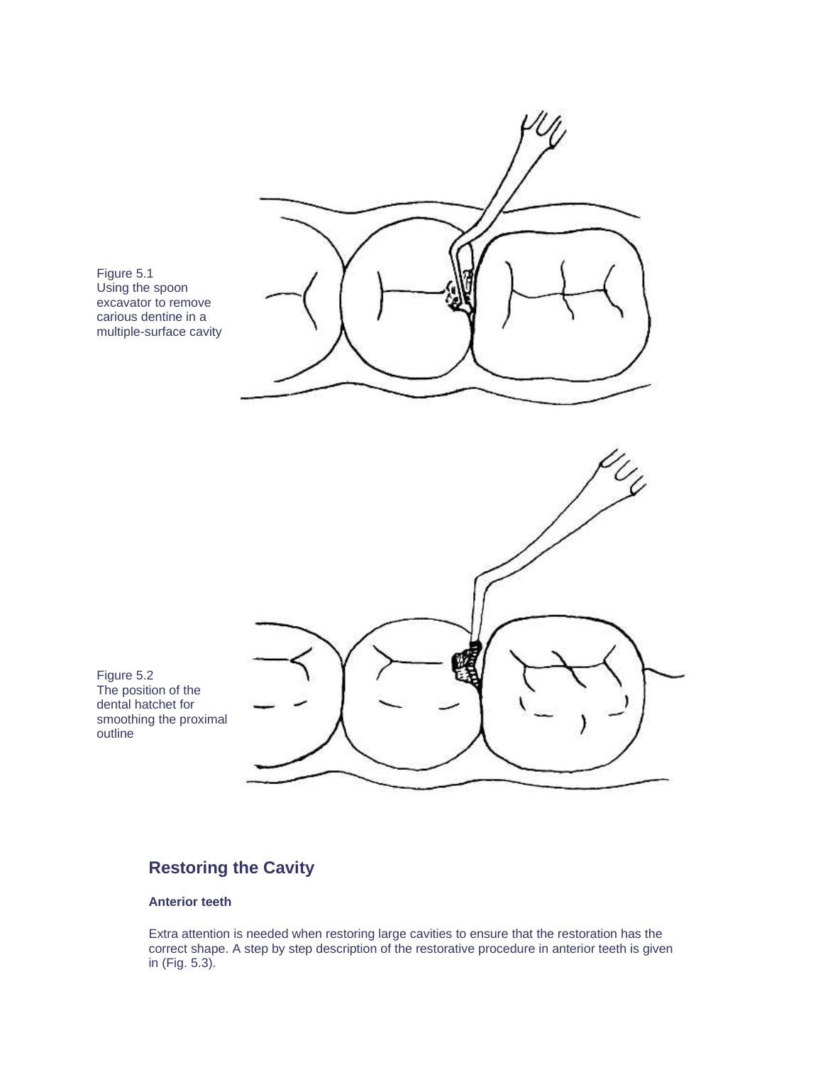Figure 5.1
Using the spoon excavator to remove carious dentine in a multiple-surface cavity

Figure 5.2
The position of the dental hatchet for smoothing the proximal outline

## Restoring the Cavity

### Anterior teeth

Extra attention is needed when restoring large cavities to ensure that the restoration has the correct shape. A step by step description of the restorative procedure in anterior teeth is given in (Fig. 5.3).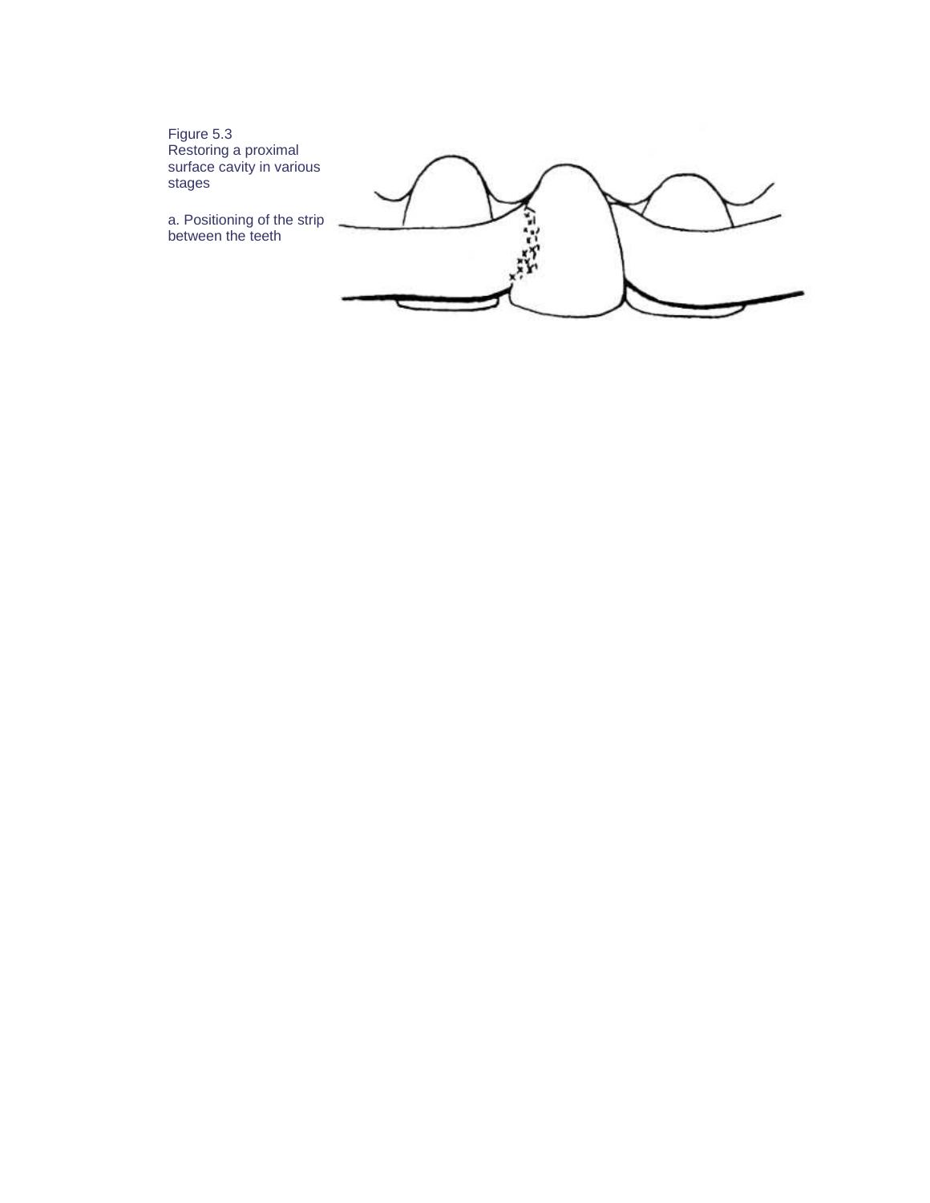Figure 5.3
Restoring a proximal surface cavity in various stages

a. Positioning of the strip between the teeth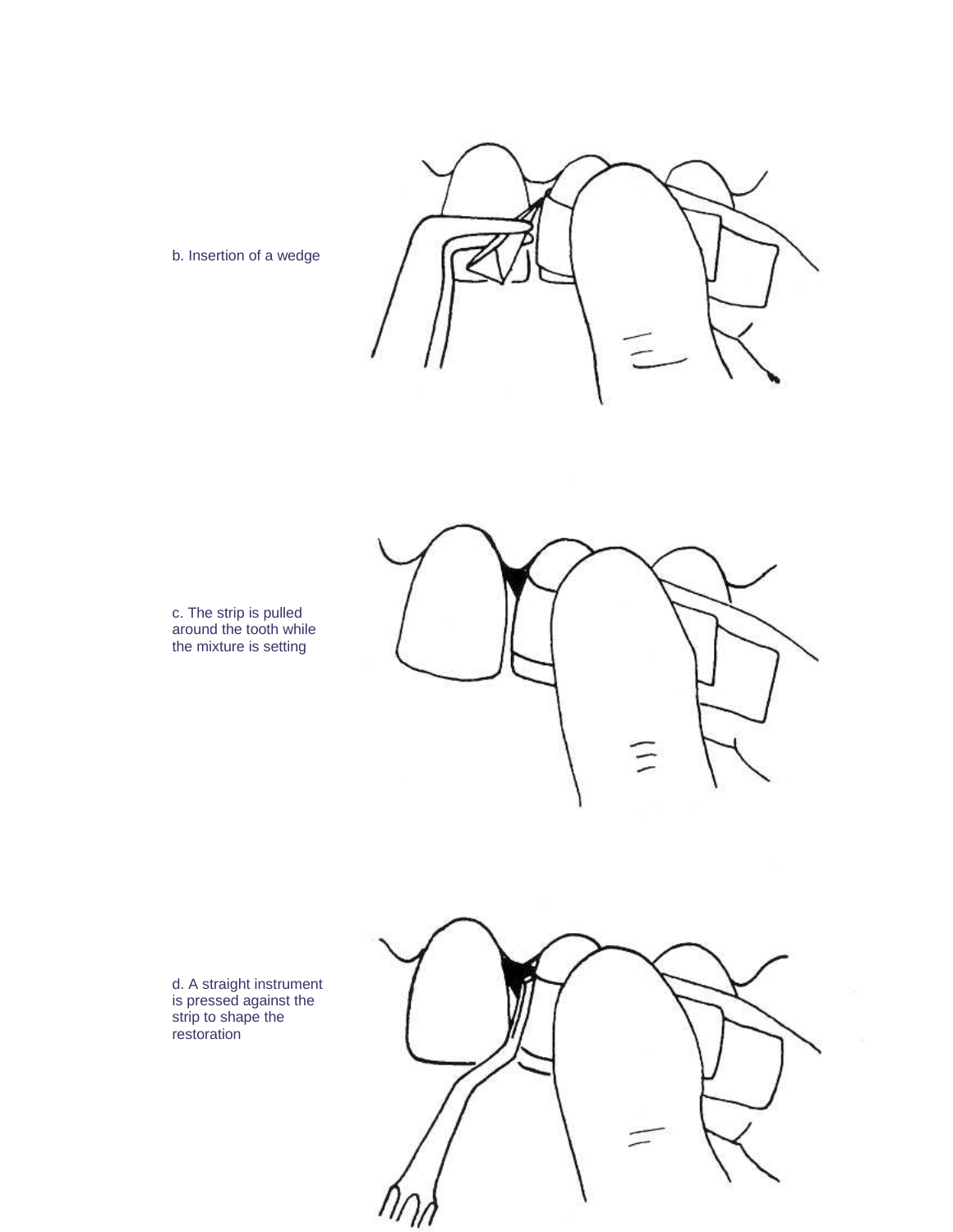b. Insertion of a wedge

c. The strip is pulled around the tooth while the mixture is setting

d. A straight instrument is pressed against the strip to shape the restoration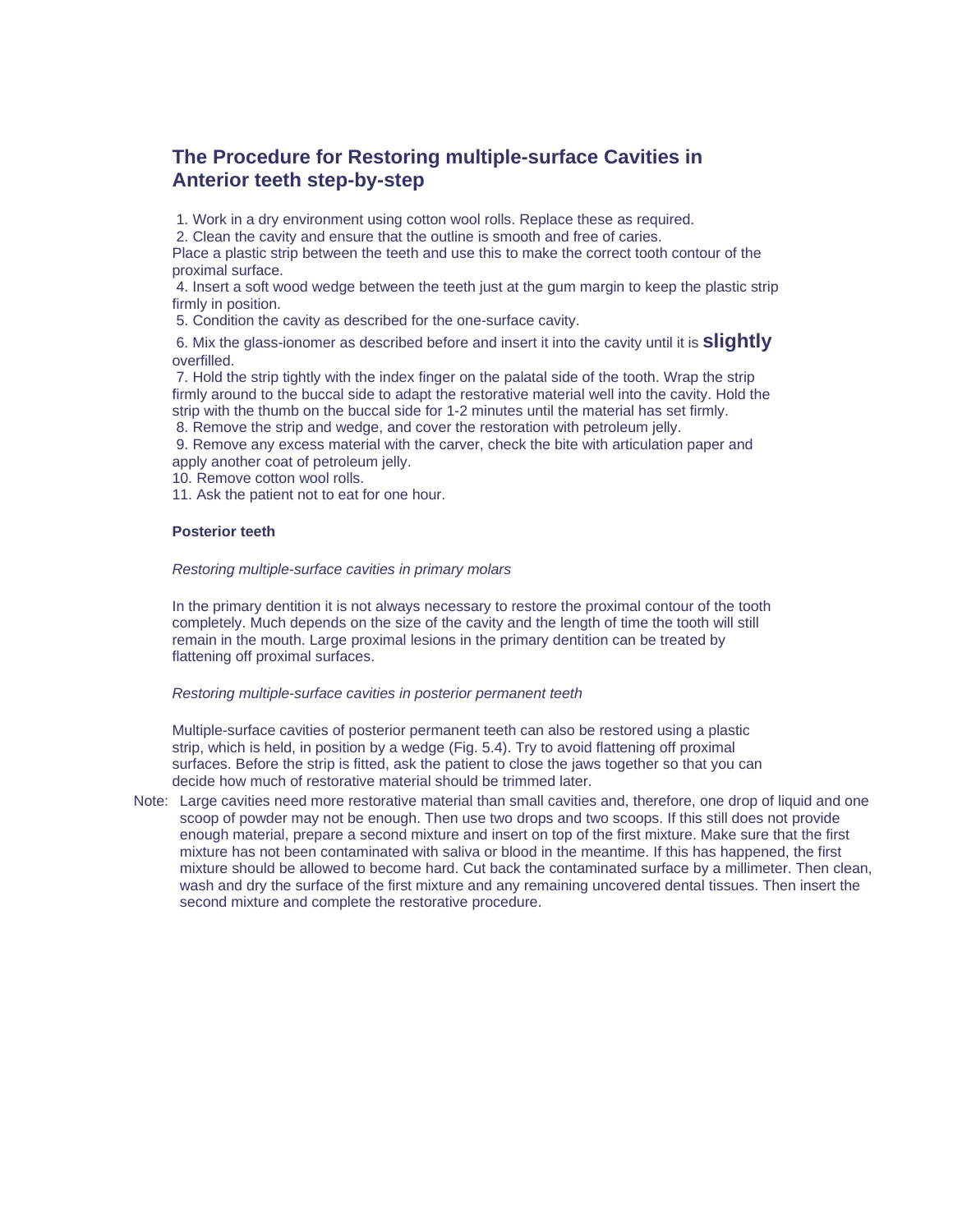## The Procedure for Restoring multiple-surface Cavities in Anterior teeth step-by-step

1. Work in a dry environment using cotton wool rolls. Replace these as required.
2. Clean the cavity and ensure that the outline is smooth and free of caries.

Place a plastic strip between the teeth and use this to make the correct tooth contour of the proximal surface.

4. Insert a soft wood wedge between the teeth just at the gum margin to keep the plastic strip firmly in position.
5. Condition the cavity as described for the one-surface cavity.
6. Mix the glass-ionomer as described before and insert it into the cavity until it is **slightly** overfilled.
7. Hold the strip tightly with the index finger on the palatal side of the tooth. Wrap the strip firmly around to the buccal side to adapt the restorative material well into the cavity. Hold the strip with the thumb on the buccal side for 1-2 minutes until the material has set firmly.
8. Remove the strip and wedge, and cover the restoration with petroleum jelly.
9. Remove any excess material with the carver, check the bite with articulation paper and apply another coat of petroleum jelly.
10. Remove cotton wool rolls.
11. Ask the patient not to eat for one hour.

**Posterior teeth**

*Restoring multiple-surface cavities in primary molars*

In the primary dentition it is not always necessary to restore the proximal contour of the tooth completely. Much depends on the size of the cavity and the length of time the tooth will still remain in the mouth. Large proximal lesions in the primary dentition can be treated by flattening off proximal surfaces.

*Restoring multiple-surface cavities in posterior permanent teeth*

Multiple-surface cavities of posterior permanent teeth can also be restored using a plastic strip, which is held, in position by a wedge (Fig. 5.4). Try to avoid flattening off proximal surfaces. Before the strip is fitted, ask the patient to close the jaws together so that you can decide how much of restorative material should be trimmed later.

Note: Large cavities need more restorative material than small cavities and, therefore, one drop of liquid and one scoop of powder may not be enough. Then use two drops and two scoops. If this still does not provide enough material, prepare a second mixture and insert on top of the first mixture. Make sure that the first mixture has not been contaminated with saliva or blood in the meantime. If this has happened, the first mixture should be allowed to become hard. Cut back the contaminated surface by a millimeter. Then clean, wash and dry the surface of the first mixture and any remaining uncovered dental tissues. Then insert the second mixture and complete the restorative procedure.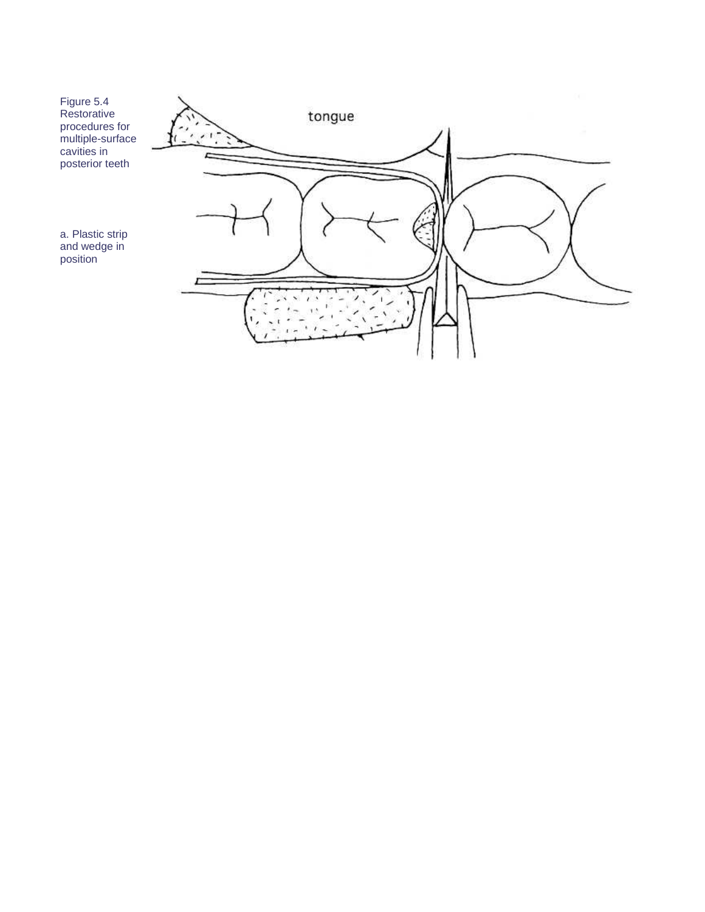Figure 5.4
Restorative procedures for multiple-surface cavities in posterior teeth

a. Plastic strip and wedge in position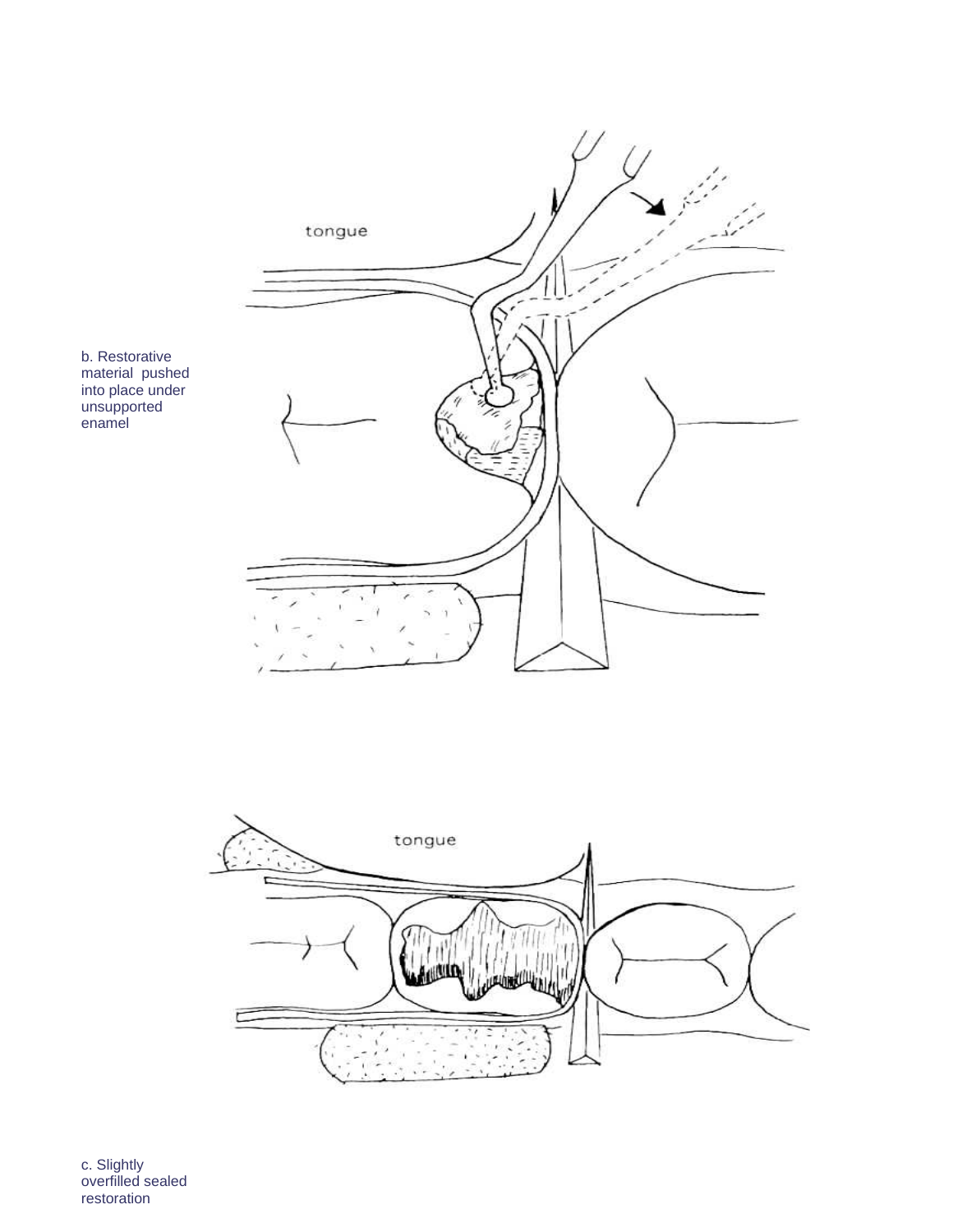b. Restorative material pushed into place under unsupported enamel

c. Slightly overfilled sealed restoration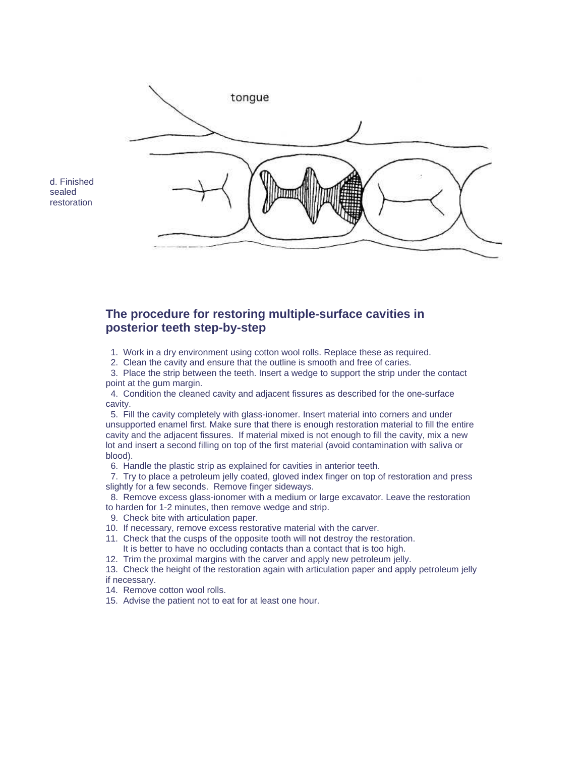d. Finished sealed restoration

## The procedure for restoring multiple-surface cavities in posterior teeth step-by-step

1. Work in a dry environment using cotton wool rolls. Replace these as required.
2. Clean the cavity and ensure that the outline is smooth and free of caries.
3. Place the strip between the teeth. Insert a wedge to support the strip under the contact point at the gum margin.
4. Condition the cleaned cavity and adjacent fissures as described for the one-surface cavity.
5. Fill the cavity completely with glass-ionomer. Insert material into corners and under unsupported enamel first. Make sure that there is enough restoration material to fill the entire cavity and the adjacent fissures. If material mixed is not enough to fill the cavity, mix a new lot and insert a second filling on top of the first material (avoid contamination with saliva or blood).
6. Handle the plastic strip as explained for cavities in anterior teeth.
7. Try to place a petroleum jelly coated, gloved index finger on top of restoration and press slightly for a few seconds. Remove finger sideways.
8. Remove excess glass-ionomer with a medium or large excavator. Leave the restoration to harden for 1-2 minutes, then remove wedge and strip.
9. Check bite with articulation paper.
10. If necessary, remove excess restorative material with the carver.
11. Check that the cusps of the opposite tooth will not destroy the restoration. It is better to have no occluding contacts than a contact that is too high.
12. Trim the proximal margins with the carver and apply new petroleum jelly.
13. Check the height of the restoration again with articulation paper and apply petroleum jelly if necessary.
14. Remove cotton wool rolls.
15. Advise the patient not to eat for at least one hour.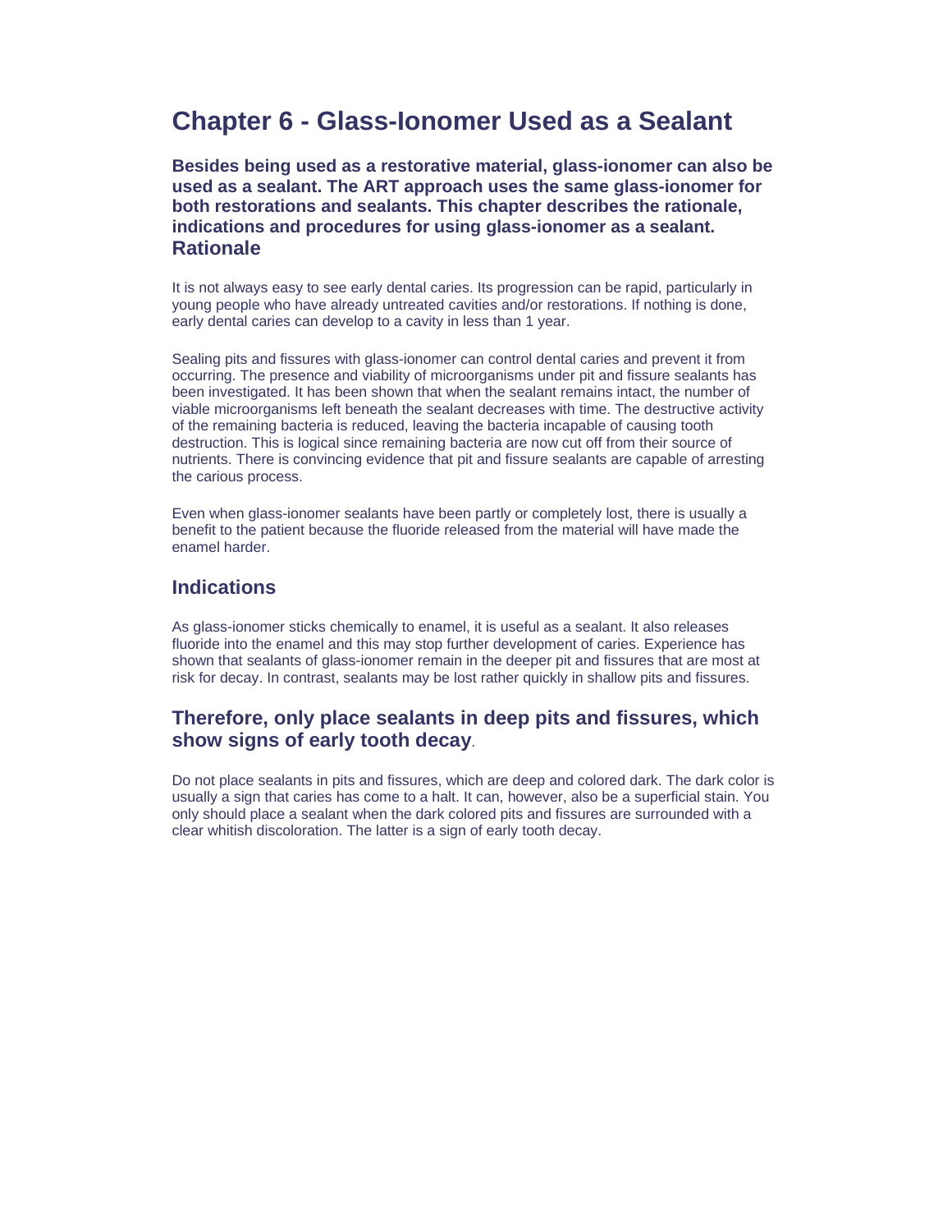# Chapter 6 - Glass-Ionomer Used as a Sealant

**Besides being used as a restorative material, glass-ionomer can also be used as a sealant. The ART approach uses the same glass-ionomer for both restorations and sealants. This chapter describes the rationale, indications and procedures for using glass-ionomer as a sealant.**

## Rationale

It is not always easy to see early dental caries. Its progression can be rapid, particularly in young people who have already untreated cavities and/or restorations. If nothing is done, early dental caries can develop to a cavity in less than 1 year.

Sealing pits and fissures with glass-ionomer can control dental caries and prevent it from occurring. The presence and viability of microorganisms under pit and fissure sealants has been investigated. It has been shown that when the sealant remains intact, the number of viable microorganisms left beneath the sealant decreases with time. The destructive activity of the remaining bacteria is reduced, leaving the bacteria incapable of causing tooth destruction. This is logical since remaining bacteria are now cut off from their source of nutrients. There is convincing evidence that pit and fissure sealants are capable of arresting the carious process.

Even when glass-ionomer sealants have been partly or completely lost, there is usually a benefit to the patient because the fluoride released from the material will have made the enamel harder.

## Indications

As glass-ionomer sticks chemically to enamel, it is useful as a sealant. It also releases fluoride into the enamel and this may stop further development of caries. Experience has shown that sealants of glass-ionomer remain in the deeper pit and fissures that are most at risk for decay. In contrast, sealants may be lost rather quickly in shallow pits and fissures.

## Therefore, only place sealants in deep pits and fissures, which show signs of early tooth decay.

Do not place sealants in pits and fissures, which are deep and colored dark. The dark color is usually a sign that caries has come to a halt. It can, however, also be a superficial stain. You only should place a sealant when the dark colored pits and fissures are surrounded with a clear whitish discoloration. The latter is a sign of early tooth decay.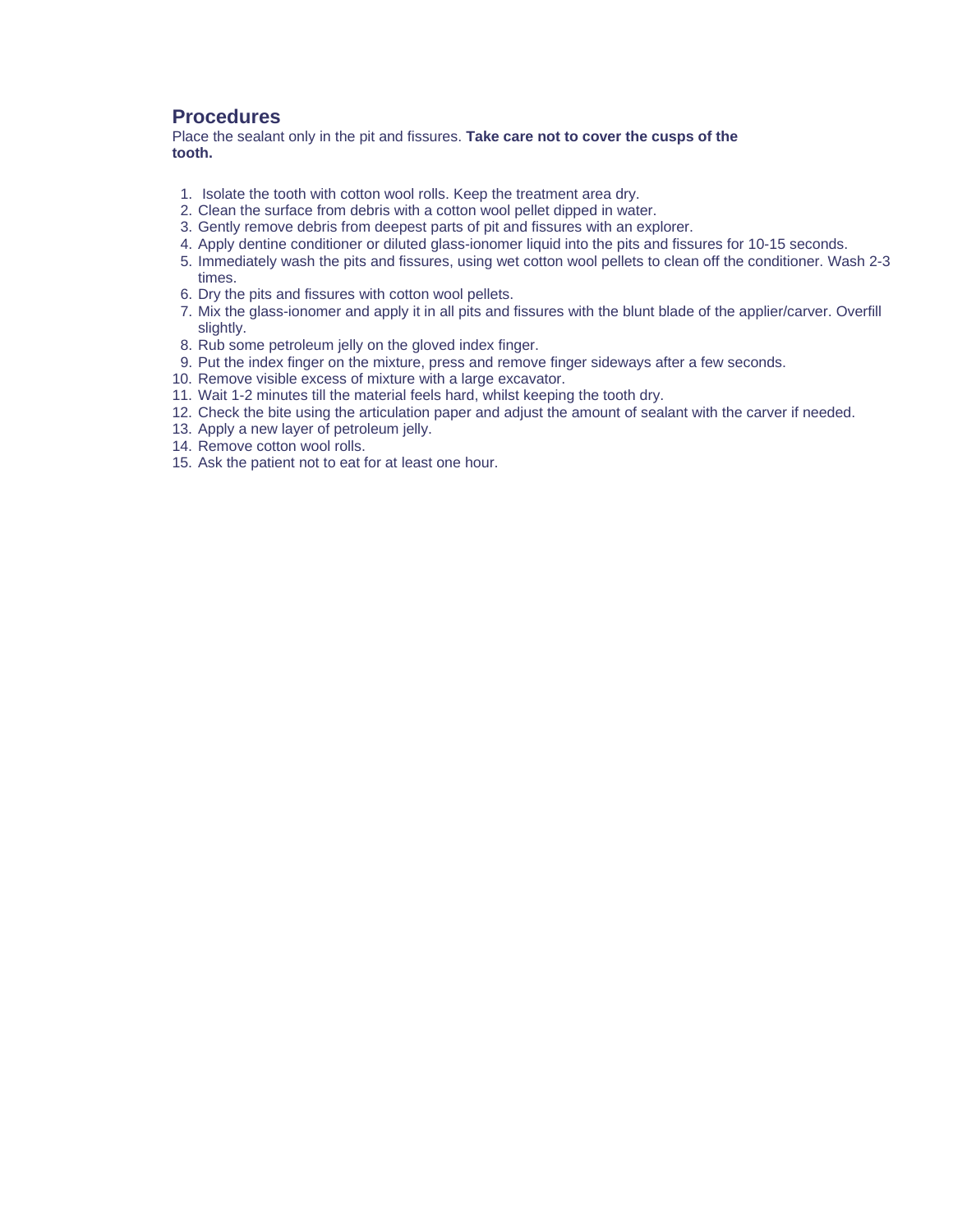## Procedures

Place the sealant only in the pit and fissures. **Take care not to cover the cusps of the tooth.**

1. Isolate the tooth with cotton wool rolls. Keep the treatment area dry.
2. Clean the surface from debris with a cotton wool pellet dipped in water.
3. Gently remove debris from deepest parts of pit and fissures with an explorer.
4. Apply dentine conditioner or diluted glass-ionomer liquid into the pits and fissures for 10-15 seconds.
5. Immediately wash the pits and fissures, using wet cotton wool pellets to clean off the conditioner. Wash 2-3 times.
6. Dry the pits and fissures with cotton wool pellets.
7. Mix the glass-ionomer and apply it in all pits and fissures with the blunt blade of the applier/carver. Overfill slightly.
8. Rub some petroleum jelly on the gloved index finger.
9. Put the index finger on the mixture, press and remove finger sideways after a few seconds.
10. Remove visible excess of mixture with a large excavator.
11. Wait 1-2 minutes till the material feels hard, whilst keeping the tooth dry.
12. Check the bite using the articulation paper and adjust the amount of sealant with the carver if needed.
13. Apply a new layer of petroleum jelly.
14. Remove cotton wool rolls.
15. Ask the patient not to eat for at least one hour.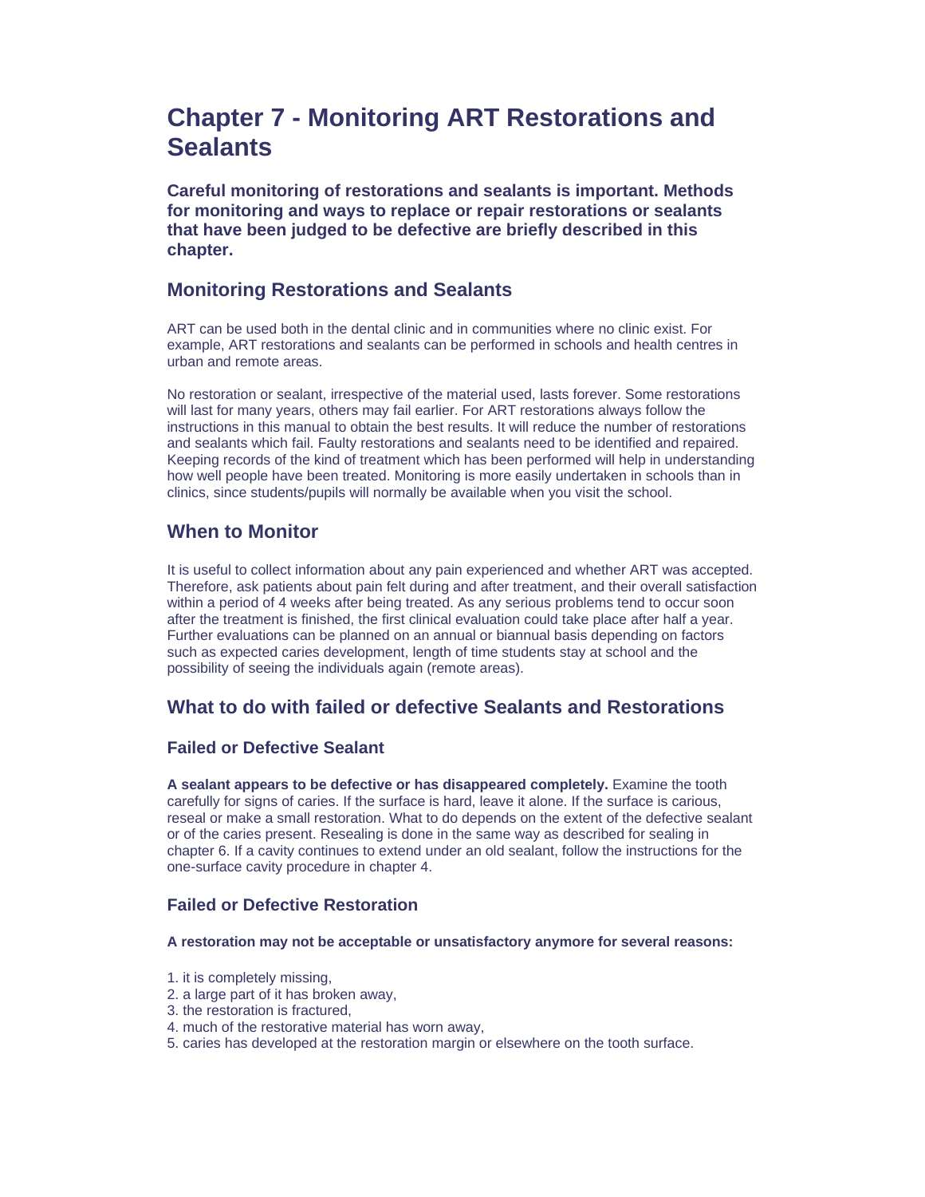# Chapter 7 - Monitoring ART Restorations and Sealants

**Careful monitoring of restorations and sealants is important. Methods for monitoring and ways to replace or repair restorations or sealants that have been judged to be defective are briefly described in this chapter.**

## Monitoring Restorations and Sealants

ART can be used both in the dental clinic and in communities where no clinic exist. For example, ART restorations and sealants can be performed in schools and health centres in urban and remote areas.

No restoration or sealant, irrespective of the material used, lasts forever. Some restorations will last for many years, others may fail earlier. For ART restorations always follow the instructions in this manual to obtain the best results. It will reduce the number of restorations and sealants which fail. Faulty restorations and sealants need to be identified and repaired. Keeping records of the kind of treatment which has been performed will help in understanding how well people have been treated. Monitoring is more easily undertaken in schools than in clinics, since students/pupils will normally be available when you visit the school.

## When to Monitor

It is useful to collect information about any pain experienced and whether ART was accepted. Therefore, ask patients about pain felt during and after treatment, and their overall satisfaction within a period of 4 weeks after being treated. As any serious problems tend to occur soon after the treatment is finished, the first clinical evaluation could take place after half a year. Further evaluations can be planned on an annual or biannual basis depending on factors such as expected caries development, length of time students stay at school and the possibility of seeing the individuals again (remote areas).

## What to do with failed or defective Sealants and Restorations

### Failed or Defective Sealant

**A sealant appears to be defective or has disappeared completely.** Examine the tooth carefully for signs of caries. If the surface is hard, leave it alone. If the surface is carious, reseal or make a small restoration. What to do depends on the extent of the defective sealant or of the caries present. Resealing is done in the same way as described for sealing in chapter 6. If a cavity continues to extend under an old sealant, follow the instructions for the one-surface cavity procedure in chapter 4.

### Failed or Defective Restoration

**A restoration may not be acceptable or unsatisfactory anymore for several reasons:**

1. it is completely missing,
2. a large part of it has broken away,
3. the restoration is fractured,
4. much of the restorative material has worn away,
5. caries has developed at the restoration margin or elsewhere on the tooth surface.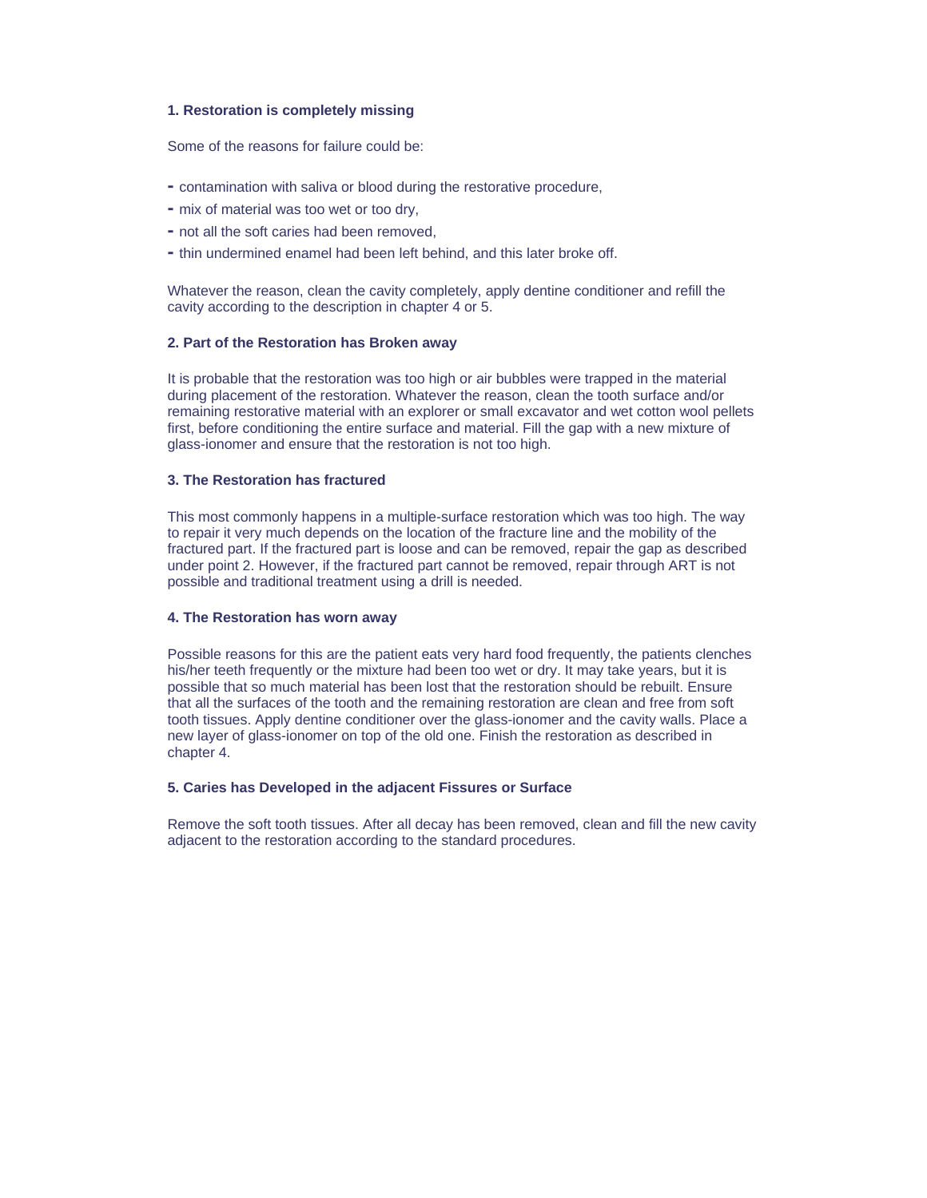**1. Restoration is completely missing**

Some of the reasons for failure could be:

- contamination with saliva or blood during the restorative procedure,
- mix of material was too wet or too dry,
- not all the soft caries had been removed,
- thin undermined enamel had been left behind, and this later broke off.

Whatever the reason, clean the cavity completely, apply dentine conditioner and refill the cavity according to the description in chapter 4 or 5.

**2. Part of the Restoration has Broken away**

It is probable that the restoration was too high or air bubbles were trapped in the material during placement of the restoration. Whatever the reason, clean the tooth surface and/or remaining restorative material with an explorer or small excavator and wet cotton wool pellets first, before conditioning the entire surface and material. Fill the gap with a new mixture of glass-ionomer and ensure that the restoration is not too high.

**3. The Restoration has fractured**

This most commonly happens in a multiple-surface restoration which was too high. The way to repair it very much depends on the location of the fracture line and the mobility of the fractured part. If the fractured part is loose and can be removed, repair the gap as described under point 2. However, if the fractured part cannot be removed, repair through ART is not possible and traditional treatment using a drill is needed.

**4. The Restoration has worn away**

Possible reasons for this are the patient eats very hard food frequently, the patients clenches his/her teeth frequently or the mixture had been too wet or dry. It may take years, but it is possible that so much material has been lost that the restoration should be rebuilt. Ensure that all the surfaces of the tooth and the remaining restoration are clean and free from soft tooth tissues. Apply dentine conditioner over the glass-ionomer and the cavity walls. Place a new layer of glass-ionomer on top of the old one. Finish the restoration as described in chapter 4.

**5. Caries has Developed in the adjacent Fissures or Surface**

Remove the soft tooth tissues. After all decay has been removed, clean and fill the new cavity adjacent to the restoration according to the standard procedures.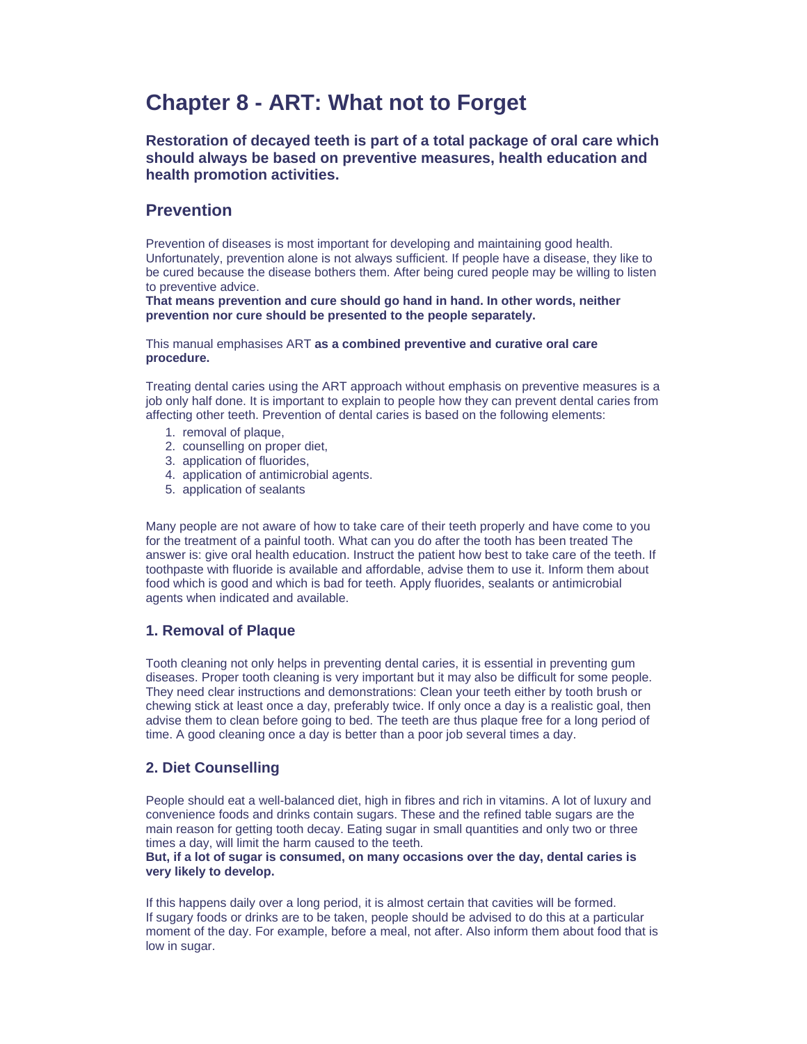# Chapter 8 - ART: What not to Forget

**Restoration of decayed teeth is part of a total package of oral care which should always be based on preventive measures, health education and health promotion activities.**

## Prevention

Prevention of diseases is most important for developing and maintaining good health. Unfortunately, prevention alone is not always sufficient. If people have a disease, they like to be cured because the disease bothers them. After being cured people may be willing to listen to preventive advice.
**That means prevention and cure should go hand in hand. In other words, neither prevention nor cure should be presented to the people separately.**

This manual emphasises ART **as a combined preventive and curative oral care procedure.**

Treating dental caries using the ART approach without emphasis on preventive measures is a job only half done. It is important to explain to people how they can prevent dental caries from affecting other teeth. Prevention of dental caries is based on the following elements:

1. removal of plaque,
2. counselling on proper diet,
3. application of fluorides,
4. application of antimicrobial agents.
5. application of sealants

Many people are not aware of how to take care of their teeth properly and have come to you for the treatment of a painful tooth. What can you do after the tooth has been treated The answer is: give oral health education. Instruct the patient how best to take care of the teeth. If toothpaste with fluoride is available and affordable, advise them to use it. Inform them about food which is good and which is bad for teeth. Apply fluorides, sealants or antimicrobial agents when indicated and available.

### 1. Removal of Plaque

Tooth cleaning not only helps in preventing dental caries, it is essential in preventing gum diseases. Proper tooth cleaning is very important but it may also be difficult for some people. They need clear instructions and demonstrations: Clean your teeth either by tooth brush or chewing stick at least once a day, preferably twice. If only once a day is a realistic goal, then advise them to clean before going to bed. The teeth are thus plaque free for a long period of time. A good cleaning once a day is better than a poor job several times a day.

### 2. Diet Counselling

People should eat a well-balanced diet, high in fibres and rich in vitamins. A lot of luxury and convenience foods and drinks contain sugars. These and the refined table sugars are the main reason for getting tooth decay. Eating sugar in small quantities and only two or three times a day, will limit the harm caused to the teeth.
**But, if a lot of sugar is consumed, on many occasions over the day, dental caries is very likely to develop.**

If this happens daily over a long period, it is almost certain that cavities will be formed.
If sugary foods or drinks are to be taken, people should be advised to do this at a particular moment of the day. For example, before a meal, not after. Also inform them about food that is low in sugar.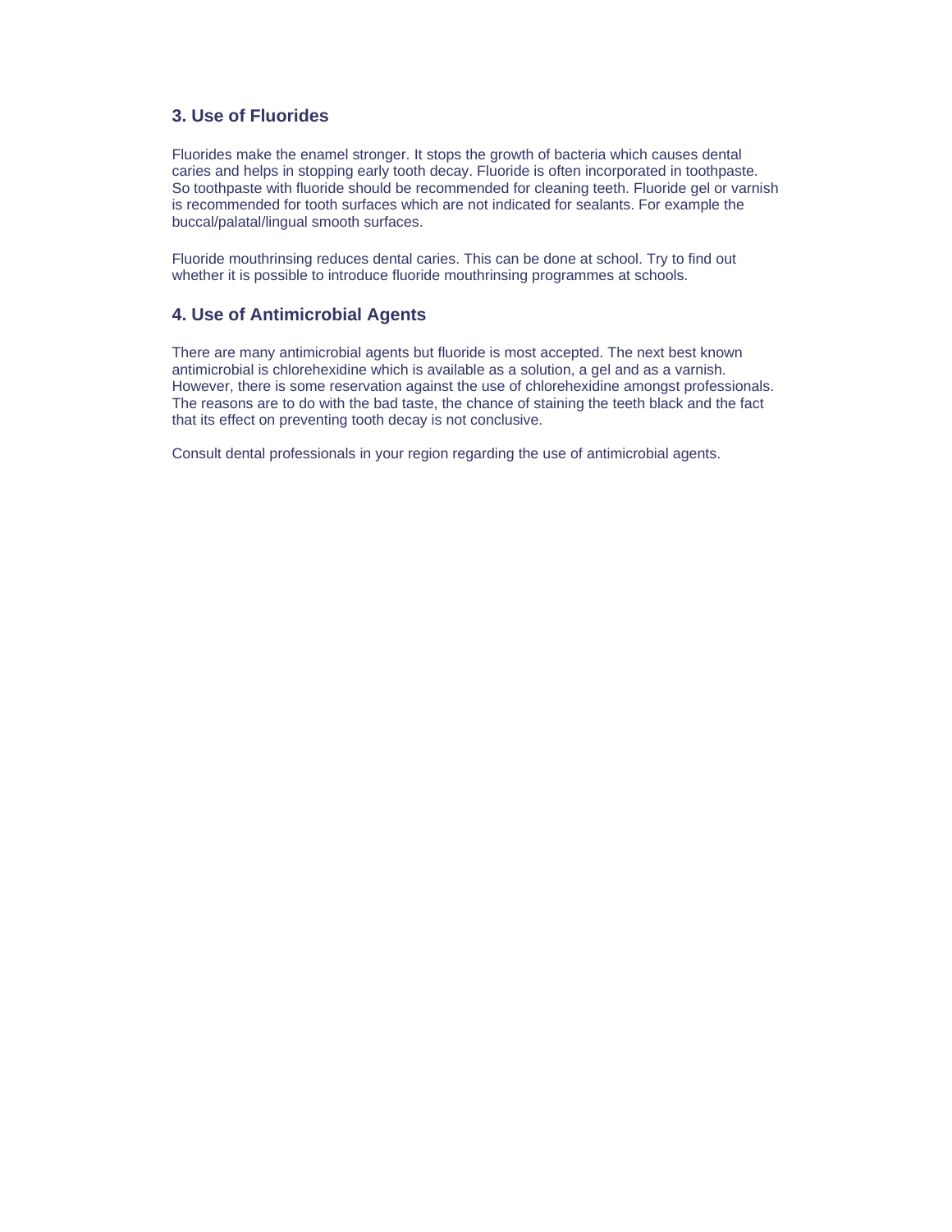### 3. Use of Fluorides

Fluorides make the enamel stronger. It stops the growth of bacteria which causes dental caries and helps in stopping early tooth decay. Fluoride is often incorporated in toothpaste. So toothpaste with fluoride should be recommended for cleaning teeth. Fluoride gel or varnish is recommended for tooth surfaces which are not indicated for sealants. For example the buccal/palatal/lingual smooth surfaces.

Fluoride mouthrinsing reduces dental caries. This can be done at school. Try to find out whether it is possible to introduce fluoride mouthrinsing programmes at schools.

### 4. Use of Antimicrobial Agents

There are many antimicrobial agents but fluoride is most accepted. The next best known antimicrobial is chlorehexidine which is available as a solution, a gel and as a varnish. However, there is some reservation against the use of chlorehexidine amongst professionals. The reasons are to do with the bad taste, the chance of staining the teeth black and the fact that its effect on preventing tooth decay is not conclusive.

Consult dental professionals in your region regarding the use of antimicrobial agents.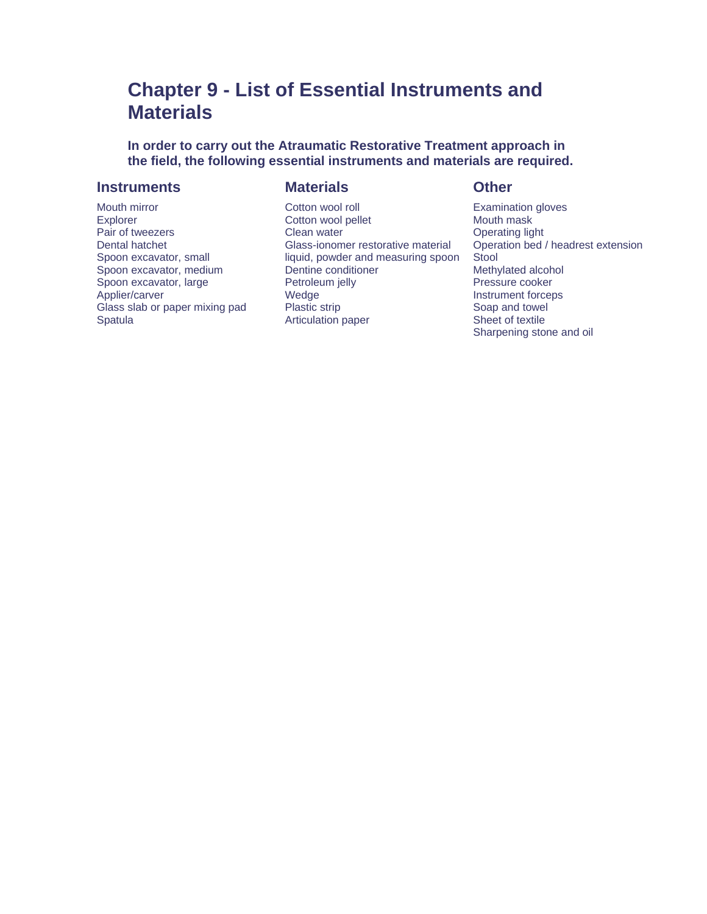# Chapter 9 - List of Essential Instruments and Materials

**In order to carry out the Atraumatic Restorative Treatment approach in the field, the following essential instruments and materials are required.**

## Instruments

Mouth mirror
Explorer
Pair of tweezers
Dental hatchet
Spoon excavator, small
Spoon excavator, medium
Spoon excavator, large
Applier/carver
Glass slab or paper mixing pad
Spatula

## Materials

Cotton wool roll
Cotton wool pellet
Clean water
Glass-ionomer restorative material
liquid, powder and measuring spoon
Dentine conditioner
Petroleum jelly
Wedge
Plastic strip
Articulation paper

## Other

Examination gloves
Mouth mask
Operating light
Operation bed / headrest extension
Stool
Methylated alcohol
Pressure cooker
Instrument forceps
Soap and towel
Sheet of textile
Sharpening stone and oil